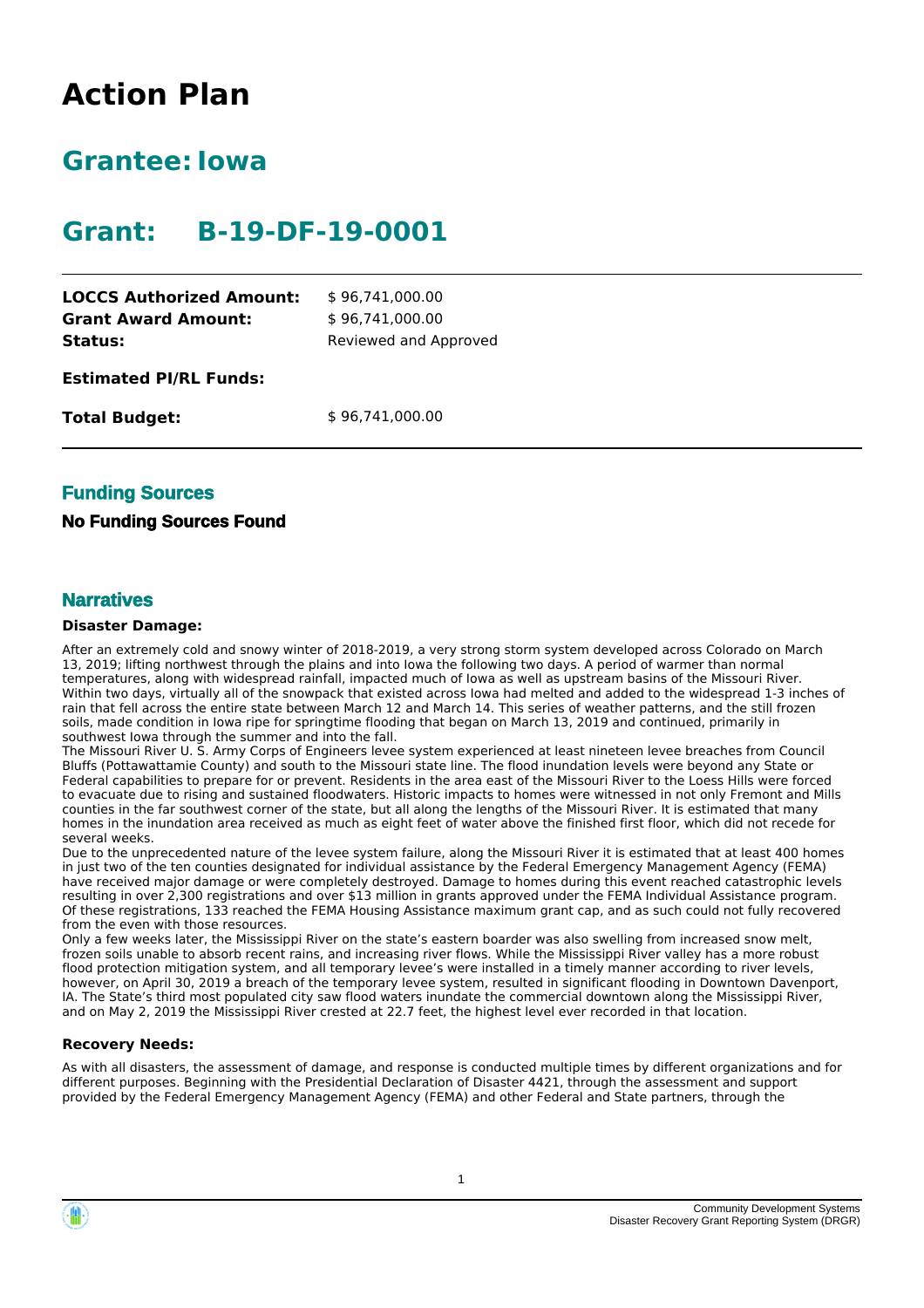# Action Plan

## Grantee: Iowa

## Grant: B-19-DF-19-0001

| | |
|---|---|
| **LOCCS Authorized Amount:** | $ 96,741,000.00 |
| **Grant Award Amount:** | $ 96,741,000.00 |
| **Status:** | Reviewed and Approved |
| **Estimated PI/RL Funds:** | |
| **Total Budget:** | $ 96,741,000.00 |

### Funding Sources

**No Funding Sources Found**

### Narratives

**Disaster Damage:**

After an extremely cold and snowy winter of 2018-2019, a very strong storm system developed across Colorado on March 13, 2019; lifting northwest through the plains and into Iowa the following two days. A period of warmer than normal temperatures, along with widespread rainfall, impacted much of Iowa as well as upstream basins of the Missouri River. Within two days, virtually all of the snowpack that existed across Iowa had melted and added to the widespread 1-3 inches of rain that fell across the entire state between March 12 and March 14. This series of weather patterns, and the still frozen soils, made condition in Iowa ripe for springtime flooding that began on March 13, 2019 and continued, primarily in southwest Iowa through the summer and into the fall.

The Missouri River U. S. Army Corps of Engineers levee system experienced at least nineteen levee breaches from Council Bluffs (Pottawattamie County) and south to the Missouri state line. The flood inundation levels were beyond any State or Federal capabilities to prepare for or prevent. Residents in the area east of the Missouri River to the Loess Hills were forced to evacuate due to rising and sustained floodwaters. Historic impacts to homes were witnessed in not only Fremont and Mills counties in the far southwest corner of the state, but all along the lengths of the Missouri River. It is estimated that many homes in the inundation area received as much as eight feet of water above the finished first floor, which did not recede for several weeks.

Due to the unprecedented nature of the levee system failure, along the Missouri River it is estimated that at least 400 homes in just two of the ten counties designated for individual assistance by the Federal Emergency Management Agency (FEMA) have received major damage or were completely destroyed. Damage to homes during this event reached catastrophic levels resulting in over 2,300 registrations and over $13 million in grants approved under the FEMA Individual Assistance program. Of these registrations, 133 reached the FEMA Housing Assistance maximum grant cap, and as such could not fully recovered from the even with those resources.

Only a few weeks later, the Mississippi River on the state's eastern boarder was also swelling from increased snow melt, frozen soils unable to absorb recent rains, and increasing river flows. While the Mississippi River valley has a more robust flood protection mitigation system, and all temporary levee's were installed in a timely manner according to river levels, however, on April 30, 2019 a breach of the temporary levee system, resulted in significant flooding in Downtown Davenport, IA. The State's third most populated city saw flood waters inundate the commercial downtown along the Mississippi River, and on May 2, 2019 the Mississippi River crested at 22.7 feet, the highest level ever recorded in that location.

**Recovery Needs:**

As with all disasters, the assessment of damage, and response is conducted multiple times by different organizations and for different purposes. Beginning with the Presidential Declaration of Disaster 4421, through the assessment and support provided by the Federal Emergency Management Agency (FEMA) and other Federal and State partners, through the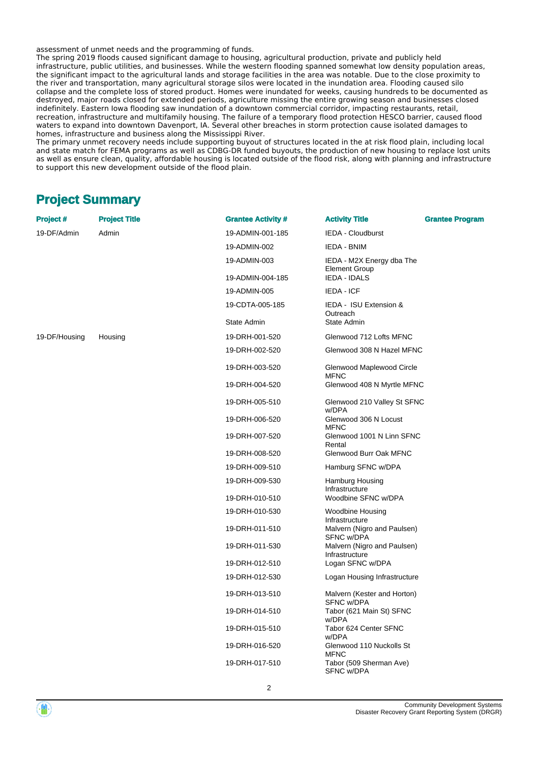assessment of unmet needs and the programming of funds.

The spring 2019 floods caused significant damage to housing, agricultural production, private and publicly held infrastructure, public utilities, and businesses. While the western flooding spanned somewhat low density population areas, the significant impact to the agricultural lands and storage facilities in the area was notable. Due to the close proximity to the river and transportation, many agricultural storage silos were located in the inundation area. Flooding caused silo collapse and the complete loss of stored product. Homes were inundated for weeks, causing hundreds to be documented as destroyed, major roads closed for extended periods, agriculture missing the entire growing season and businesses closed indefinitely. Eastern Iowa flooding saw inundation of a downtown commercial corridor, impacting restaurants, retail, recreation, infrastructure and multifamily housing. The failure of a temporary flood protection HESCO barrier, caused flood waters to expand into downtown Davenport, IA. Several other breaches in storm protection cause isolated damages to homes, infrastructure and business along the Mississippi River.

The primary unmet recovery needs include supporting buyout of structures located in the at risk flood plain, including local and state match for FEMA programs as well as CDBG-DR funded buyouts, the production of new housing to replace lost units as well as ensure clean, quality, affordable housing is located outside of the flood risk, along with planning and infrastructure to support this new development outside of the flood plain.

## Project Summary

| Project # | Project Title | Grantee Activity # | Activity Title | Grantee Program |
|---|---|---|---|---|
| 19-DF/Admin | Admin | 19-ADMIN-001-185 | IEDA - Cloudburst | |
| | | 19-ADMIN-002 | IEDA - BNIM | |
| | | 19-ADMIN-003 | IEDA - M2X Energy dba The Element Group | |
| | | 19-ADMIN-004-185 | IEDA - IDALS | |
| | | 19-ADMIN-005 | IEDA - ICF | |
| | | 19-CDTA-005-185 | IEDA - ISU Extension & Outreach | |
| | | State Admin | State Admin | |
| 19-DF/Housing | Housing | 19-DRH-001-520 | Glenwood 712 Lofts MFNC | |
| | | 19-DRH-002-520 | Glenwood 308 N Hazel MFNC | |
| | | 19-DRH-003-520 | Glenwood Maplewood Circle MFNC | |
| | | 19-DRH-004-520 | Glenwood 408 N Myrtle MFNC | |
| | | 19-DRH-005-510 | Glenwood 210 Valley St SFNC w/DPA | |
| | | 19-DRH-006-520 | Glenwood 306 N Locust MFNC | |
| | | 19-DRH-007-520 | Glenwood 1001 N Linn SFNC Rental | |
| | | 19-DRH-008-520 | Glenwood Burr Oak MFNC | |
| | | 19-DRH-009-510 | Hamburg SFNC w/DPA | |
| | | 19-DRH-009-530 | Hamburg Housing Infrastructure | |
| | | 19-DRH-010-510 | Woodbine SFNC w/DPA | |
| | | 19-DRH-010-530 | Woodbine Housing Infrastructure | |
| | | 19-DRH-011-510 | Malvern (Nigro and Paulsen) SFNC w/DPA | |
| | | 19-DRH-011-530 | Malvern (Nigro and Paulsen) Infrastructure | |
| | | 19-DRH-012-510 | Logan SFNC w/DPA | |
| | | 19-DRH-012-530 | Logan Housing Infrastructure | |
| | | 19-DRH-013-510 | Malvern (Kester and Horton) SFNC w/DPA | |
| | | 19-DRH-014-510 | Tabor (621 Main St) SFNC w/DPA | |
| | | 19-DRH-015-510 | Tabor 624 Center SFNC w/DPA | |
| | | 19-DRH-016-520 | Glenwood 110 Nuckolls St MFNC | |
| | | 19-DRH-017-510 | Tabor (509 Sherman Ave) SFNC w/DPA | |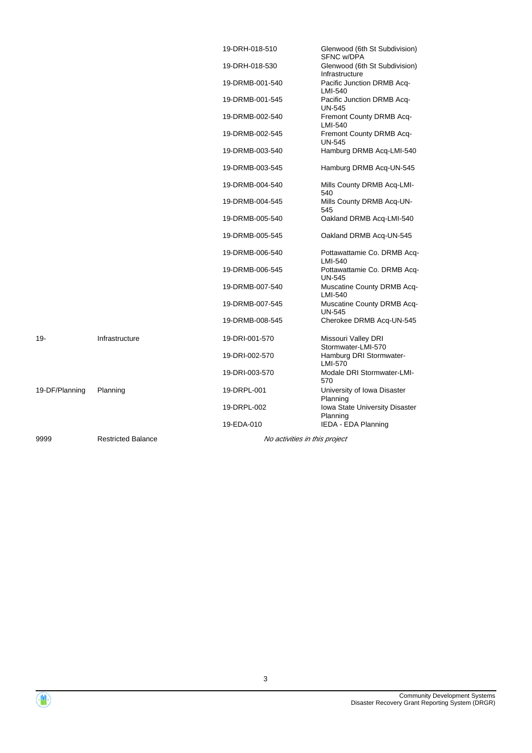| | | | |
|---|---|---|---|
| | | 19-DRH-018-510 | Glenwood (6th St Subdivision) SFNC w/DPA |
| | | 19-DRH-018-530 | Glenwood (6th St Subdivision) Infrastructure |
| | | 19-DRMB-001-540 | Pacific Junction DRMB Acq-LMI-540 |
| | | 19-DRMB-001-545 | Pacific Junction DRMB Acq-UN-545 |
| | | 19-DRMB-002-540 | Fremont County DRMB Acq-LMI-540 |
| | | 19-DRMB-002-545 | Fremont County DRMB Acq-UN-545 |
| | | 19-DRMB-003-540 | Hamburg DRMB Acq-LMI-540 |
| | | 19-DRMB-003-545 | Hamburg DRMB Acq-UN-545 |
| | | 19-DRMB-004-540 | Mills County DRMB Acq-LMI-540 |
| | | 19-DRMB-004-545 | Mills County DRMB Acq-UN-545 |
| | | 19-DRMB-005-540 | Oakland DRMB Acq-LMI-540 |
| | | 19-DRMB-005-545 | Oakland DRMB Acq-UN-545 |
| | | 19-DRMB-006-540 | Pottawattamie Co. DRMB Acq-LMI-540 |
| | | 19-DRMB-006-545 | Pottawattamie Co. DRMB Acq-UN-545 |
| | | 19-DRMB-007-540 | Muscatine County DRMB Acq-LMI-540 |
| | | 19-DRMB-007-545 | Muscatine County DRMB Acq-UN-545 |
| | | 19-DRMB-008-545 | Cherokee DRMB Acq-UN-545 |
| 19- | Infrastructure | 19-DRI-001-570 | Missouri Valley DRI Stormwater-LMI-570 |
| | | 19-DRI-002-570 | Hamburg DRI Stormwater-LMI-570 |
| | | 19-DRI-003-570 | Modale DRI Stormwater-LMI-570 |
| 19-DF/Planning | Planning | 19-DRPL-001 | University of Iowa Disaster Planning |
| | | 19-DRPL-002 | Iowa State University Disaster Planning |
| | | 19-EDA-010 | IEDA - EDA Planning |
| 9999 | Restricted Balance | *No activities in this project* | |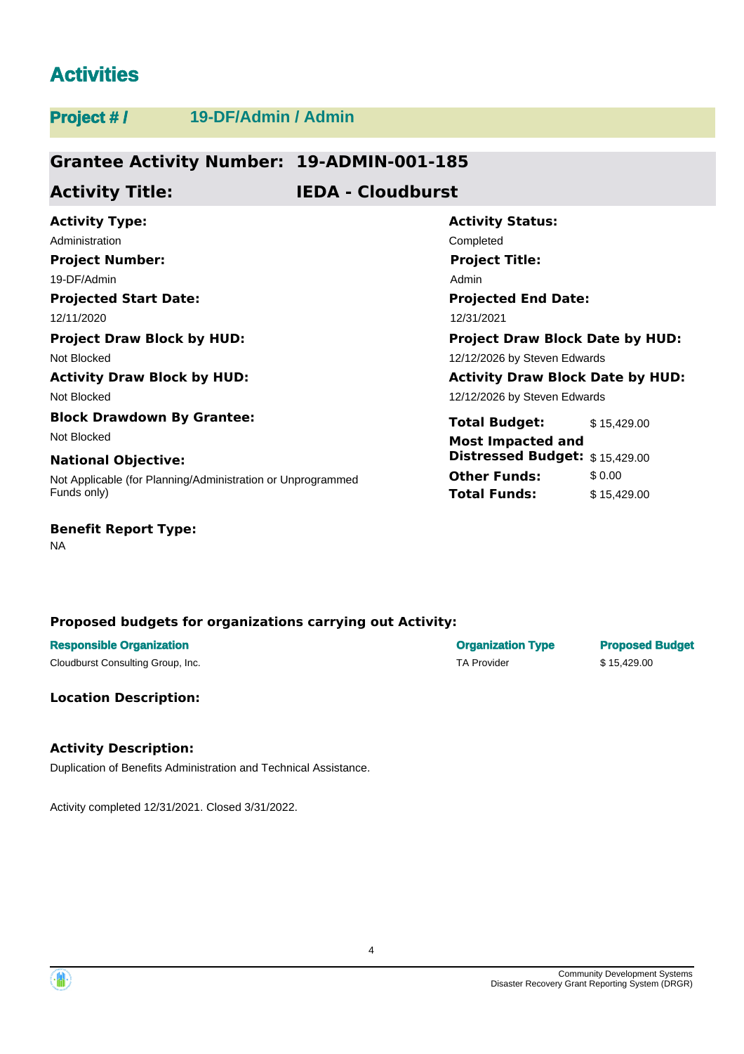# Activities

## Project # / 19-DF/Admin / Admin

### Grantee Activity Number: 19-ADMIN-001-185

### Activity Title: IEDA - Cloudburst

**Activity Type:**
Administration

**Activity Status:**
Completed

**Project Number:**
19-DF/Admin

**Project Title:**
Admin

**Projected Start Date:**
12/11/2020

**Projected End Date:**
12/31/2021

**Project Draw Block by HUD:**
Not Blocked

**Project Draw Block Date by HUD:**
12/12/2026 by Steven Edwards

**Activity Draw Block by HUD:**
Not Blocked

**Activity Draw Block Date by HUD:**
12/12/2026 by Steven Edwards

**Block Drawdown By Grantee:**
Not Blocked

**Total Budget:** $ 15,429.00

**Most Impacted and Distressed Budget:** $ 15,429.00

**Other Funds:** $ 0.00

**Total Funds:** $ 15,429.00

**National Objective:**
Not Applicable (for Planning/Administration or Unprogrammed Funds only)

**Benefit Report Type:**
NA

**Proposed budgets for organizations carrying out Activity:**

| Responsible Organization | Organization Type | Proposed Budget |
|---|---|---|
| Cloudburst Consulting Group, Inc. | TA Provider | $ 15,429.00 |

**Location Description:**

**Activity Description:**

Duplication of Benefits Administration and Technical Assistance.

Activity completed 12/31/2021. Closed 3/31/2022.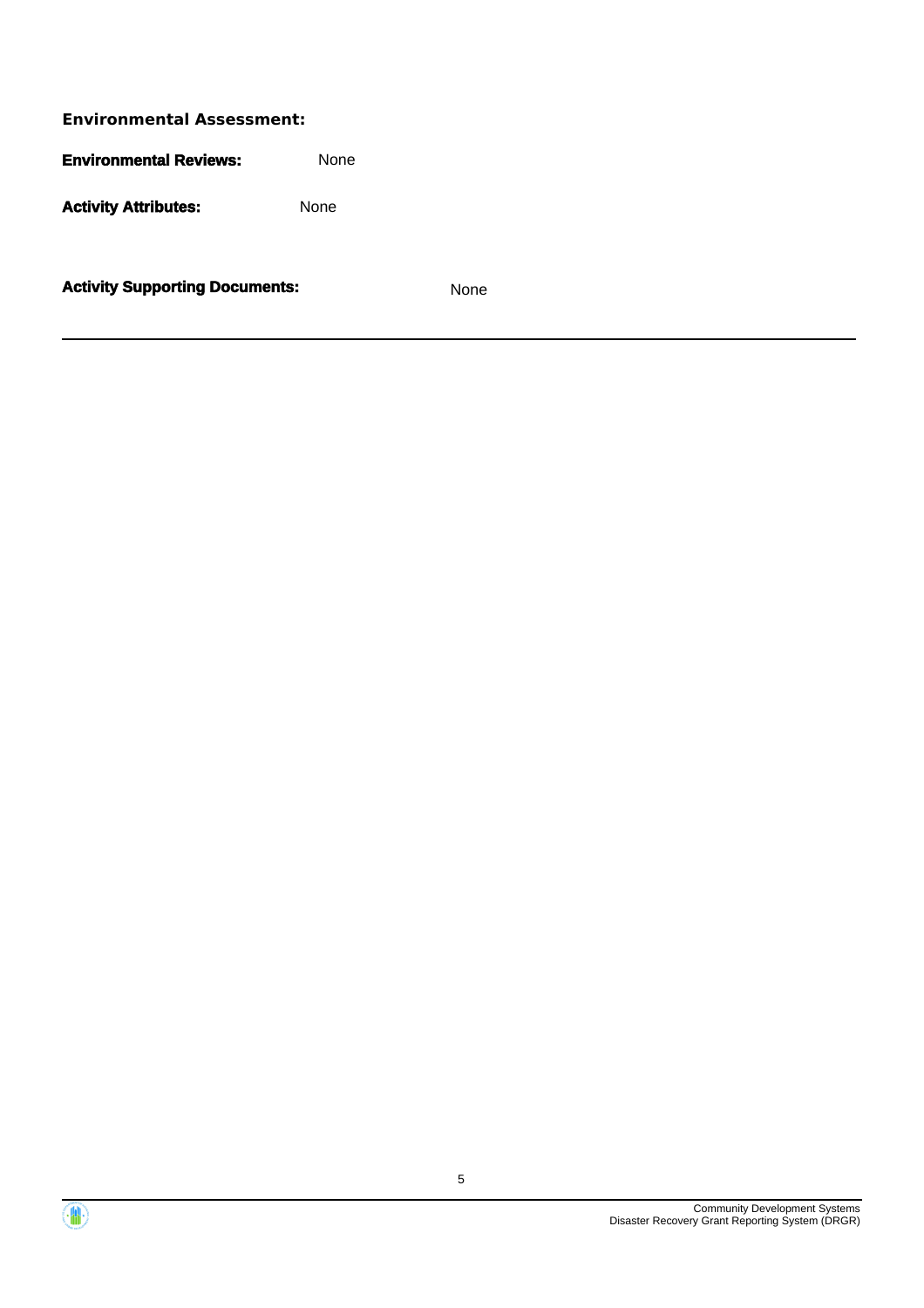**Environmental Assessment:**

**Environmental Reviews:** None

**Activity Attributes:** None

**Activity Supporting Documents:** None

---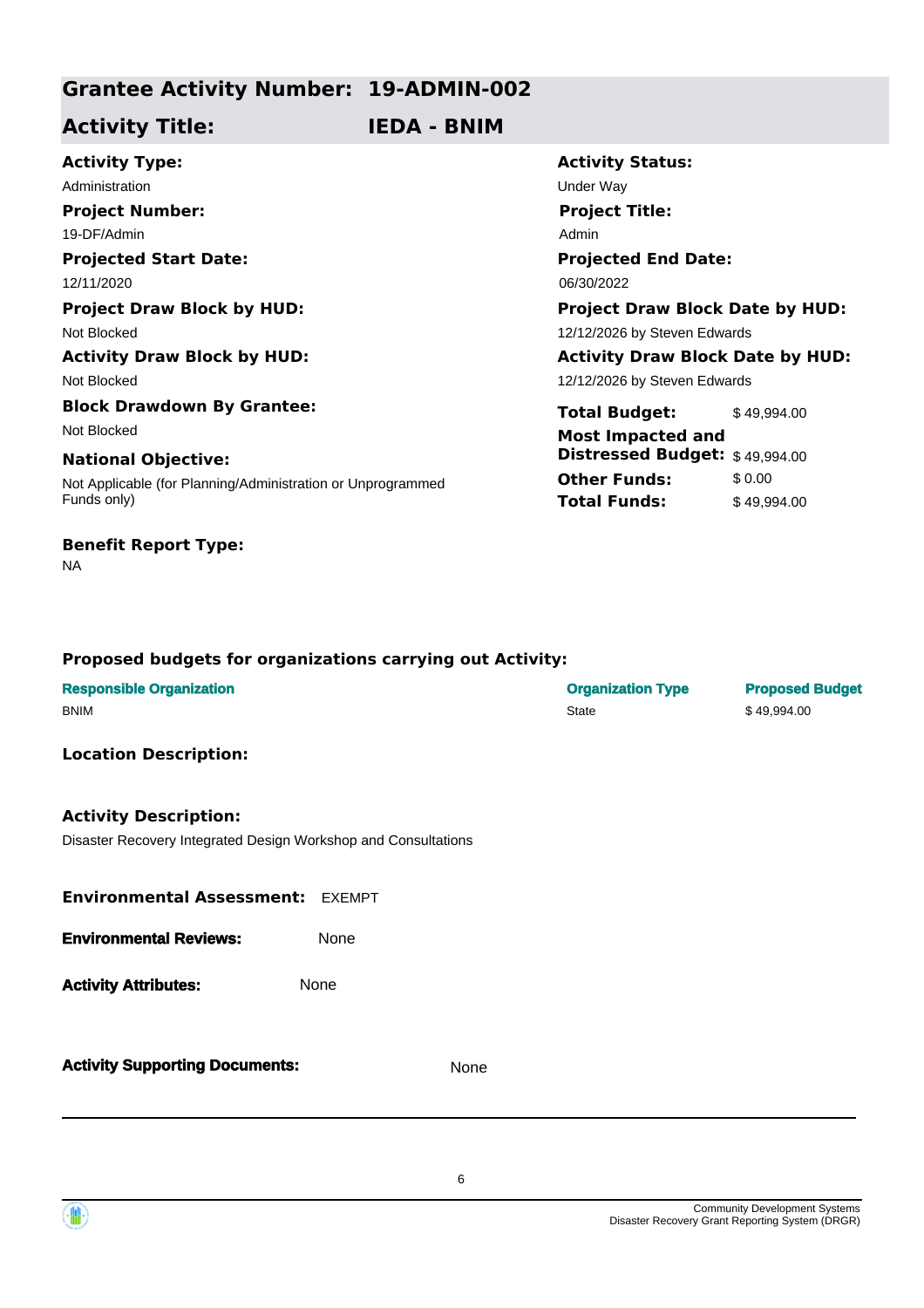## Grantee Activity Number: 19-ADMIN-002

## Activity Title: IEDA - BNIM

**Activity Type:**
Administration

**Activity Status:**
Under Way

**Project Number:**
19-DF/Admin

**Project Title:**
Admin

**Projected Start Date:**
12/11/2020

**Projected End Date:**
06/30/2022

**Project Draw Block by HUD:**
Not Blocked

**Project Draw Block Date by HUD:**
12/12/2026 by Steven Edwards

**Activity Draw Block by HUD:**
Not Blocked

**Activity Draw Block Date by HUD:**
12/12/2026 by Steven Edwards

**Block Drawdown By Grantee:**
Not Blocked

**National Objective:**
Not Applicable (for Planning/Administration or Unprogrammed Funds only)

| | |
|---|---|
| **Total Budget:** | $ 49,994.00 |
| **Most Impacted and Distressed Budget:** | $ 49,994.00 |
| **Other Funds:** | $ 0.00 |
| **Total Funds:** | $ 49,994.00 |

**Benefit Report Type:**
NA

**Proposed budgets for organizations carrying out Activity:**

| Responsible Organization | Organization Type | Proposed Budget |
|---|---|---|
| BNIM | State | $ 49,994.00 |

**Location Description:**

**Activity Description:**
Disaster Recovery Integrated Design Workshop and Consultations

**Environmental Assessment:** EXEMPT

**Environmental Reviews:** None

**Activity Attributes:** None

**Activity Supporting Documents:** None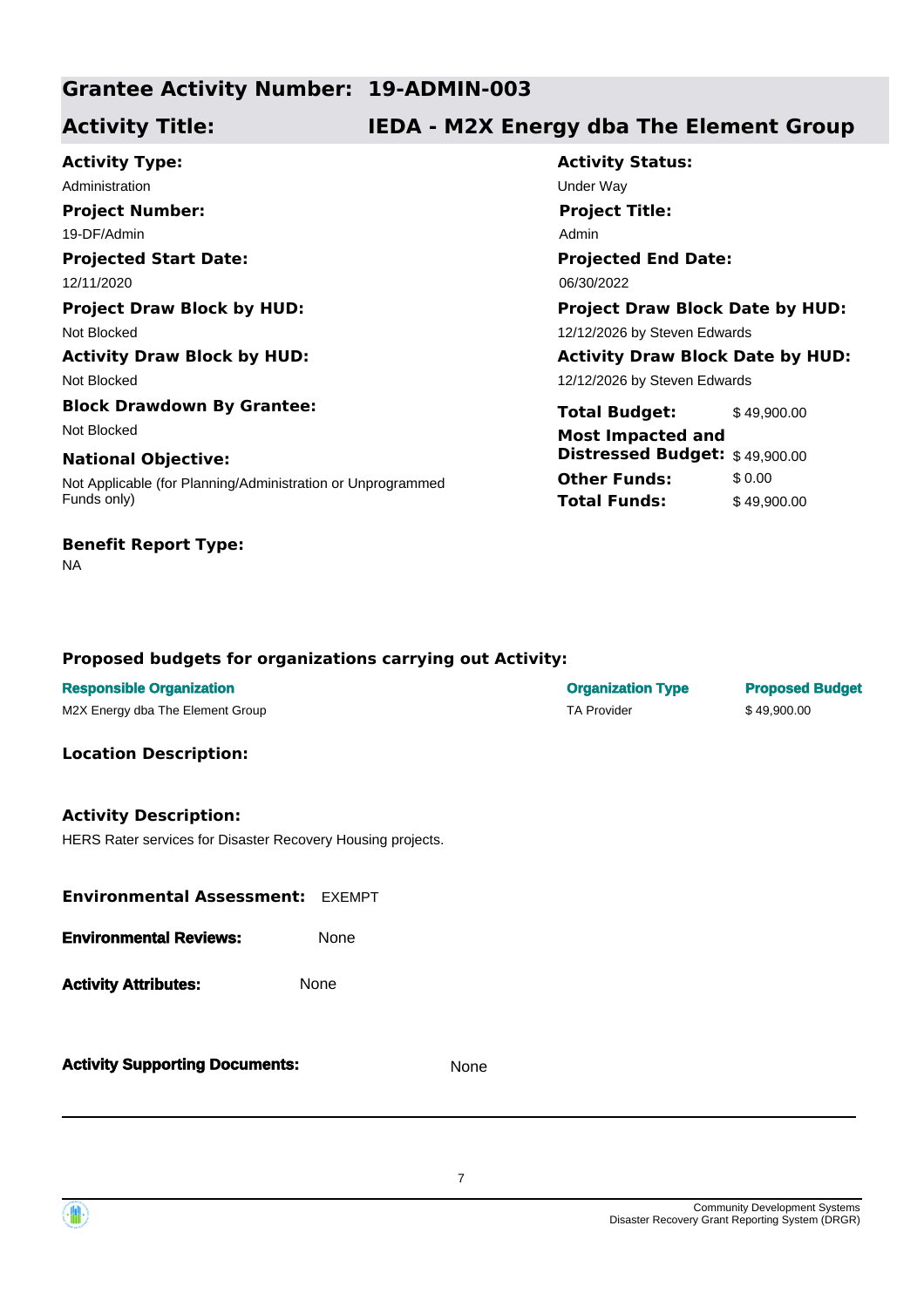## Grantee Activity Number: 19-ADMIN-003

## Activity Title: IEDA - M2X Energy dba The Element Group

**Activity Type:**
Administration

**Activity Status:**
Under Way

**Project Number:**
19-DF/Admin

**Project Title:**
Admin

**Projected Start Date:**
12/11/2020

**Projected End Date:**
06/30/2022

**Project Draw Block by HUD:**
Not Blocked

**Project Draw Block Date by HUD:**
12/12/2026 by Steven Edwards

**Activity Draw Block by HUD:**
Not Blocked

**Activity Draw Block Date by HUD:**
12/12/2026 by Steven Edwards

**Block Drawdown By Grantee:**
Not Blocked

**National Objective:**
Not Applicable (for Planning/Administration or Unprogrammed Funds only)

| | |
|---|---|
| **Total Budget:** | $ 49,900.00 |
| **Most Impacted and Distressed Budget:** | $ 49,900.00 |
| **Other Funds:** | $ 0.00 |
| **Total Funds:** | $ 49,900.00 |

**Benefit Report Type:**
NA

### Proposed budgets for organizations carrying out Activity:

| Responsible Organization | Organization Type | Proposed Budget |
|---|---|---|
| M2X Energy dba The Element Group | TA Provider | $ 49,900.00 |

### Location Description:

### Activity Description:

HERS Rater services for Disaster Recovery Housing projects.

**Environmental Assessment:** EXEMPT

**Environmental Reviews:** None

**Activity Attributes:** None

**Activity Supporting Documents:** None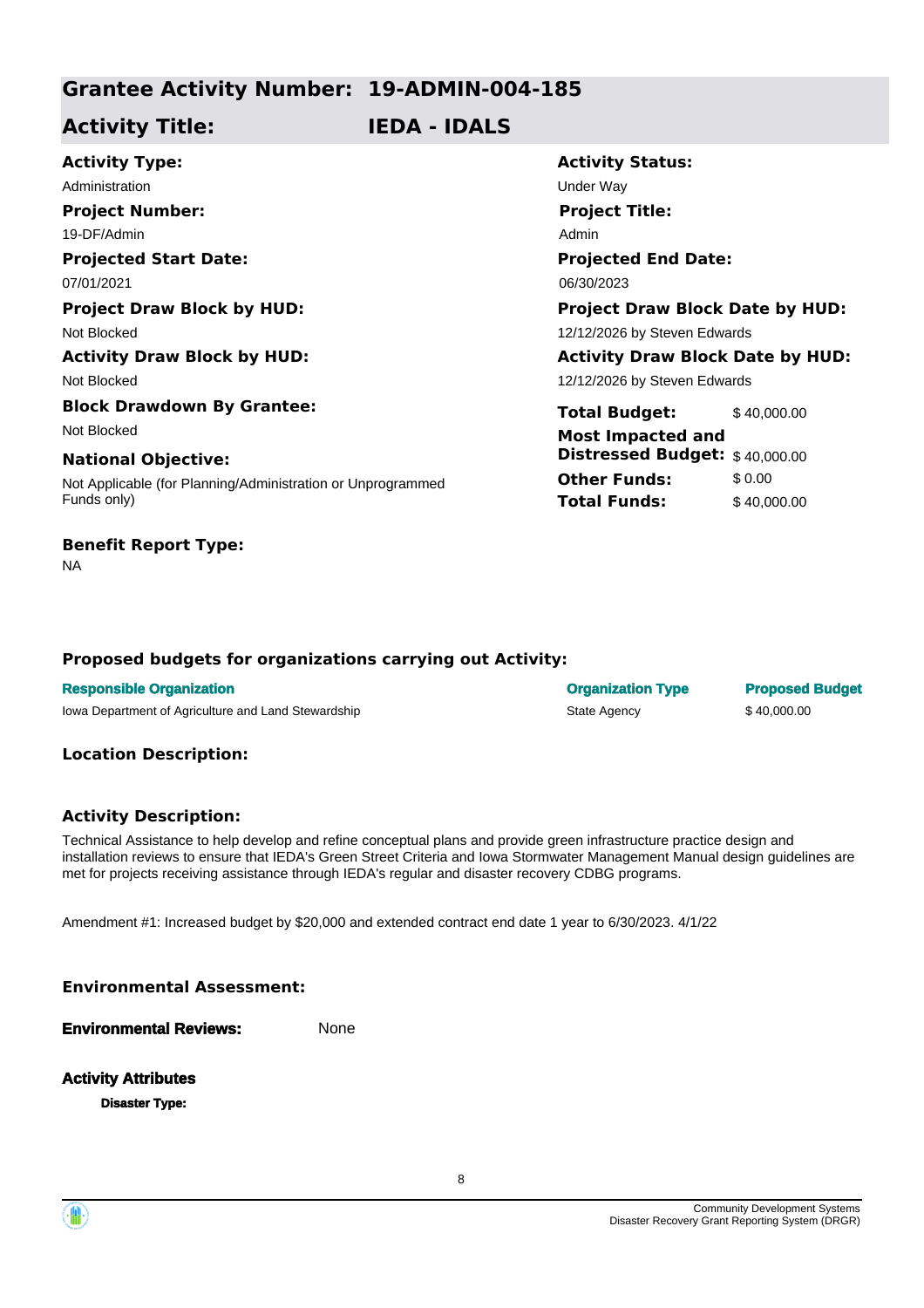## Grantee Activity Number: 19-ADMIN-004-185

## Activity Title: IEDA - IDALS

**Activity Type:**
Administration

**Activity Status:**
Under Way

**Project Number:**
19-DF/Admin

**Project Title:**
Admin

**Projected Start Date:**
07/01/2021

**Projected End Date:**
06/30/2023

**Project Draw Block by HUD:**
Not Blocked

**Project Draw Block Date by HUD:**
12/12/2026 by Steven Edwards

**Activity Draw Block by HUD:**
Not Blocked

**Activity Draw Block Date by HUD:**
12/12/2026 by Steven Edwards

**Block Drawdown By Grantee:**
Not Blocked

**National Objective:**
Not Applicable (for Planning/Administration or Unprogrammed Funds only)

| | |
|---|---|
| **Total Budget:** | $ 40,000.00 |
| **Most Impacted and Distressed Budget:** | $ 40,000.00 |
| **Other Funds:** | $ 0.00 |
| **Total Funds:** | $ 40,000.00 |

**Benefit Report Type:**
NA

### Proposed budgets for organizations carrying out Activity:

| Responsible Organization | Organization Type | Proposed Budget |
|---|---|---|
| Iowa Department of Agriculture and Land Stewardship | State Agency | $ 40,000.00 |

### Location Description:

### Activity Description:

Technical Assistance to help develop and refine conceptual plans and provide green infrastructure practice design and installation reviews to ensure that IEDA's Green Street Criteria and Iowa Stormwater Management Manual design guidelines are met for projects receiving assistance through IEDA's regular and disaster recovery CDBG programs.

Amendment #1: Increased budget by $20,000 and extended contract end date 1 year to 6/30/2023. 4/1/22

### Environmental Assessment:

**Environmental Reviews:** None

**Activity Attributes**

**Disaster Type:**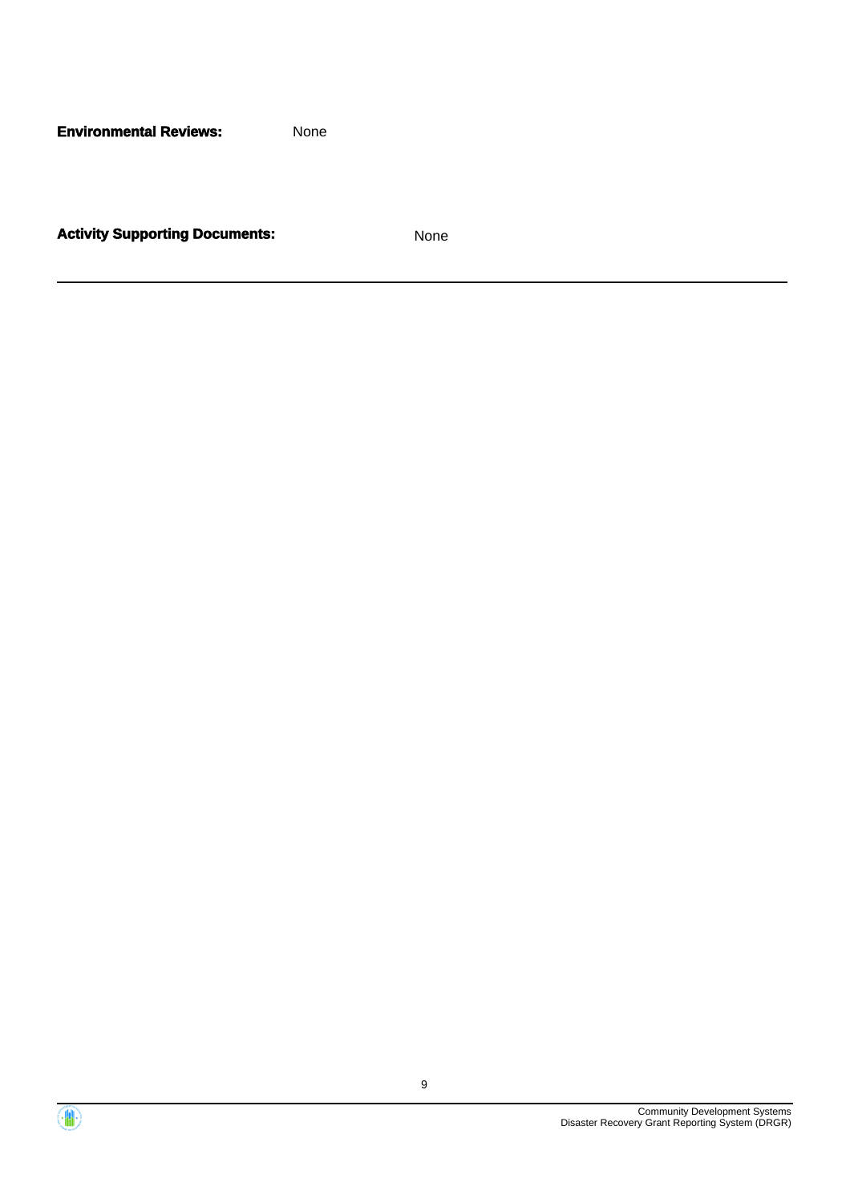**Environmental Reviews:** None

**Activity Supporting Documents:** None

---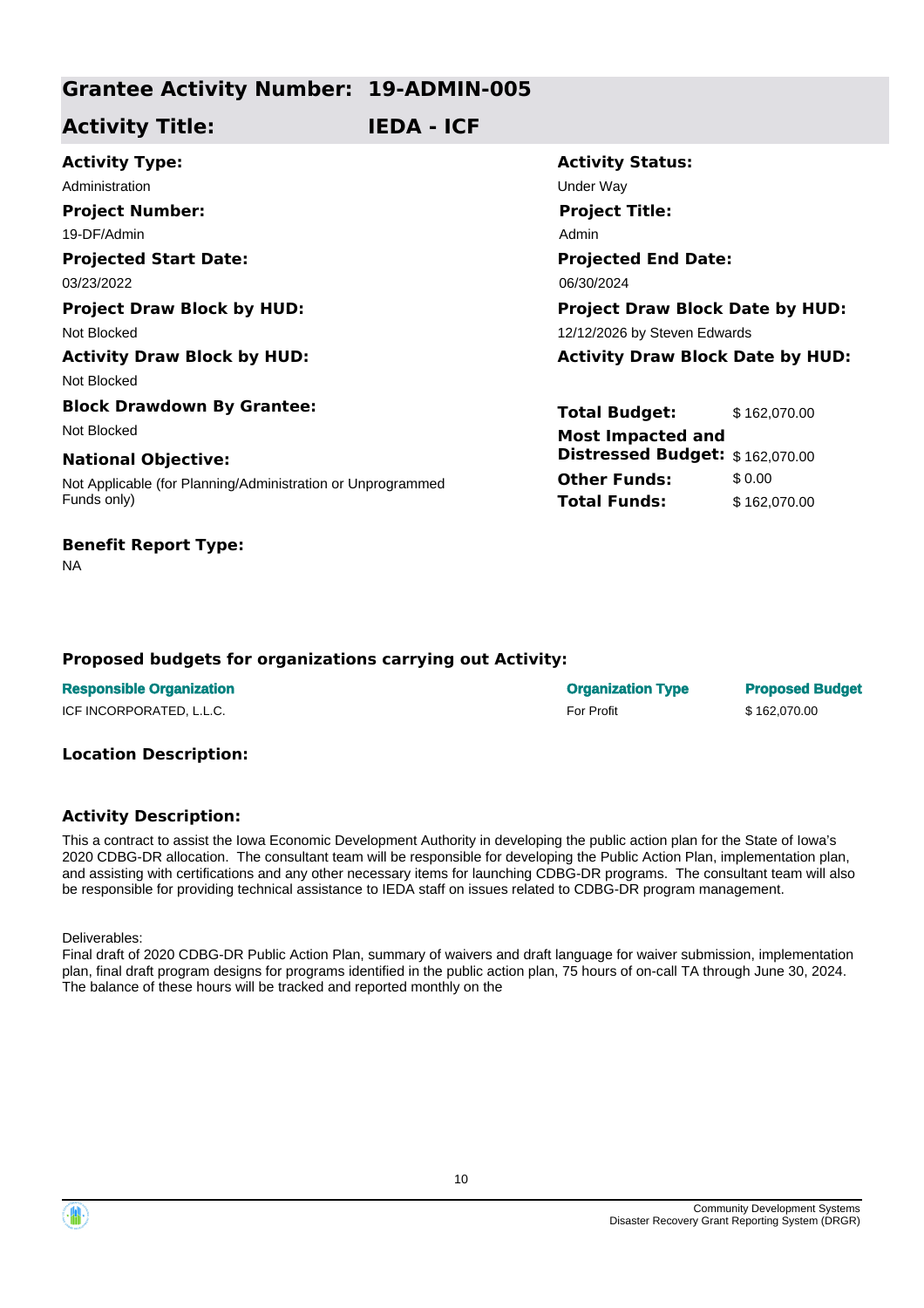## Grantee Activity Number: 19-ADMIN-005

## Activity Title: IEDA - ICF

**Activity Type:**
Administration

**Activity Status:**
Under Way

**Project Number:**
19-DF/Admin

**Project Title:**
Admin

**Projected Start Date:**
03/23/2022

**Projected End Date:**
06/30/2024

**Project Draw Block by HUD:**
Not Blocked

**Project Draw Block Date by HUD:**
12/12/2026 by Steven Edwards

**Activity Draw Block by HUD:**
Not Blocked

**Activity Draw Block Date by HUD:**

**Block Drawdown By Grantee:**
Not Blocked

**National Objective:**
Not Applicable (for Planning/Administration or Unprogrammed Funds only)

| | |
|---|---|
| **Total Budget:** | $ 162,070.00 |
| **Most Impacted and Distressed Budget:** | $ 162,070.00 |
| **Other Funds:** | $ 0.00 |
| **Total Funds:** | $ 162,070.00 |

**Benefit Report Type:**
NA

### Proposed budgets for organizations carrying out Activity:

| Responsible Organization | Organization Type | Proposed Budget |
|---|---|---|
| ICF INCORPORATED, L.L.C. | For Profit | $ 162,070.00 |

### Location Description:

### Activity Description:

This a contract to assist the Iowa Economic Development Authority in developing the public action plan for the State of Iowa's 2020 CDBG-DR allocation. The consultant team will be responsible for developing the Public Action Plan, implementation plan, and assisting with certifications and any other necessary items for launching CDBG-DR programs. The consultant team will also be responsible for providing technical assistance to IEDA staff on issues related to CDBG-DR program management.

Deliverables:
Final draft of 2020 CDBG-DR Public Action Plan, summary of waivers and draft language for waiver submission, implementation plan, final draft program designs for programs identified in the public action plan, 75 hours of on-call TA through June 30, 2024. The balance of these hours will be tracked and reported monthly on the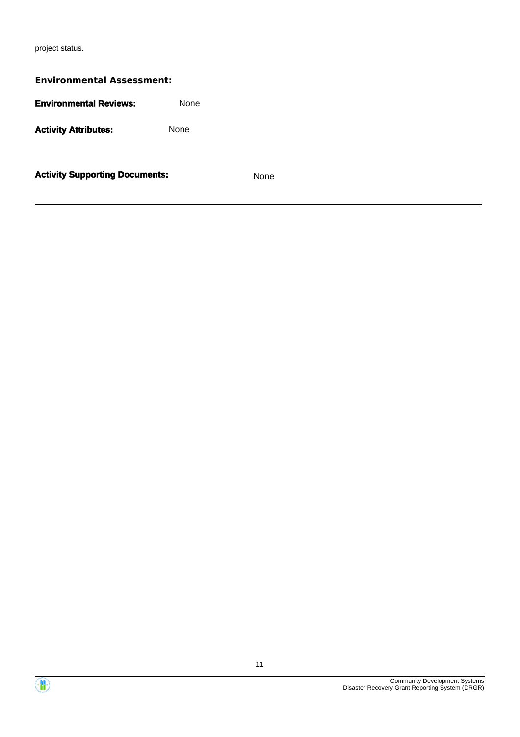project status.

**Environmental Assessment:**

**Environmental Reviews:** None

**Activity Attributes:** None

**Activity Supporting Documents:** None

---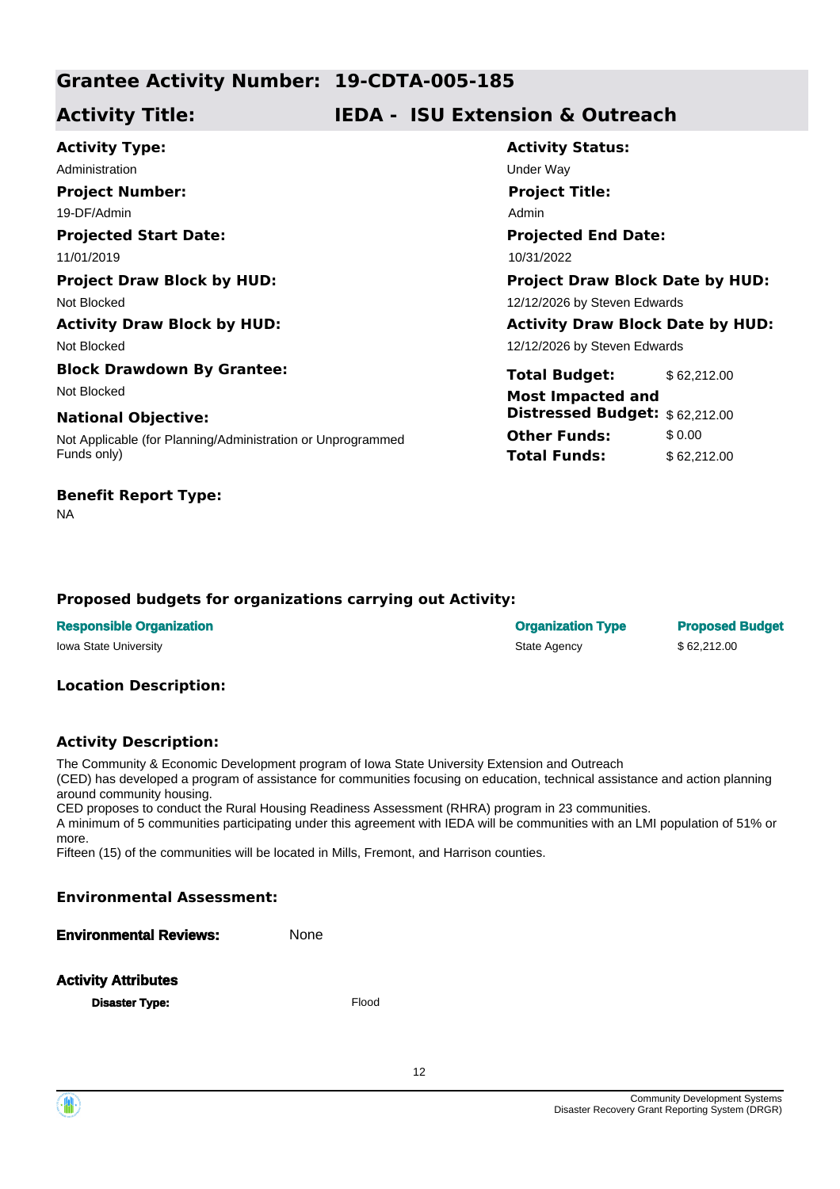## Grantee Activity Number: 19-CDTA-005-185

## Activity Title: IEDA - ISU Extension & Outreach

**Activity Type:**
Administration

**Activity Status:**
Under Way

**Project Number:**
19-DF/Admin

**Project Title:**
Admin

**Projected Start Date:**
11/01/2019

**Projected End Date:**
10/31/2022

**Project Draw Block by HUD:**
Not Blocked

**Project Draw Block Date by HUD:**
12/12/2026 by Steven Edwards

**Activity Draw Block by HUD:**
Not Blocked

**Activity Draw Block Date by HUD:**
12/12/2026 by Steven Edwards

**Block Drawdown By Grantee:**
Not Blocked

**National Objective:**
Not Applicable (for Planning/Administration or Unprogrammed Funds only)

| | |
|---|---|
| **Total Budget:** | $ 62,212.00 |
| **Most Impacted and Distressed Budget:** | $ 62,212.00 |
| **Other Funds:** | $ 0.00 |
| **Total Funds:** | $ 62,212.00 |

**Benefit Report Type:**
NA

### Proposed budgets for organizations carrying out Activity:

| Responsible Organization | Organization Type | Proposed Budget |
|---|---|---|
| Iowa State University | State Agency | $ 62,212.00 |

### Location Description:

### Activity Description:

The Community & Economic Development program of Iowa State University Extension and Outreach
(CED) has developed a program of assistance for communities focusing on education, technical assistance and action planning around community housing.
CED proposes to conduct the Rural Housing Readiness Assessment (RHRA) program in 23 communities.
A minimum of 5 communities participating under this agreement with IEDA will be communities with an LMI population of 51% or more.
Fifteen (15) of the communities will be located in Mills, Fremont, and Harrison counties.

### Environmental Assessment:

**Environmental Reviews:** None

**Activity Attributes**

**Disaster Type:** Flood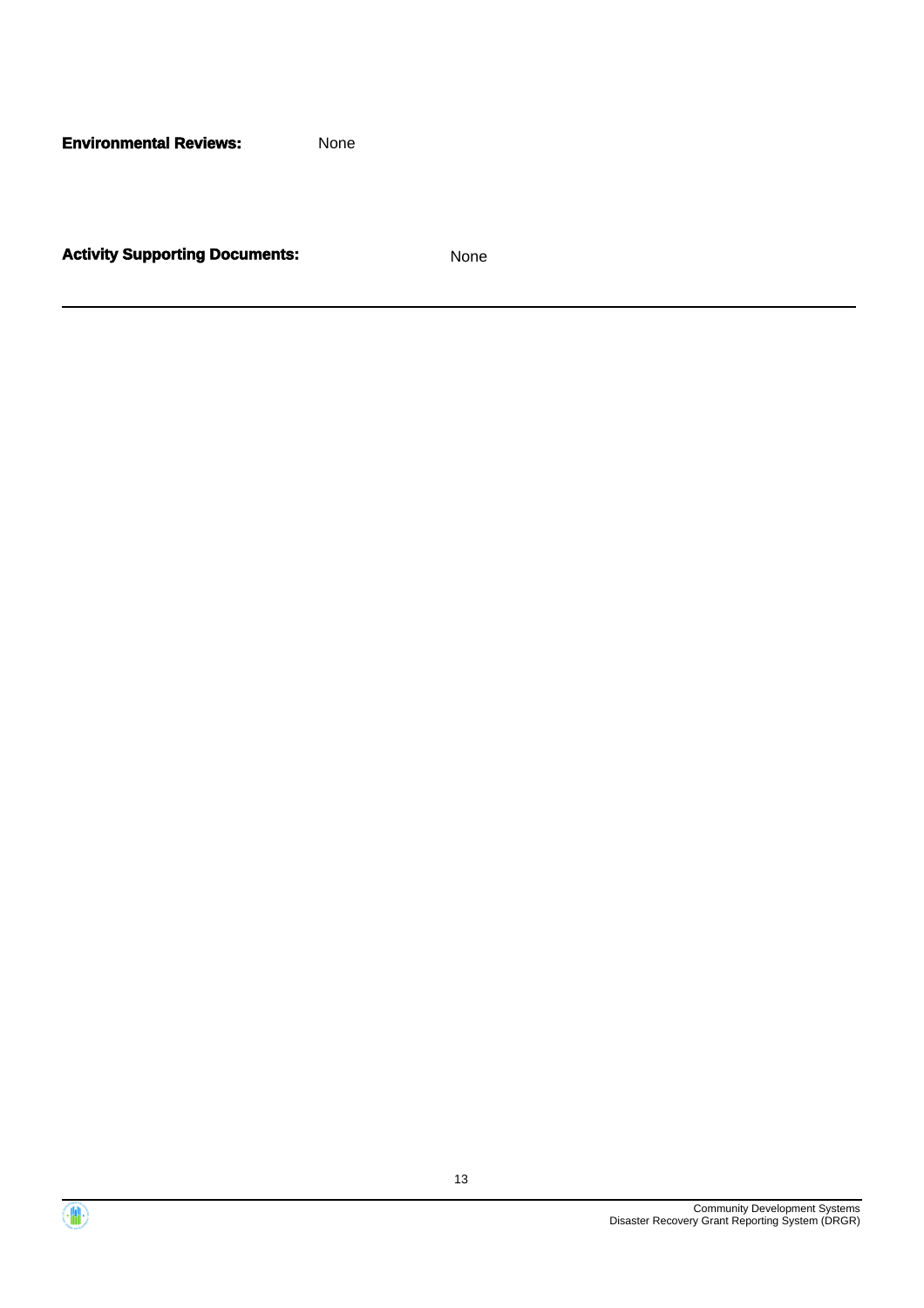**Environmental Reviews:** None

**Activity Supporting Documents:** None

---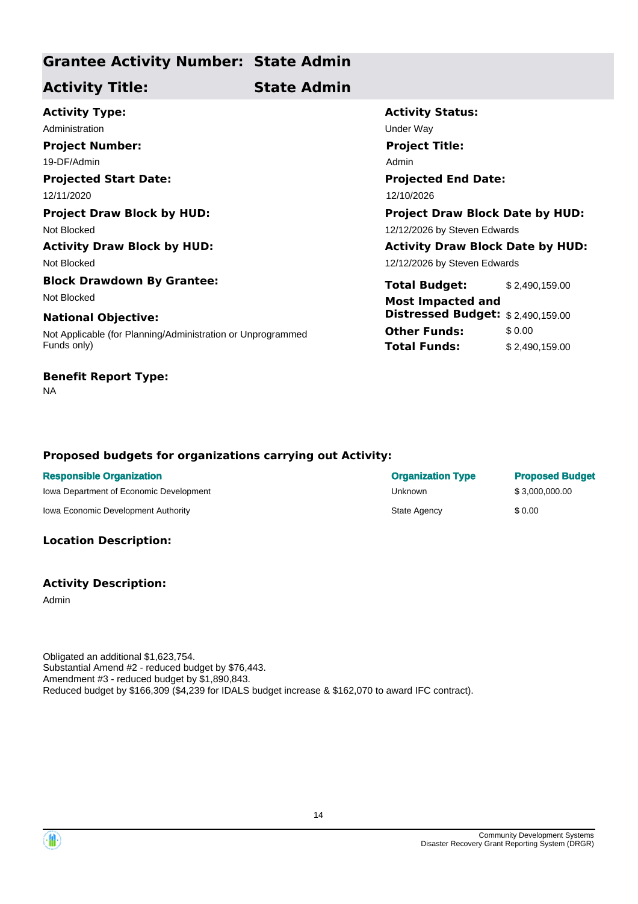## Grantee Activity Number: State Admin

## Activity Title: State Admin

**Activity Type:**
Administration

**Activity Status:**
Under Way

**Project Number:**
19-DF/Admin

**Project Title:**
Admin

**Projected Start Date:**
12/11/2020

**Projected End Date:**
12/10/2026

**Project Draw Block by HUD:**
Not Blocked

**Project Draw Block Date by HUD:**
12/12/2026 by Steven Edwards

**Activity Draw Block by HUD:**
Not Blocked

**Activity Draw Block Date by HUD:**
12/12/2026 by Steven Edwards

**Block Drawdown By Grantee:**
Not Blocked

**National Objective:**
Not Applicable (for Planning/Administration or Unprogrammed Funds only)

| | |
|---|---|
| **Total Budget:** | $ 2,490,159.00 |
| **Most Impacted and Distressed Budget:** | $ 2,490,159.00 |
| **Other Funds:** | $ 0.00 |
| **Total Funds:** | $ 2,490,159.00 |

**Benefit Report Type:**
NA

### Proposed budgets for organizations carrying out Activity:

| Responsible Organization | Organization Type | Proposed Budget |
|---|---|---|
| Iowa Department of Economic Development | Unknown | $ 3,000,000.00 |
| Iowa Economic Development Authority | State Agency | $ 0.00 |

### Location Description:

### Activity Description:

Admin

Obligated an additional $1,623,754.
Substantial Amend #2 - reduced budget by $76,443.
Amendment #3 - reduced budget by $1,890,843.
Reduced budget by $166,309 ($4,239 for IDALS budget increase & $162,070 to award IFC contract).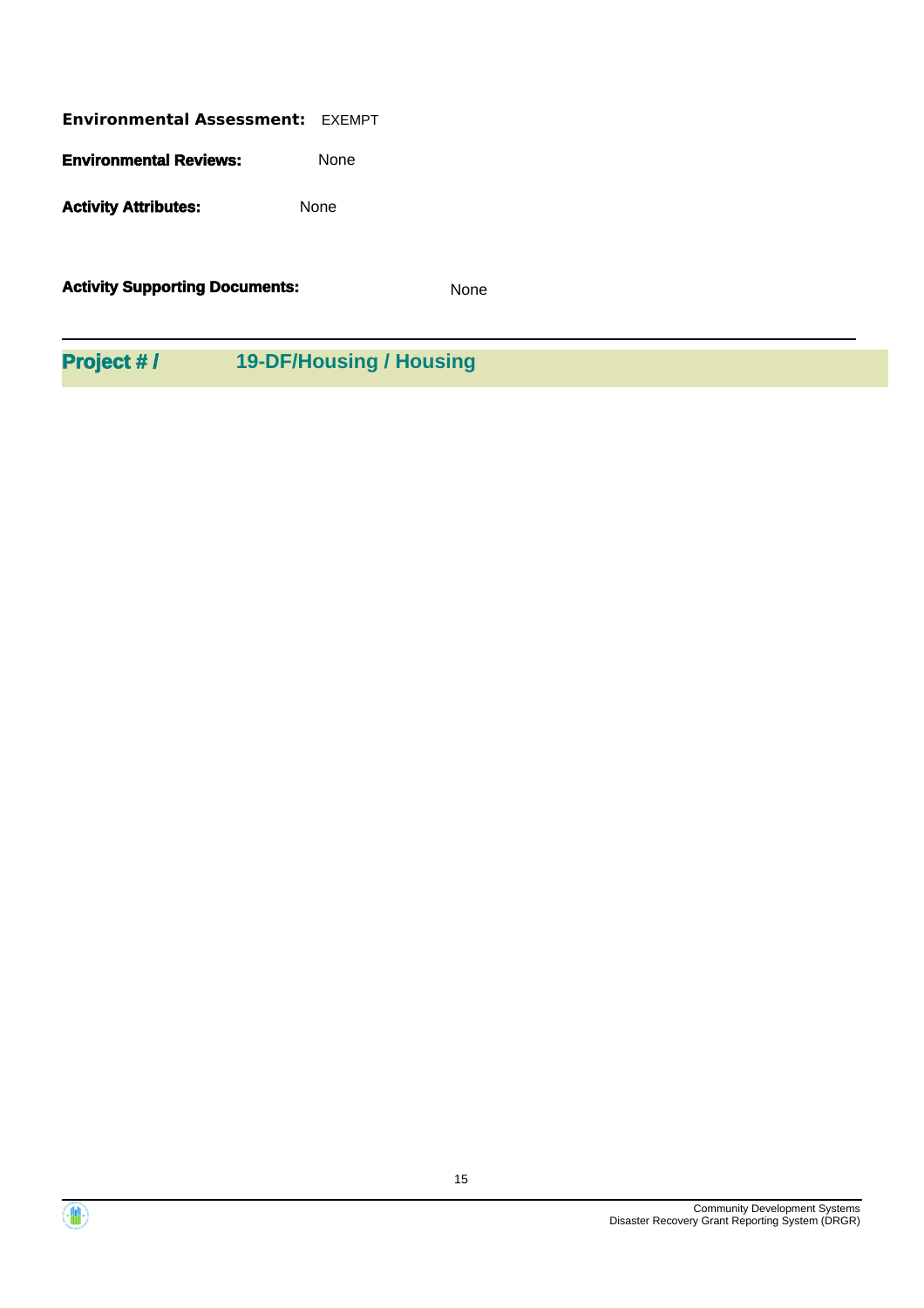**Environmental Assessment:** EXEMPT

**Environmental Reviews:** None

**Activity Attributes:** None

**Activity Supporting Documents:** None

---

## Project # / 19-DF/Housing / Housing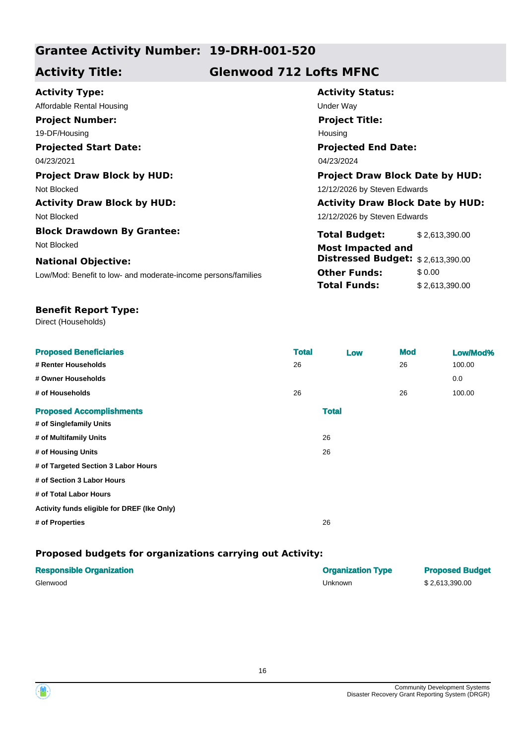## Grantee Activity Number: 19-DRH-001-520

## Activity Title: Glenwood 712 Lofts MFNC

**Activity Type:**
Affordable Rental Housing

**Activity Status:**
Under Way

**Project Number:**
19-DF/Housing

**Project Title:**
Housing

**Projected Start Date:**
04/23/2021

**Projected End Date:**
04/23/2024

**Project Draw Block by HUD:**
Not Blocked

**Project Draw Block Date by HUD:**
12/12/2026 by Steven Edwards

**Activity Draw Block by HUD:**
Not Blocked

**Activity Draw Block Date by HUD:**
12/12/2026 by Steven Edwards

**Block Drawdown By Grantee:**
Not Blocked

**National Objective:**
Low/Mod: Benefit to low- and moderate-income persons/families

**Total Budget:** $ 2,613,390.00

**Most Impacted and Distressed Budget:** $ 2,613,390.00

**Other Funds:** $ 0.00

**Total Funds:** $ 2,613,390.00

**Benefit Report Type:**
Direct (Households)

| Proposed Beneficiaries | Total | Low | Mod | Low/Mod% |
|---|---|---|---|---|
| # Renter Households | 26 | | 26 | 100.00 |
| # Owner Households | | | | 0.0 |
| # of Households | 26 | | 26 | 100.00 |

| Proposed Accomplishments | Total |
|---|---|
| # of Singlefamily Units | |
| # of Multifamily Units | 26 |
| # of Housing Units | 26 |
| # of Targeted Section 3 Labor Hours | |
| # of Section 3 Labor Hours | |
| # of Total Labor Hours | |
| Activity funds eligible for DREF (Ike Only) | |
| # of Properties | 26 |

### Proposed budgets for organizations carrying out Activity:

| Responsible Organization | Organization Type | Proposed Budget |
|---|---|---|
| Glenwood | Unknown | $ 2,613,390.00 |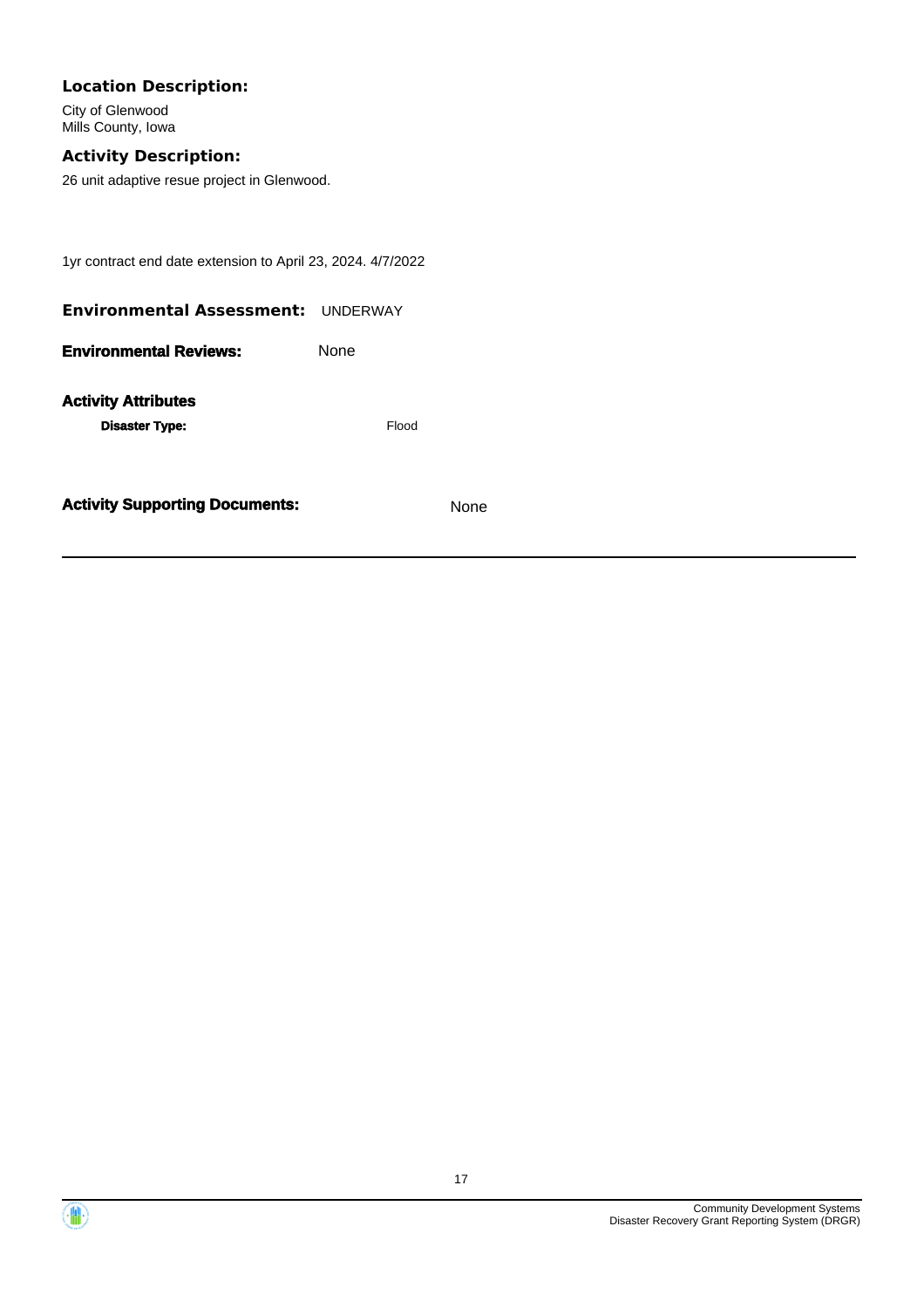**Location Description:**

City of Glenwood
Mills County, Iowa

**Activity Description:**

26 unit adaptive resue project in Glenwood.

1yr contract end date extension to April 23, 2024. 4/7/2022

**Environmental Assessment:** UNDERWAY

**Environmental Reviews:** None

**Activity Attributes**

**Disaster Type:** Flood

**Activity Supporting Documents:** None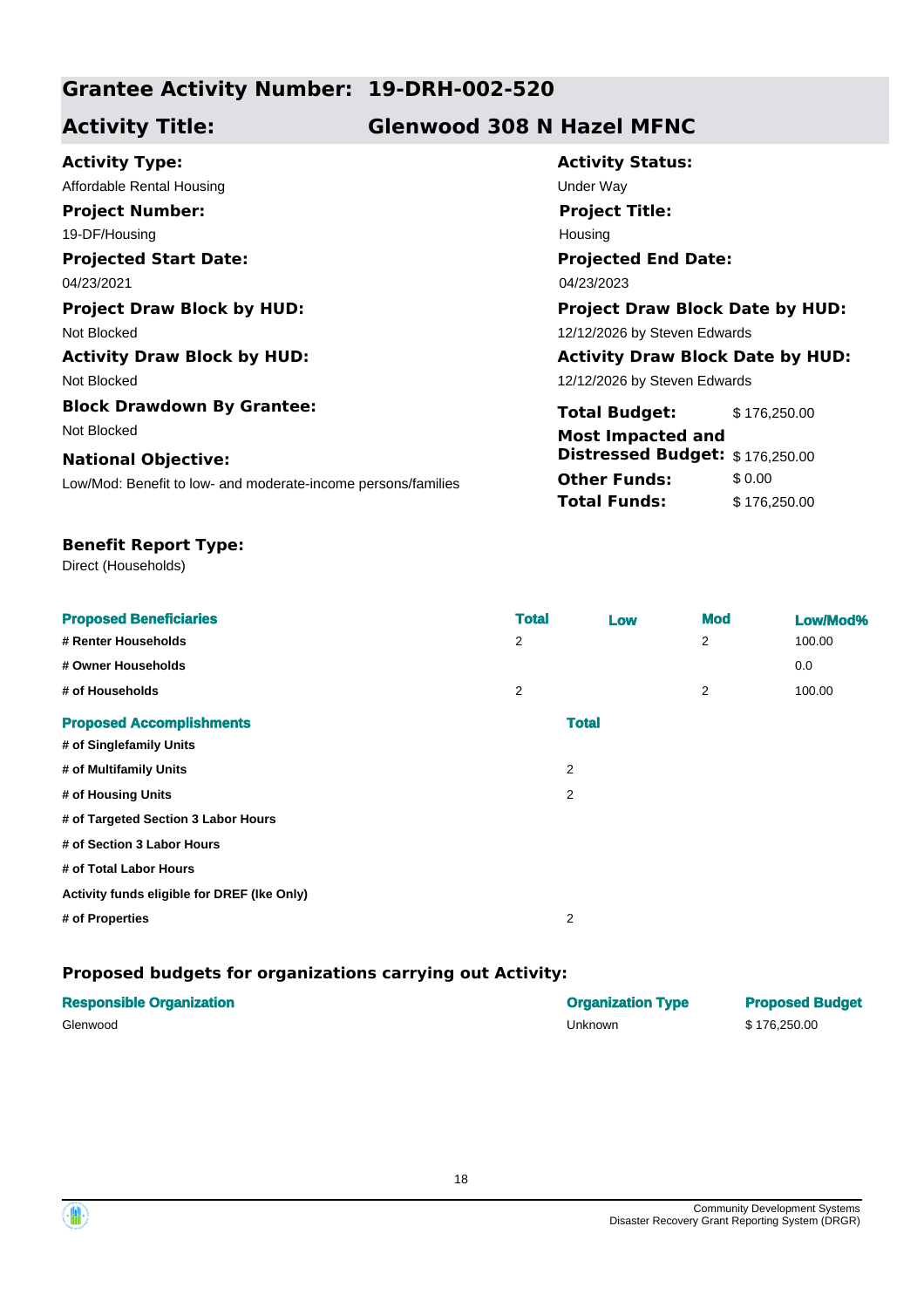## Grantee Activity Number: 19-DRH-002-520

## Activity Title: Glenwood 308 N Hazel MFNC

**Activity Type:**
Affordable Rental Housing

**Activity Status:**
Under Way

**Project Number:**
19-DF/Housing

**Project Title:**
Housing

**Projected Start Date:**
04/23/2021

**Projected End Date:**
04/23/2023

**Project Draw Block by HUD:**
Not Blocked

**Project Draw Block Date by HUD:**
12/12/2026 by Steven Edwards

**Activity Draw Block by HUD:**
Not Blocked

**Activity Draw Block Date by HUD:**
12/12/2026 by Steven Edwards

**Block Drawdown By Grantee:**
Not Blocked

**National Objective:**
Low/Mod: Benefit to low- and moderate-income persons/families

| | |
|---|---|
| **Total Budget:** | $ 176,250.00 |
| **Most Impacted and Distressed Budget:** | $ 176,250.00 |
| **Other Funds:** | $ 0.00 |
| **Total Funds:** | $ 176,250.00 |

**Benefit Report Type:**
Direct (Households)

| Proposed Beneficiaries | Total | Low | Mod | Low/Mod% |
|---|---|---|---|---|
| # Renter Households | 2 | | 2 | 100.00 |
| # Owner Households | | | | 0.0 |
| # of Households | 2 | | 2 | 100.00 |

| Proposed Accomplishments | Total |
|---|---|
| # of Singlefamily Units | |
| # of Multifamily Units | 2 |
| # of Housing Units | 2 |
| # of Targeted Section 3 Labor Hours | |
| # of Section 3 Labor Hours | |
| # of Total Labor Hours | |
| Activity funds eligible for DREF (Ike Only) | |
| # of Properties | 2 |

### Proposed budgets for organizations carrying out Activity:

| Responsible Organization | Organization Type | Proposed Budget |
|---|---|---|
| Glenwood | Unknown | $ 176,250.00 |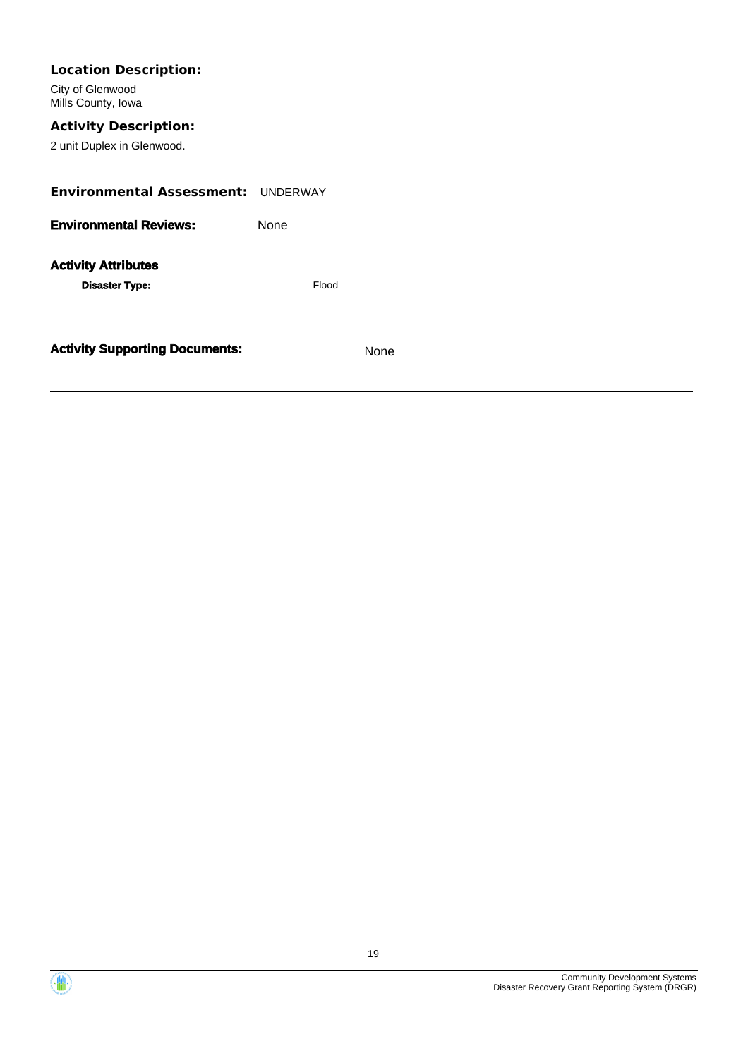**Location Description:**

City of Glenwood
Mills County, Iowa

**Activity Description:**

2 unit Duplex in Glenwood.

**Environmental Assessment:** UNDERWAY

**Environmental Reviews:** None

**Activity Attributes**

**Disaster Type:** Flood

**Activity Supporting Documents:** None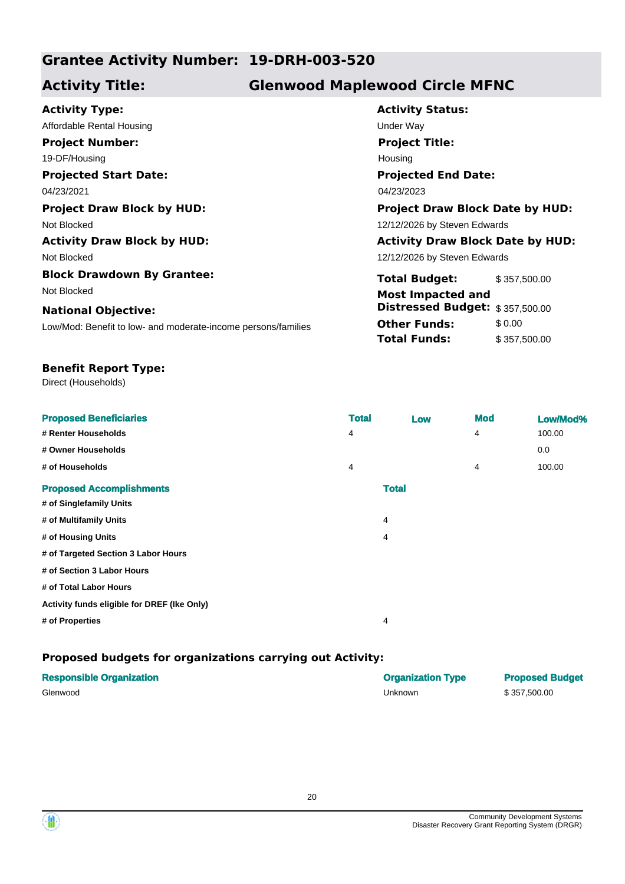## Grantee Activity Number: 19-DRH-003-520

## Activity Title: Glenwood Maplewood Circle MFNC

**Activity Type:**
Affordable Rental Housing

**Activity Status:**
Under Way

**Project Number:**
19-DF/Housing

**Project Title:**
Housing

**Projected Start Date:**
04/23/2021

**Projected End Date:**
04/23/2023

**Project Draw Block by HUD:**
Not Blocked

**Project Draw Block Date by HUD:**
12/12/2026 by Steven Edwards

**Activity Draw Block by HUD:**
Not Blocked

**Activity Draw Block Date by HUD:**
12/12/2026 by Steven Edwards

**Block Drawdown By Grantee:**
Not Blocked

**National Objective:**
Low/Mod: Benefit to low- and moderate-income persons/families

| | |
|---|---|
| **Total Budget:** | $ 357,500.00 |
| **Most Impacted and Distressed Budget:** | $ 357,500.00 |
| **Other Funds:** | $ 0.00 |
| **Total Funds:** | $ 357,500.00 |

**Benefit Report Type:**
Direct (Households)

| Proposed Beneficiaries | Total | Low | Mod | Low/Mod% |
|---|---|---|---|---|
| # Renter Households | 4 | | 4 | 100.00 |
| # Owner Households | | | | 0.0 |
| # of Households | 4 | | 4 | 100.00 |

| Proposed Accomplishments | Total |
|---|---|
| # of Singlefamily Units | |
| # of Multifamily Units | 4 |
| # of Housing Units | 4 |
| # of Targeted Section 3 Labor Hours | |
| # of Section 3 Labor Hours | |
| # of Total Labor Hours | |
| Activity funds eligible for DREF (Ike Only) | |
| # of Properties | 4 |

### Proposed budgets for organizations carrying out Activity:

| Responsible Organization | Organization Type | Proposed Budget |
|---|---|---|
| Glenwood | Unknown | $ 357,500.00 |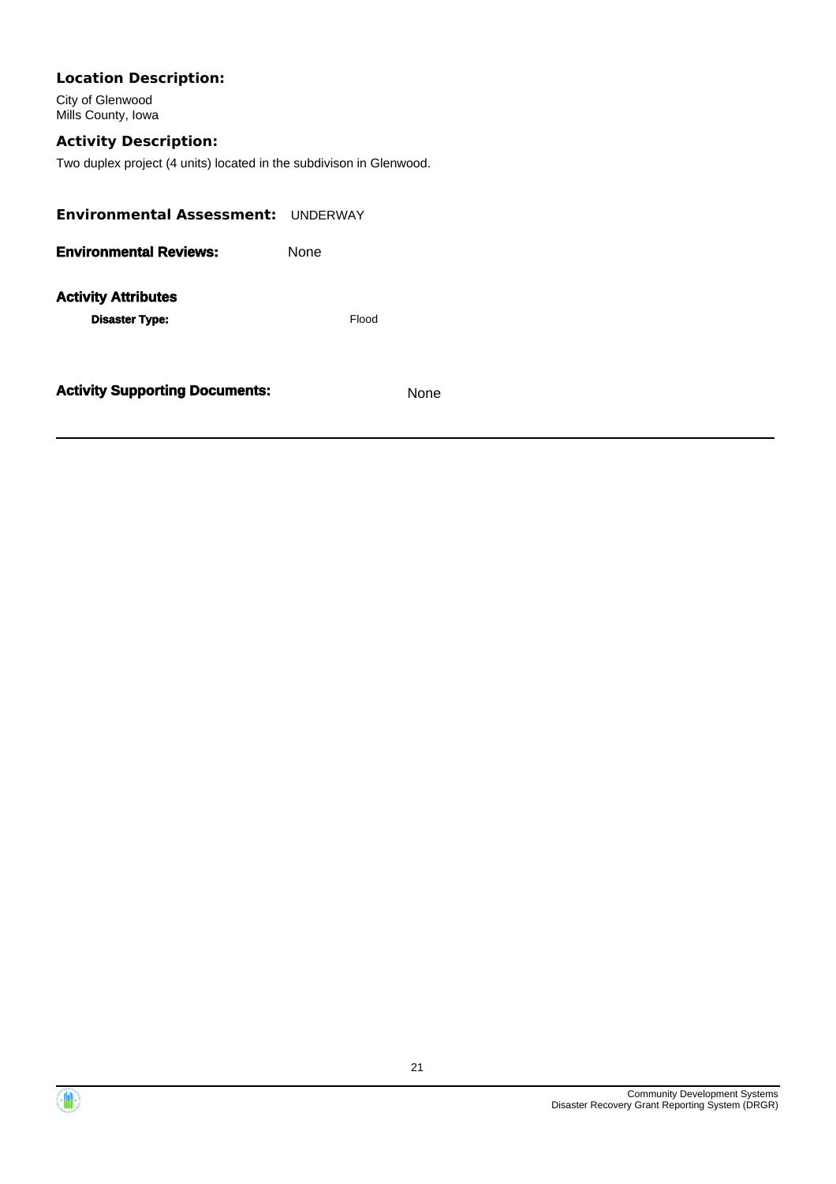### Location Description:

City of Glenwood
Mills County, Iowa

### Activity Description:

Two duplex project (4 units) located in the subdivison in Glenwood.

**Environmental Assessment:** UNDERWAY

**Environmental Reviews:** None

### Activity Attributes

**Disaster Type:** Flood

**Activity Supporting Documents:** None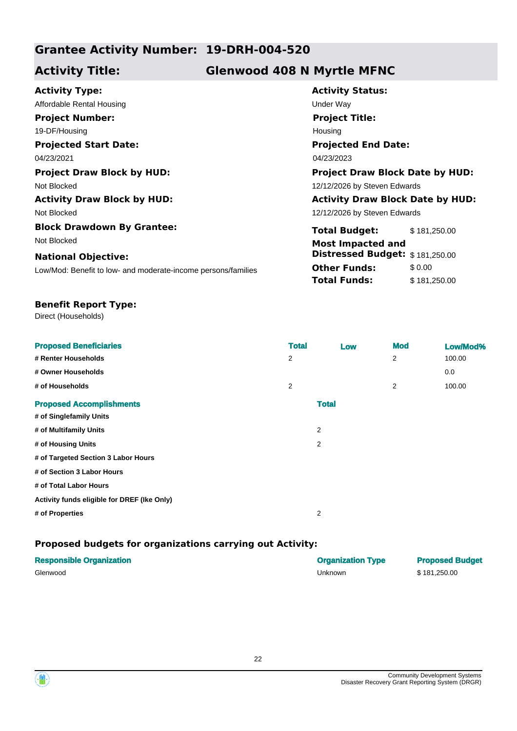## Grantee Activity Number: 19-DRH-004-520

## Activity Title: Glenwood 408 N Myrtle MFNC

**Activity Type:**
Affordable Rental Housing

**Activity Status:**
Under Way

**Project Number:**
19-DF/Housing

**Project Title:**
Housing

**Projected Start Date:**
04/23/2021

**Projected End Date:**
04/23/2023

**Project Draw Block by HUD:**
Not Blocked

**Project Draw Block Date by HUD:**
12/12/2026 by Steven Edwards

**Activity Draw Block by HUD:**
Not Blocked

**Activity Draw Block Date by HUD:**
12/12/2026 by Steven Edwards

**Block Drawdown By Grantee:**
Not Blocked

**National Objective:**
Low/Mod: Benefit to low- and moderate-income persons/families

| | |
|---|---|
| **Total Budget:** | $ 181,250.00 |
| **Most Impacted and Distressed Budget:** | $ 181,250.00 |
| **Other Funds:** | $ 0.00 |
| **Total Funds:** | $ 181,250.00 |

**Benefit Report Type:**
Direct (Households)

| Proposed Beneficiaries | Total | Low | Mod | Low/Mod% |
|---|---|---|---|---|
| # Renter Households | 2 | | 2 | 100.00 |
| # Owner Households | | | | 0.0 |
| # of Households | 2 | | 2 | 100.00 |

| Proposed Accomplishments | Total |
|---|---|
| # of Singlefamily Units | |
| # of Multifamily Units | 2 |
| # of Housing Units | 2 |
| # of Targeted Section 3 Labor Hours | |
| # of Section 3 Labor Hours | |
| # of Total Labor Hours | |
| Activity funds eligible for DREF (Ike Only) | |
| # of Properties | 2 |

### Proposed budgets for organizations carrying out Activity:

| Responsible Organization | Organization Type | Proposed Budget |
|---|---|---|
| Glenwood | Unknown | $ 181,250.00 |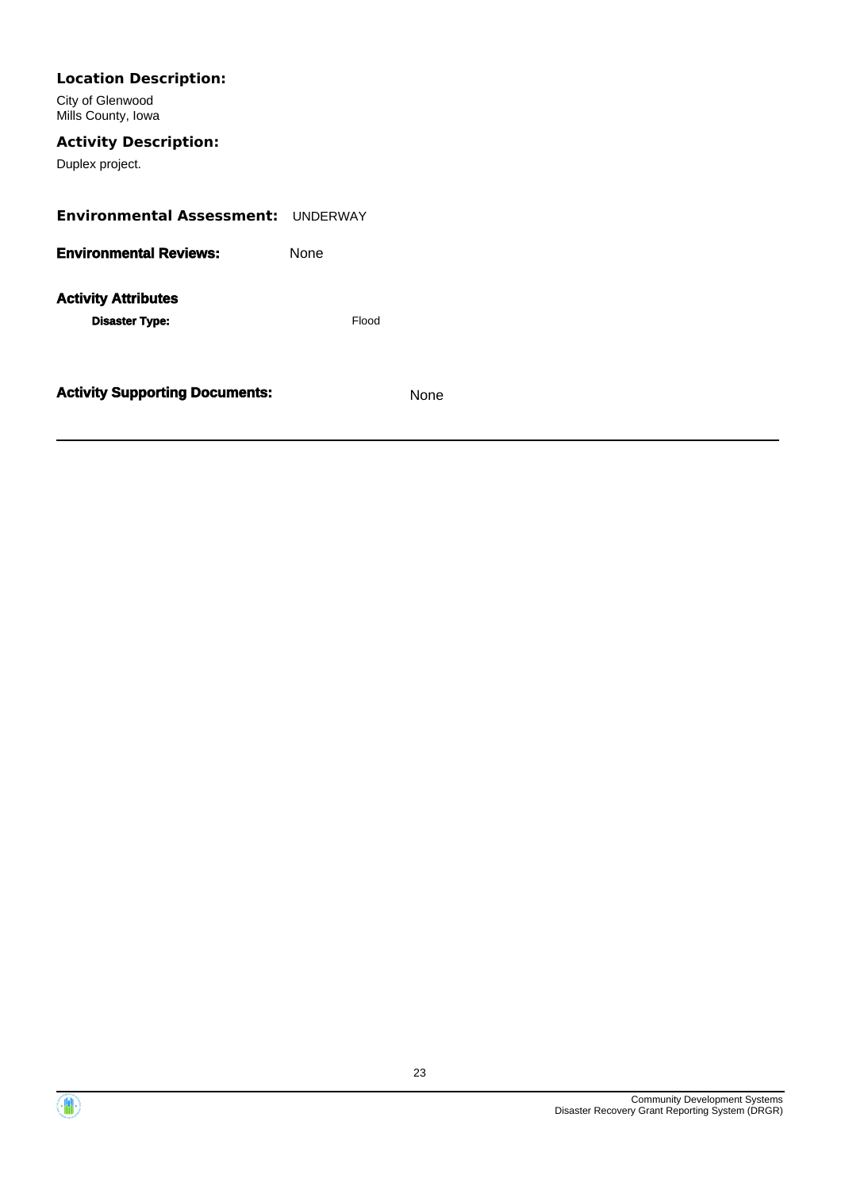**Location Description:**

City of Glenwood
Mills County, Iowa

**Activity Description:**

Duplex project.

**Environmental Assessment:** UNDERWAY

**Environmental Reviews:** None

**Activity Attributes**

**Disaster Type:** Flood

**Activity Supporting Documents:** None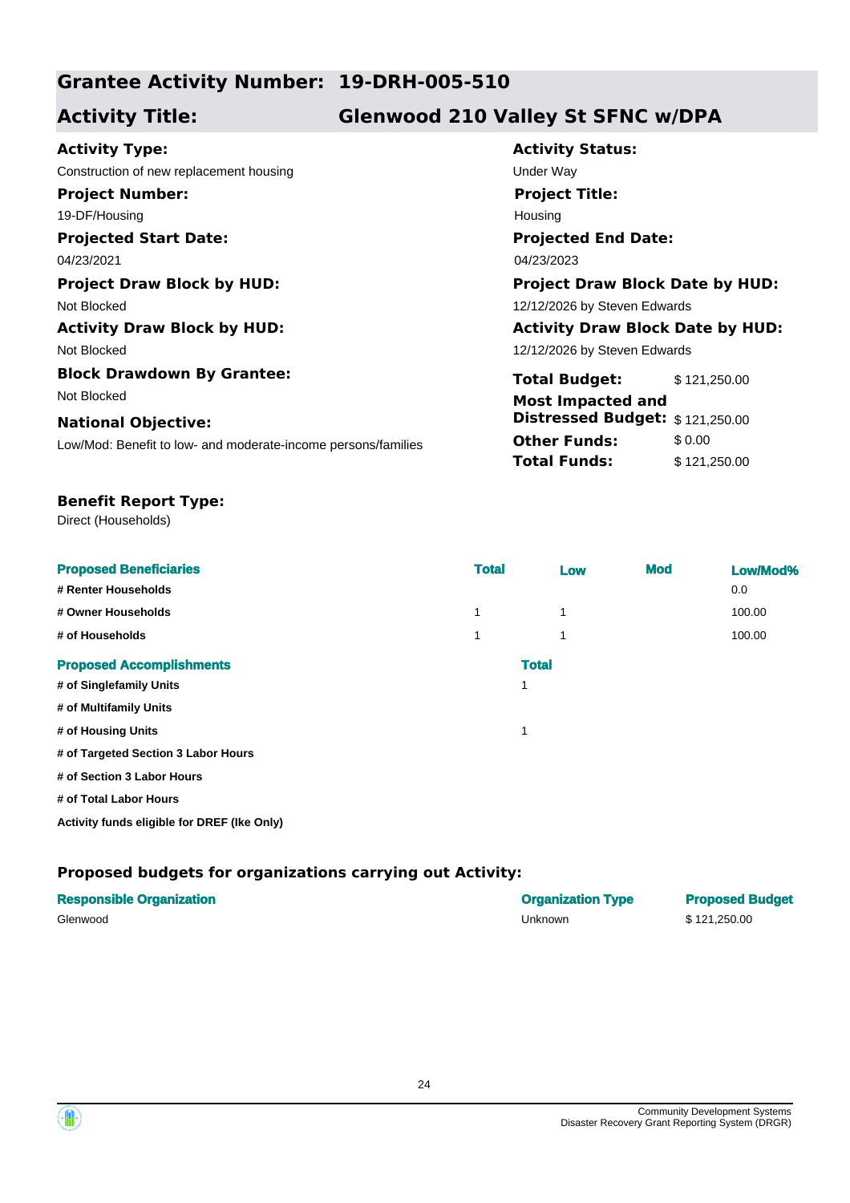## Grantee Activity Number: 19-DRH-005-510

## Activity Title: Glenwood 210 Valley St SFNC w/DPA

**Activity Type:**
Construction of new replacement housing

**Activity Status:**
Under Way

**Project Number:**
19-DF/Housing

**Project Title:**
Housing

**Projected Start Date:**
04/23/2021

**Projected End Date:**
04/23/2023

**Project Draw Block by HUD:**
Not Blocked

**Project Draw Block Date by HUD:**
12/12/2026 by Steven Edwards

**Activity Draw Block by HUD:**
Not Blocked

**Activity Draw Block Date by HUD:**
12/12/2026 by Steven Edwards

**Block Drawdown By Grantee:**
Not Blocked

**National Objective:**
Low/Mod: Benefit to low- and moderate-income persons/families

| | |
|---|---|
| **Total Budget:** | $ 121,250.00 |
| **Most Impacted and Distressed Budget:** | $ 121,250.00 |
| **Other Funds:** | $ 0.00 |
| **Total Funds:** | $ 121,250.00 |

**Benefit Report Type:**
Direct (Households)

| Proposed Beneficiaries | Total | Low | Mod | Low/Mod% |
|---|---|---|---|---|
| # Renter Households | | | | 0.0 |
| # Owner Households | 1 | 1 | | 100.00 |
| # of Households | 1 | 1 | | 100.00 |

| Proposed Accomplishments | Total |
|---|---|
| # of Singlefamily Units | 1 |
| # of Multifamily Units | |
| # of Housing Units | 1 |
| # of Targeted Section 3 Labor Hours | |
| # of Section 3 Labor Hours | |
| # of Total Labor Hours | |
| Activity funds eligible for DREF (Ike Only) | |

### Proposed budgets for organizations carrying out Activity:

| Responsible Organization | Organization Type | Proposed Budget |
|---|---|---|
| Glenwood | Unknown | $ 121,250.00 |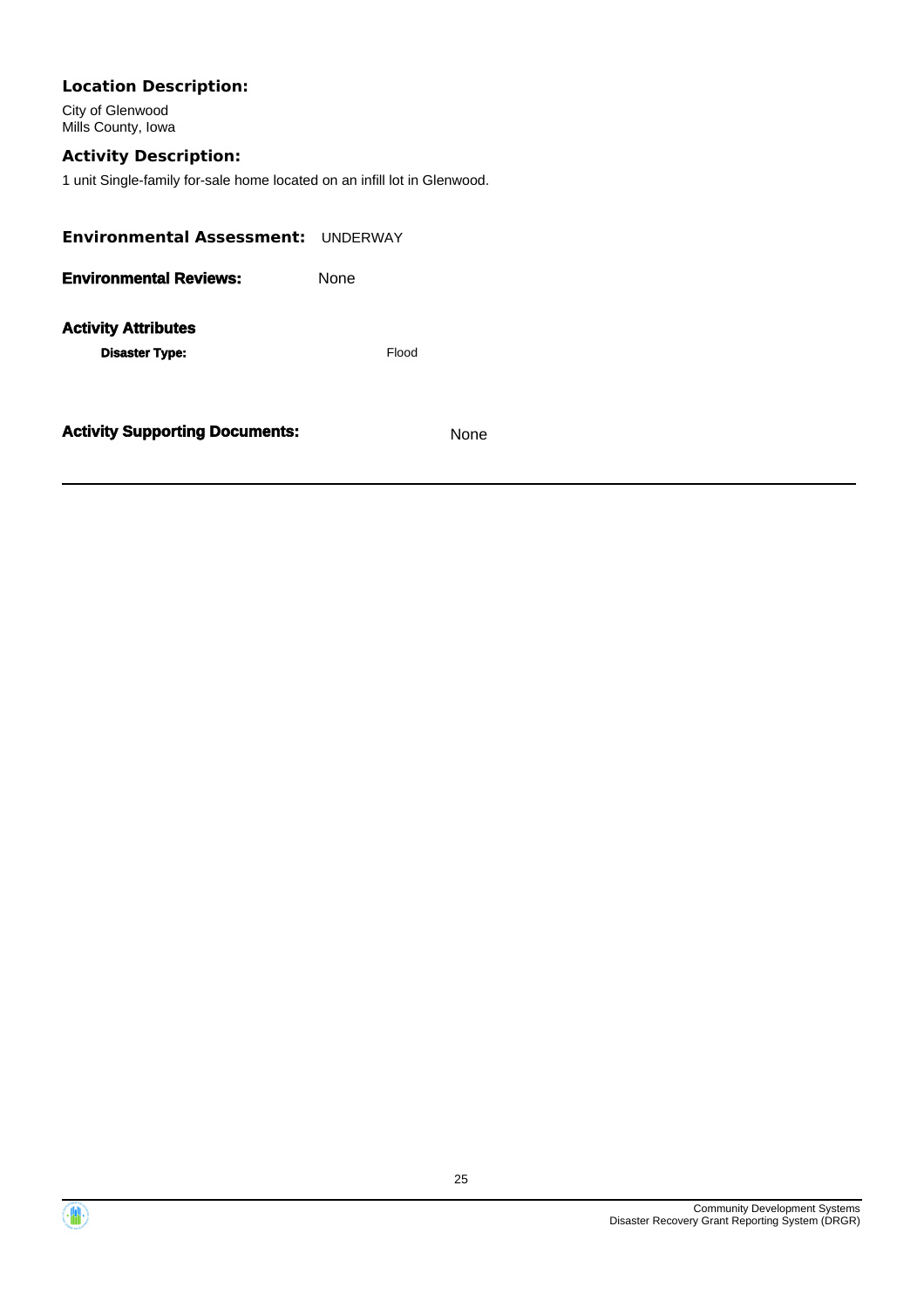**Location Description:**

City of Glenwood
Mills County, Iowa

**Activity Description:**

1 unit Single-family for-sale home located on an infill lot in Glenwood.

**Environmental Assessment:** UNDERWAY

**Environmental Reviews:** None

**Activity Attributes**

**Disaster Type:** Flood

**Activity Supporting Documents:** None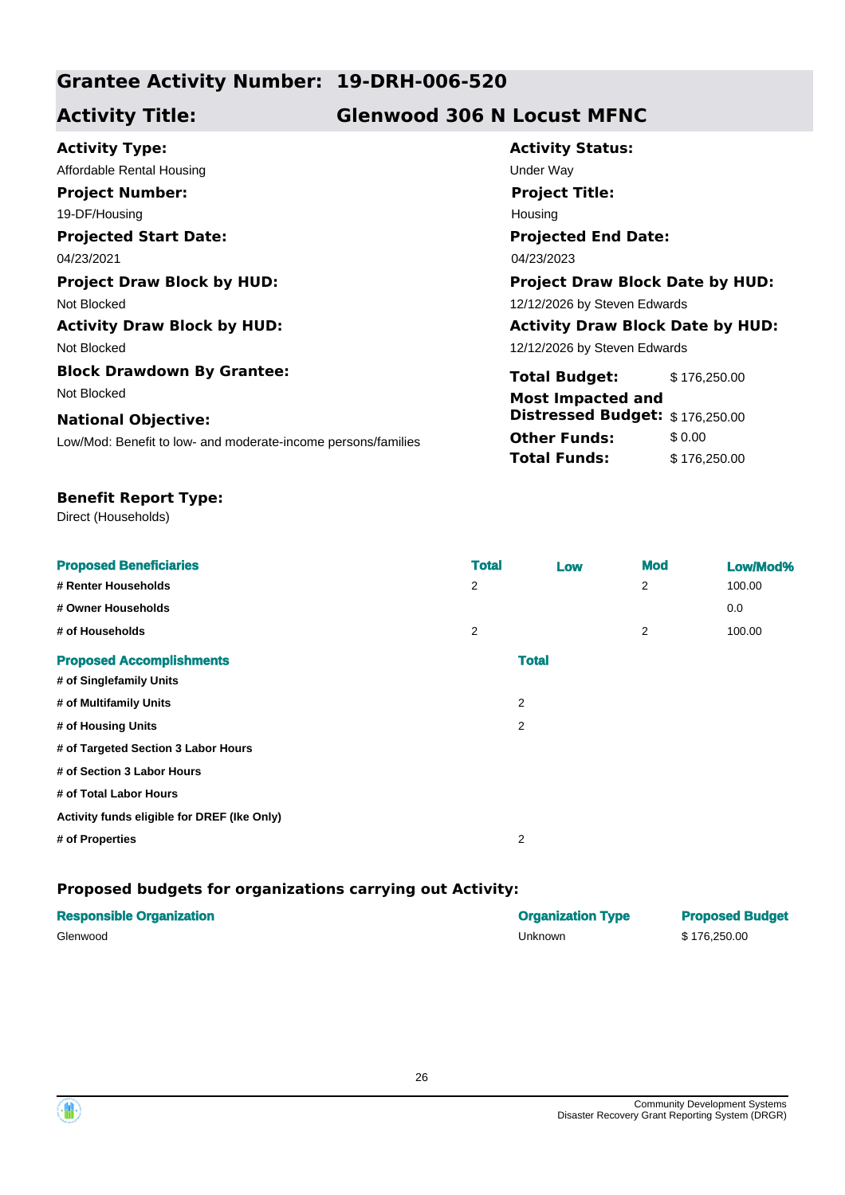## Grantee Activity Number: 19-DRH-006-520

## Activity Title: Glenwood 306 N Locust MFNC

**Activity Type:**
Affordable Rental Housing

**Activity Status:**
Under Way

**Project Number:**
19-DF/Housing

**Project Title:**
Housing

**Projected Start Date:**
04/23/2021

**Projected End Date:**
04/23/2023

**Project Draw Block by HUD:**
Not Blocked

**Project Draw Block Date by HUD:**
12/12/2026 by Steven Edwards

**Activity Draw Block by HUD:**
Not Blocked

**Activity Draw Block Date by HUD:**
12/12/2026 by Steven Edwards

**Block Drawdown By Grantee:**
Not Blocked

**National Objective:**
Low/Mod: Benefit to low- and moderate-income persons/families

| | |
|---|---|
| **Total Budget:** | $ 176,250.00 |
| **Most Impacted and Distressed Budget:** | $ 176,250.00 |
| **Other Funds:** | $ 0.00 |
| **Total Funds:** | $ 176,250.00 |

**Benefit Report Type:**
Direct (Households)

| Proposed Beneficiaries | Total | Low | Mod | Low/Mod% |
|---|---|---|---|---|
| # Renter Households | 2 | | 2 | 100.00 |
| # Owner Households | | | | 0.0 |
| # of Households | 2 | | 2 | 100.00 |

| Proposed Accomplishments | Total |
|---|---|
| # of Singlefamily Units | |
| # of Multifamily Units | 2 |
| # of Housing Units | 2 |
| # of Targeted Section 3 Labor Hours | |
| # of Section 3 Labor Hours | |
| # of Total Labor Hours | |
| Activity funds eligible for DREF (Ike Only) | |
| # of Properties | 2 |

### Proposed budgets for organizations carrying out Activity:

| Responsible Organization | Organization Type | Proposed Budget |
|---|---|---|
| Glenwood | Unknown | $ 176,250.00 |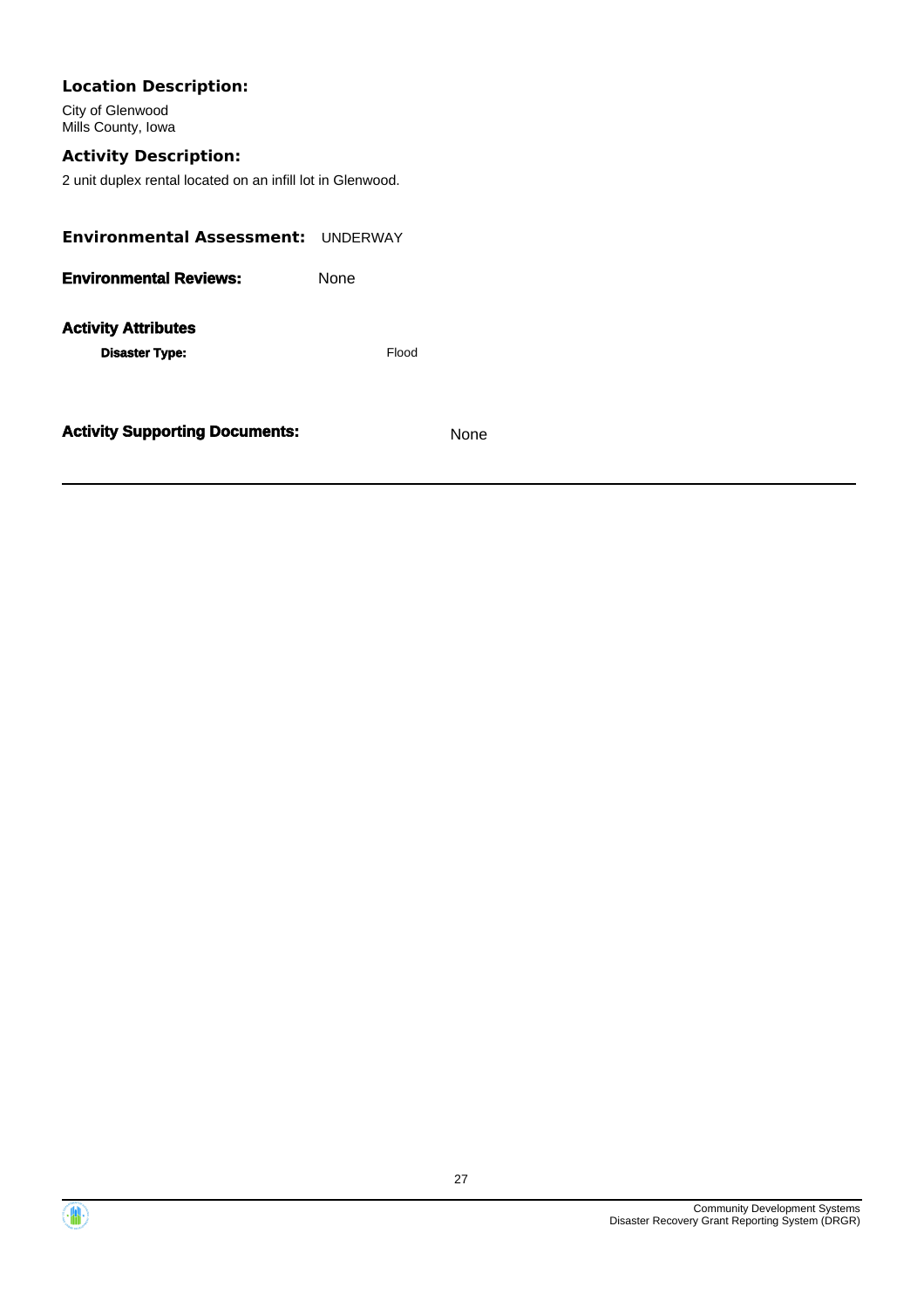**Location Description:**

City of Glenwood
Mills County, Iowa

**Activity Description:**

2 unit duplex rental located on an infill lot in Glenwood.

**Environmental Assessment:** UNDERWAY

**Environmental Reviews:** None

**Activity Attributes**

**Disaster Type:** Flood

**Activity Supporting Documents:** None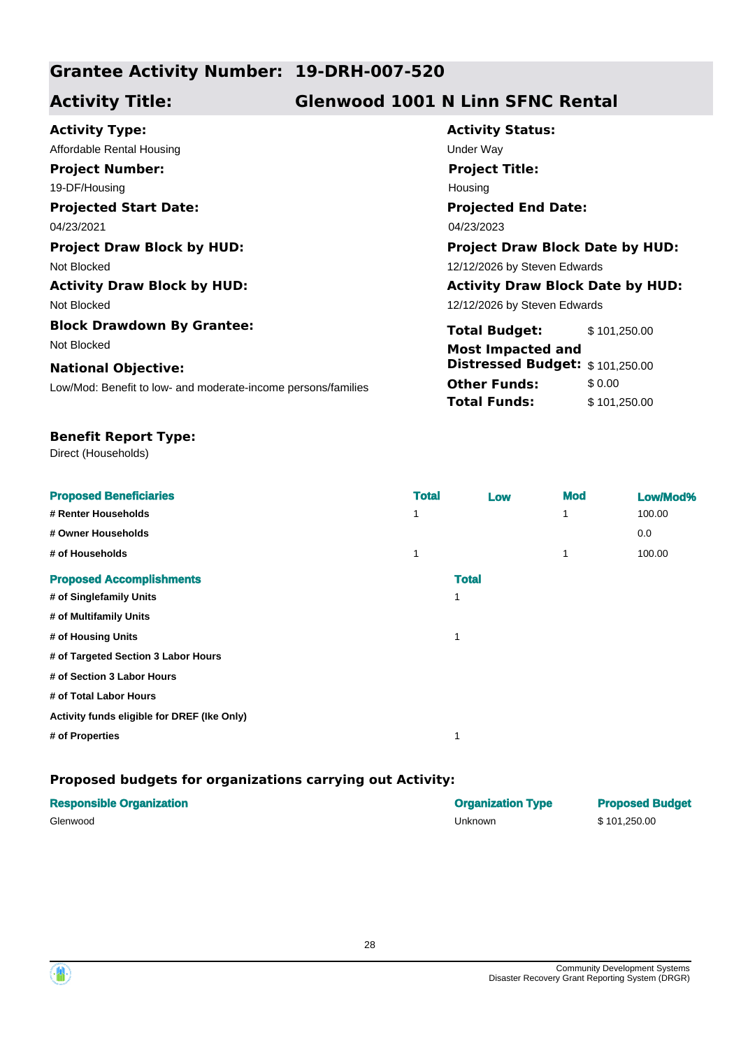## Grantee Activity Number: 19-DRH-007-520

## Activity Title: Glenwood 1001 N Linn SFNC Rental

**Activity Type:**
Affordable Rental Housing

**Activity Status:**
Under Way

**Project Number:**
19-DF/Housing

**Project Title:**
Housing

**Projected Start Date:**
04/23/2021

**Projected End Date:**
04/23/2023

**Project Draw Block by HUD:**
Not Blocked

**Project Draw Block Date by HUD:**
12/12/2026 by Steven Edwards

**Activity Draw Block by HUD:**
Not Blocked

**Activity Draw Block Date by HUD:**
12/12/2026 by Steven Edwards

**Block Drawdown By Grantee:**
Not Blocked

**National Objective:**
Low/Mod: Benefit to low- and moderate-income persons/families

| | |
|---|---|
| **Total Budget:** | $ 101,250.00 |
| **Most Impacted and Distressed Budget:** | $ 101,250.00 |
| **Other Funds:** | $ 0.00 |
| **Total Funds:** | $ 101,250.00 |

**Benefit Report Type:**
Direct (Households)

| Proposed Beneficiaries | Total | Low | Mod | Low/Mod% |
|---|---|---|---|---|
| # Renter Households | 1 | | 1 | 100.00 |
| # Owner Households | | | | 0.0 |
| # of Households | 1 | | 1 | 100.00 |

| Proposed Accomplishments | Total |
|---|---|
| # of Singlefamily Units | 1 |
| # of Multifamily Units | |
| # of Housing Units | 1 |
| # of Targeted Section 3 Labor Hours | |
| # of Section 3 Labor Hours | |
| # of Total Labor Hours | |
| Activity funds eligible for DREF (Ike Only) | |
| # of Properties | 1 |

### Proposed budgets for organizations carrying out Activity:

| Responsible Organization | Organization Type | Proposed Budget |
|---|---|---|
| Glenwood | Unknown | $ 101,250.00 |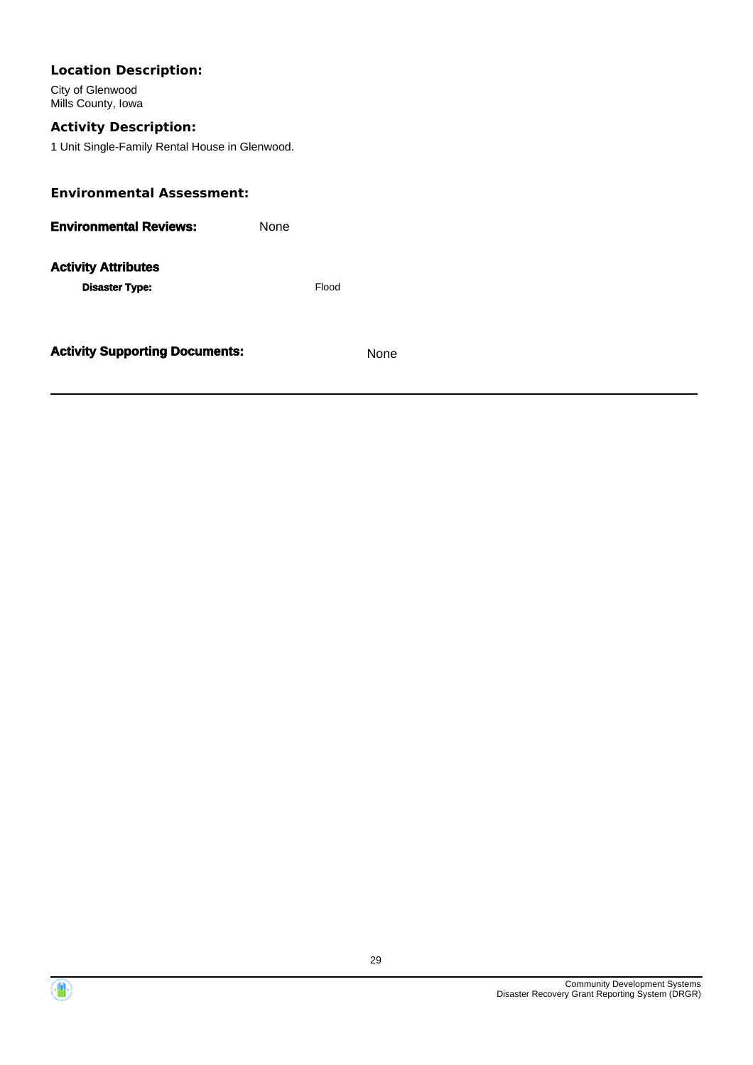**Location Description:**

City of Glenwood
Mills County, Iowa

**Activity Description:**

1 Unit Single-Family Rental House in Glenwood.

**Environmental Assessment:**

**Environmental Reviews:** None

**Activity Attributes**

**Disaster Type:** Flood

**Activity Supporting Documents:** None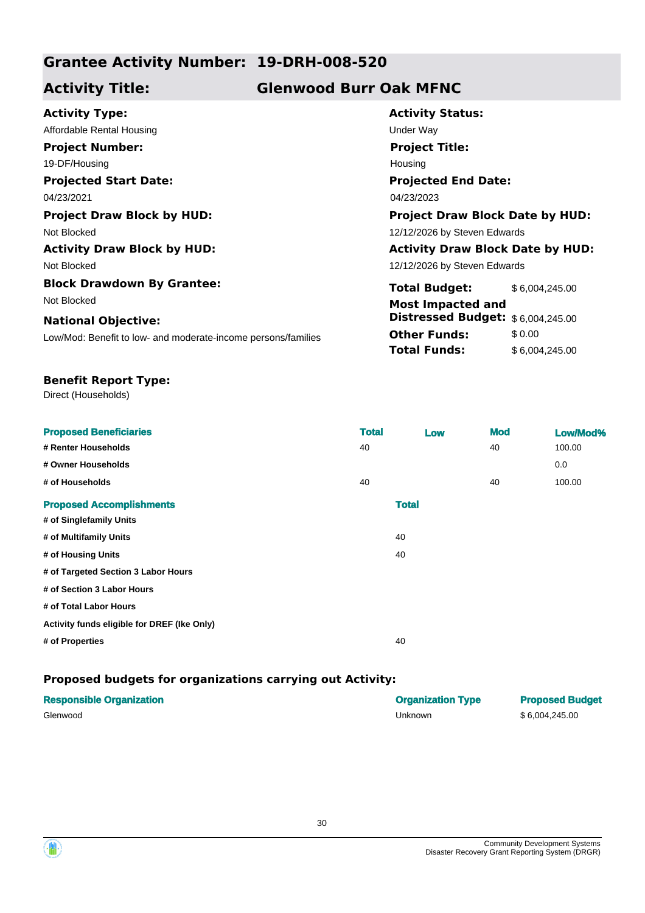# Grantee Activity Number: 19-DRH-008-520

## Activity Title: Glenwood Burr Oak MFNC

**Activity Type:**
Affordable Rental Housing

**Activity Status:**
Under Way

**Project Number:**
19-DF/Housing

**Project Title:**
Housing

**Projected Start Date:**
04/23/2021

**Projected End Date:**
04/23/2023

**Project Draw Block by HUD:**
Not Blocked

**Project Draw Block Date by HUD:**
12/12/2026 by Steven Edwards

**Activity Draw Block by HUD:**
Not Blocked

**Activity Draw Block Date by HUD:**
12/12/2026 by Steven Edwards

**Block Drawdown By Grantee:**
Not Blocked

**National Objective:**
Low/Mod: Benefit to low- and moderate-income persons/families

**Total Budget:** $ 6,004,245.00
**Most Impacted and Distressed Budget:** $ 6,004,245.00
**Other Funds:** $ 0.00
**Total Funds:** $ 6,004,245.00

**Benefit Report Type:**
Direct (Households)

| Proposed Beneficiaries | Total | Low | Mod | Low/Mod% |
|---|---|---|---|---|
| # Renter Households | 40 | | 40 | 100.00 |
| # Owner Households | | | | 0.0 |
| # of Households | 40 | | 40 | 100.00 |

| Proposed Accomplishments | Total |
|---|---|
| # of Singlefamily Units | |
| # of Multifamily Units | 40 |
| # of Housing Units | 40 |
| # of Targeted Section 3 Labor Hours | |
| # of Section 3 Labor Hours | |
| # of Total Labor Hours | |
| Activity funds eligible for DREF (Ike Only) | |
| # of Properties | 40 |

### Proposed budgets for organizations carrying out Activity:

| Responsible Organization | Organization Type | Proposed Budget |
|---|---|---|
| Glenwood | Unknown | $ 6,004,245.00 |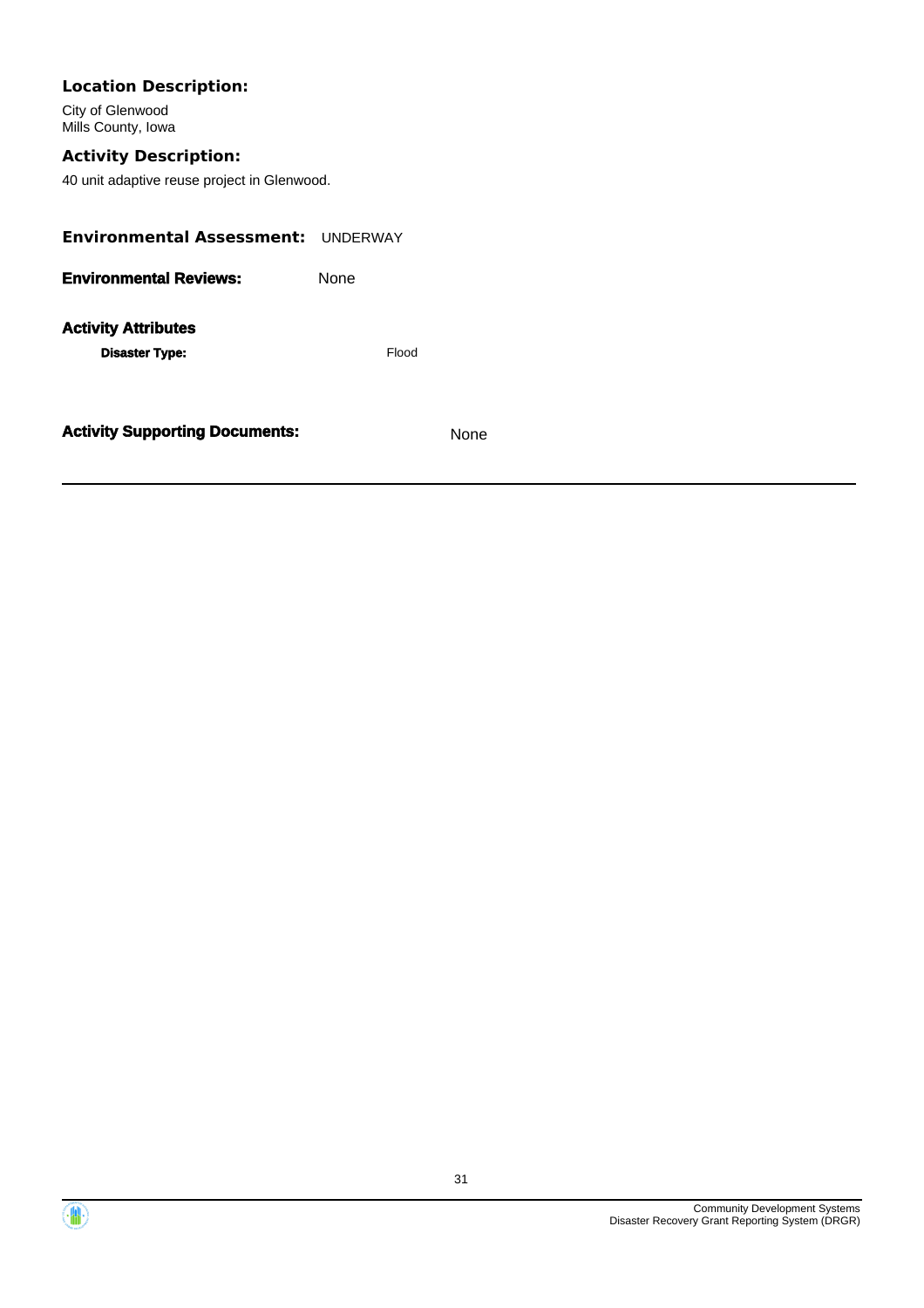**Location Description:**

City of Glenwood
Mills County, Iowa

**Activity Description:**

40 unit adaptive reuse project in Glenwood.

**Environmental Assessment:** UNDERWAY

**Environmental Reviews:** None

**Activity Attributes**

**Disaster Type:** Flood

**Activity Supporting Documents:** None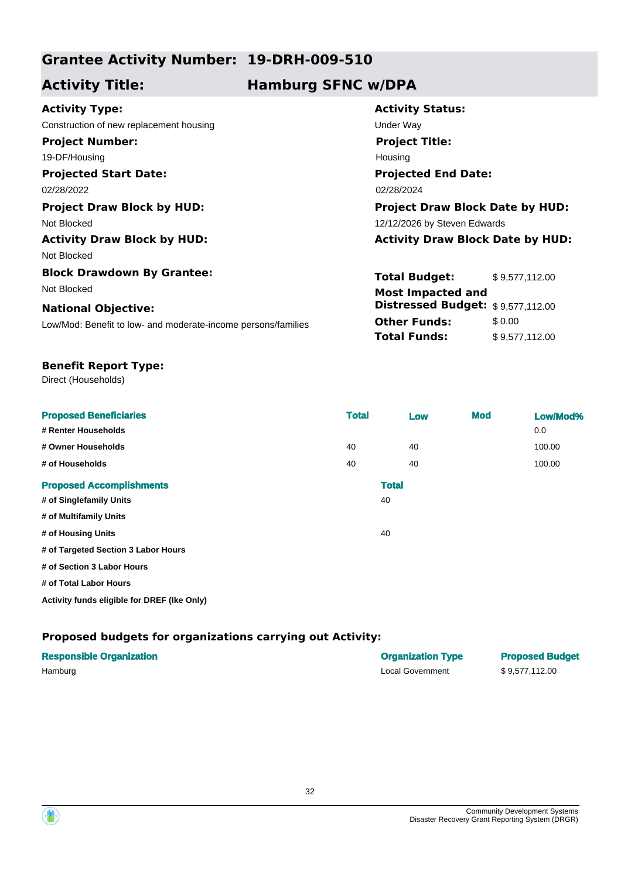## Grantee Activity Number: 19-DRH-009-510

## Activity Title: Hamburg SFNC w/DPA

**Activity Type:**
Construction of new replacement housing

**Activity Status:**
Under Way

**Project Number:**
19-DF/Housing

**Project Title:**
Housing

**Projected Start Date:**
02/28/2022

**Projected End Date:**
02/28/2024

**Project Draw Block by HUD:**
Not Blocked

**Project Draw Block Date by HUD:**
12/12/2026 by Steven Edwards

**Activity Draw Block by HUD:**
Not Blocked

**Activity Draw Block Date by HUD:**

**Block Drawdown By Grantee:**
Not Blocked

**National Objective:**
Low/Mod: Benefit to low- and moderate-income persons/families

| | |
|---|---|
| **Total Budget:** | $ 9,577,112.00 |
| **Most Impacted and Distressed Budget:** | $ 9,577,112.00 |
| **Other Funds:** | $ 0.00 |
| **Total Funds:** | $ 9,577,112.00 |

**Benefit Report Type:**
Direct (Households)

| Proposed Beneficiaries | Total | Low | Mod | Low/Mod% |
|---|---|---|---|---|
| # Renter Households | | | | 0.0 |
| # Owner Households | 40 | 40 | | 100.00 |
| # of Households | 40 | 40 | | 100.00 |

| Proposed Accomplishments | Total |
|---|---|
| # of Singlefamily Units | 40 |
| # of Multifamily Units | |
| # of Housing Units | 40 |
| # of Targeted Section 3 Labor Hours | |
| # of Section 3 Labor Hours | |
| # of Total Labor Hours | |
| Activity funds eligible for DREF (Ike Only) | |

### Proposed budgets for organizations carrying out Activity:

| Responsible Organization | Organization Type | Proposed Budget |
|---|---|---|
| Hamburg | Local Government | $ 9,577,112.00 |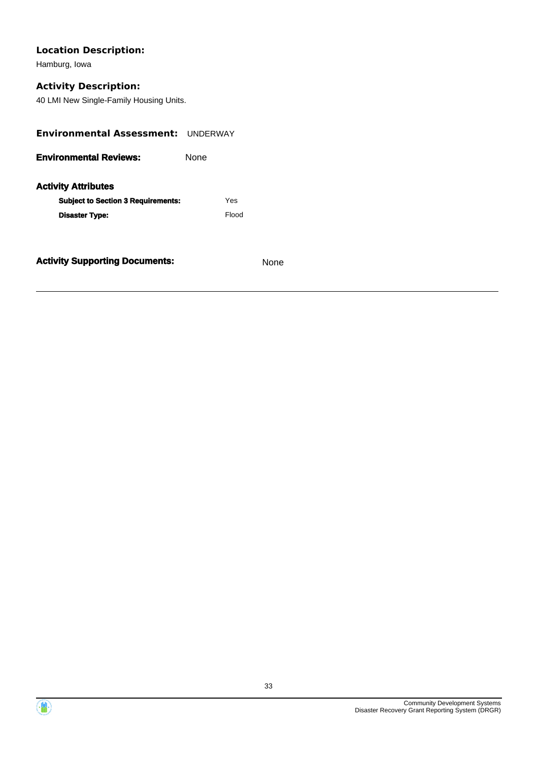**Location Description:**

Hamburg, Iowa

**Activity Description:**

40 LMI New Single-Family Housing Units.

**Environmental Assessment:** UNDERWAY

**Environmental Reviews:** None

**Activity Attributes**

| | |
|---|---|
| **Subject to Section 3 Requirements:** | Yes |
| **Disaster Type:** | Flood |

**Activity Supporting Documents:** None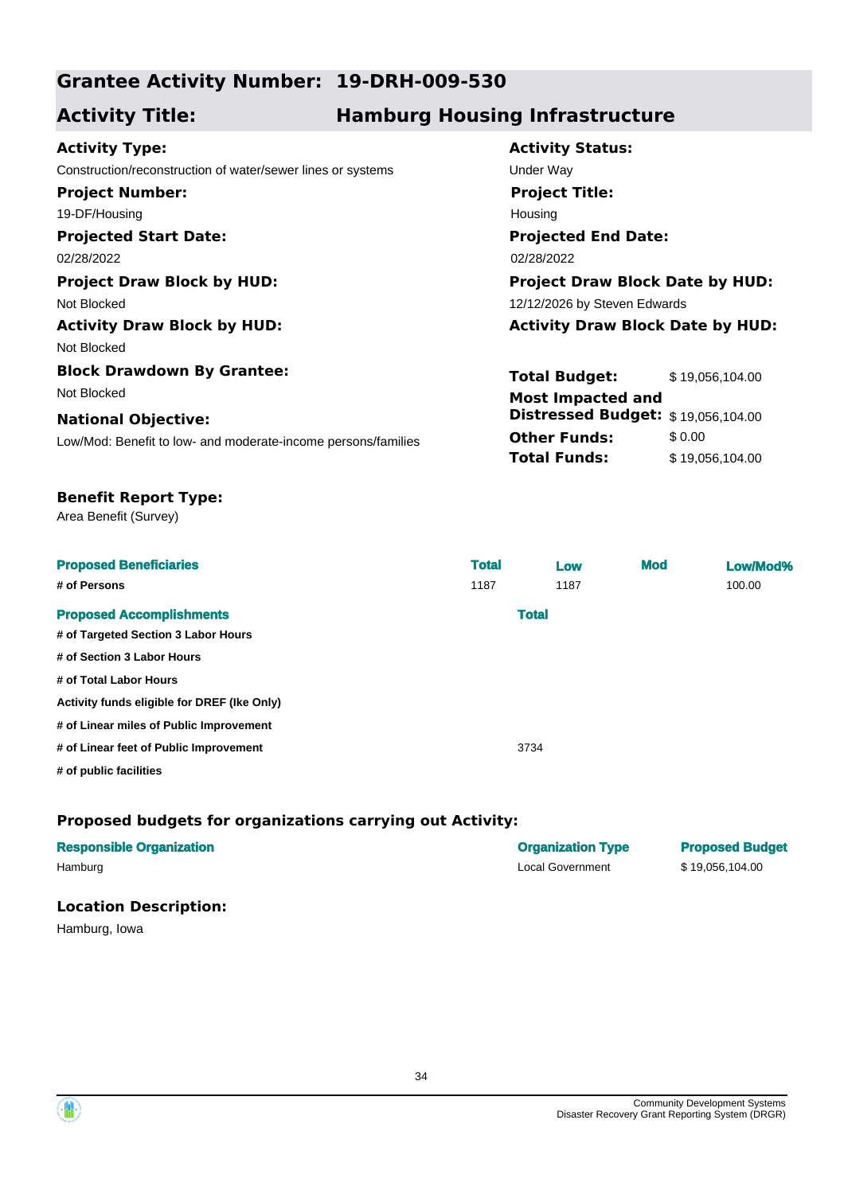## Grantee Activity Number: 19-DRH-009-530

## Activity Title: Hamburg Housing Infrastructure

**Activity Type:**
Construction/reconstruction of water/sewer lines or systems

**Activity Status:**
Under Way

**Project Number:**
19-DF/Housing

**Project Title:**
Housing

**Projected Start Date:**
02/28/2022

**Projected End Date:**
02/28/2022

**Project Draw Block by HUD:**
Not Blocked

**Project Draw Block Date by HUD:**
12/12/2026 by Steven Edwards

**Activity Draw Block by HUD:**
Not Blocked

**Activity Draw Block Date by HUD:**

**Block Drawdown By Grantee:**
Not Blocked

**National Objective:**
Low/Mod: Benefit to low- and moderate-income persons/families

| | |
|---|---|
| **Total Budget:** | $ 19,056,104.00 |
| **Most Impacted and Distressed Budget:** | $ 19,056,104.00 |
| **Other Funds:** | $ 0.00 |
| **Total Funds:** | $ 19,056,104.00 |

**Benefit Report Type:**
Area Benefit (Survey)

| Proposed Beneficiaries | Total | Low | Mod | Low/Mod% |
|---|---|---|---|---|
| # of Persons | 1187 | 1187 | | 100.00 |

| Proposed Accomplishments | Total |
|---|---|
| # of Targeted Section 3 Labor Hours | |
| # of Section 3 Labor Hours | |
| # of Total Labor Hours | |
| Activity funds eligible for DREF (Ike Only) | |
| # of Linear miles of Public Improvement | |
| # of Linear feet of Public Improvement | 3734 |
| # of public facilities | |

### Proposed budgets for organizations carrying out Activity:

| Responsible Organization | Organization Type | Proposed Budget |
|---|---|---|
| Hamburg | Local Government | $ 19,056,104.00 |

### Location Description:

Hamburg, Iowa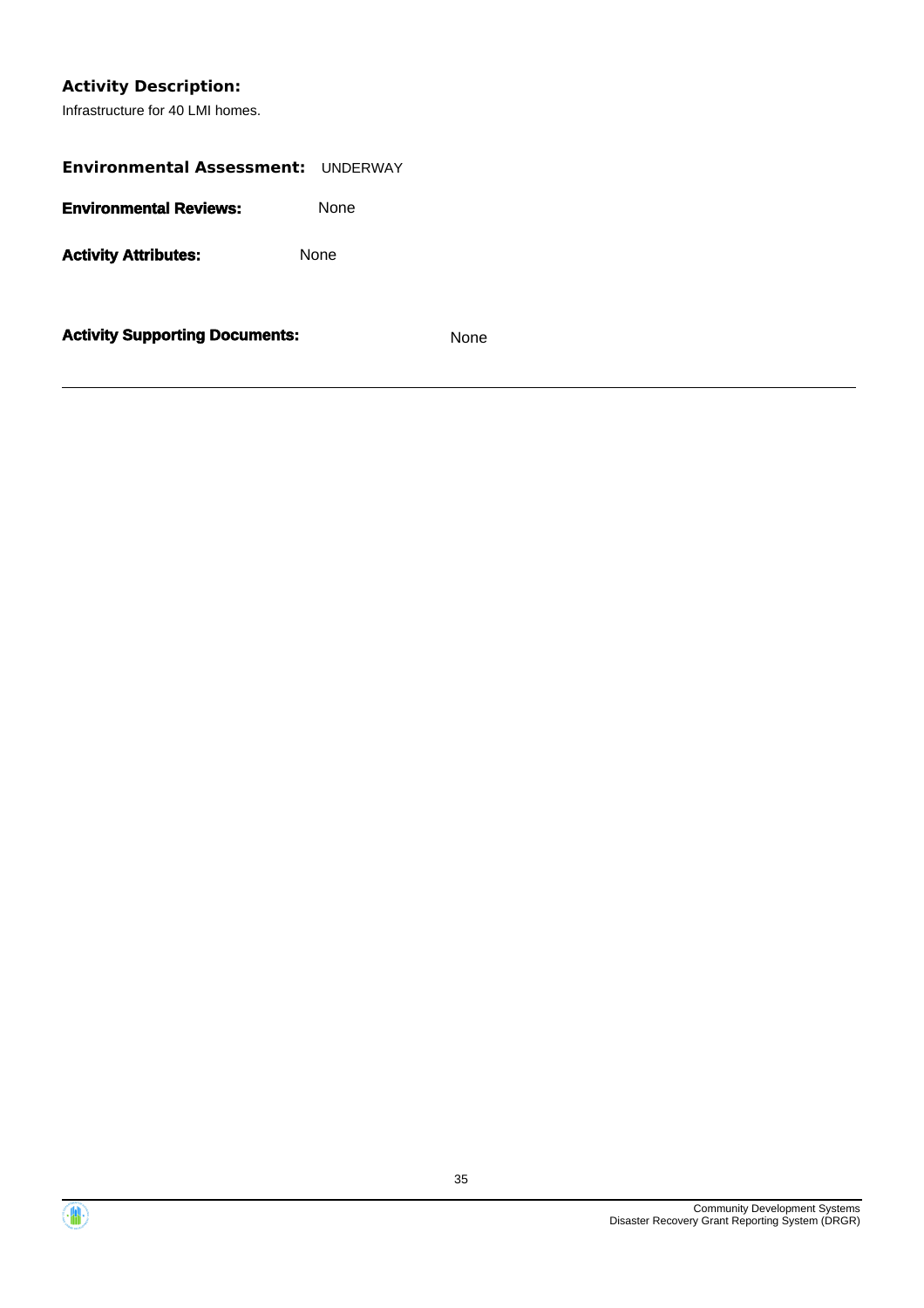**Activity Description:**

Infrastructure for 40 LMI homes.

**Environmental Assessment:** UNDERWAY

**Environmental Reviews:** None

**Activity Attributes:** None

**Activity Supporting Documents:** None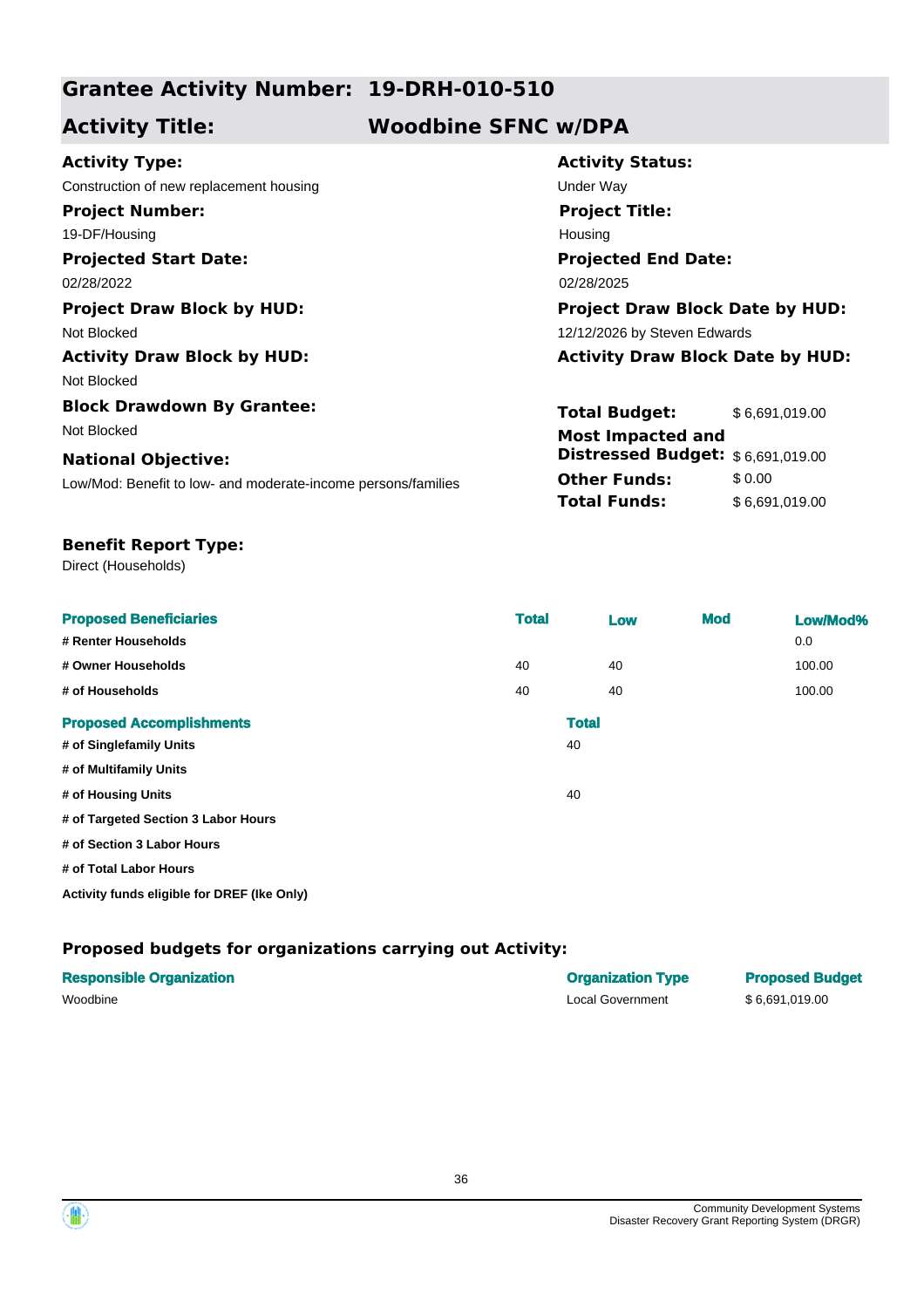## Grantee Activity Number: 19-DRH-010-510

## Activity Title: Woodbine SFNC w/DPA

**Activity Type:**
Construction of new replacement housing

**Activity Status:**
Under Way

**Project Number:**
19-DF/Housing

**Project Title:**
Housing

**Projected Start Date:**
02/28/2022

**Projected End Date:**
02/28/2025

**Project Draw Block by HUD:**
Not Blocked

**Project Draw Block Date by HUD:**
12/12/2026 by Steven Edwards

**Activity Draw Block by HUD:**
Not Blocked

**Activity Draw Block Date by HUD:**

**Block Drawdown By Grantee:**
Not Blocked

**National Objective:**
Low/Mod: Benefit to low- and moderate-income persons/families

| | |
|---|---|
| **Total Budget:** | $ 6,691,019.00 |
| **Most Impacted and Distressed Budget:** | $ 6,691,019.00 |
| **Other Funds:** | $ 0.00 |
| **Total Funds:** | $ 6,691,019.00 |

**Benefit Report Type:**
Direct (Households)

| Proposed Beneficiaries | Total | Low | Mod | Low/Mod% |
|---|---|---|---|---|
| # Renter Households | | | | 0.0 |
| # Owner Households | 40 | 40 | | 100.00 |
| # of Households | 40 | 40 | | 100.00 |

| Proposed Accomplishments | Total |
|---|---|
| # of Singlefamily Units | 40 |
| # of Multifamily Units | |
| # of Housing Units | 40 |
| # of Targeted Section 3 Labor Hours | |
| # of Section 3 Labor Hours | |
| # of Total Labor Hours | |
| Activity funds eligible for DREF (Ike Only) | |

### Proposed budgets for organizations carrying out Activity:

| Responsible Organization | Organization Type | Proposed Budget |
|---|---|---|
| Woodbine | Local Government | $ 6,691,019.00 |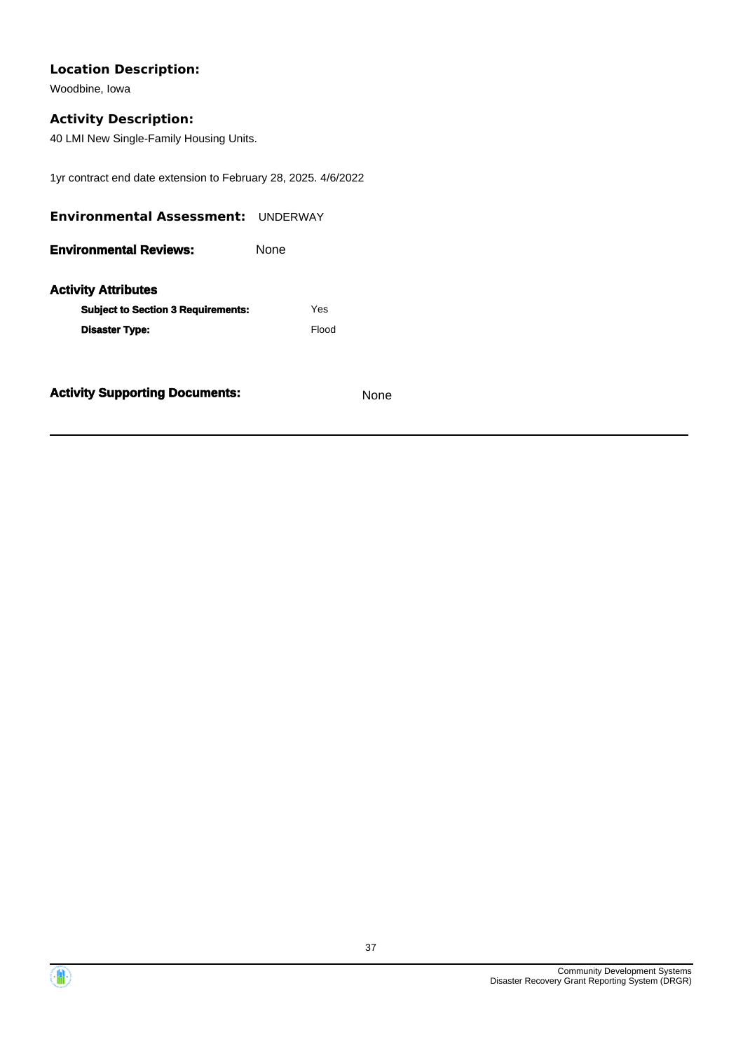**Location Description:**

Woodbine, Iowa

**Activity Description:**

40 LMI New Single-Family Housing Units.

1yr contract end date extension to February 28, 2025. 4/6/2022

**Environmental Assessment:** UNDERWAY

**Environmental Reviews:** None

**Activity Attributes**

| | |
|---|---|
| **Subject to Section 3 Requirements:** | Yes |
| **Disaster Type:** | Flood |

**Activity Supporting Documents:** None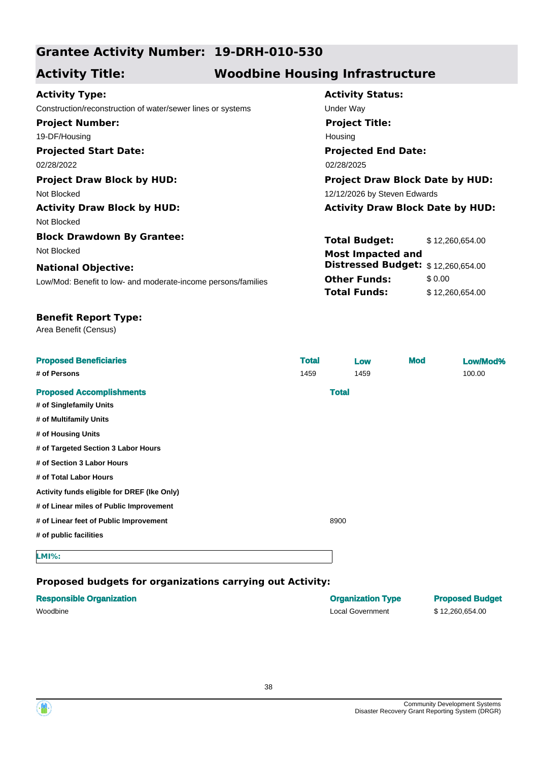## Grantee Activity Number: 19-DRH-010-530

## Activity Title: Woodbine Housing Infrastructure

**Activity Type:**
Construction/reconstruction of water/sewer lines or systems

**Activity Status:**
Under Way

**Project Number:**
19-DF/Housing

**Project Title:**
Housing

**Projected Start Date:**
02/28/2022

**Projected End Date:**
02/28/2025

**Project Draw Block by HUD:**
Not Blocked

**Project Draw Block Date by HUD:**
12/12/2026 by Steven Edwards

**Activity Draw Block by HUD:**
Not Blocked

**Activity Draw Block Date by HUD:**

**Block Drawdown By Grantee:**
Not Blocked

**National Objective:**
Low/Mod: Benefit to low- and moderate-income persons/families

| | |
|---|---|
| **Total Budget:** | $ 12,260,654.00 |
| **Most Impacted and Distressed Budget:** | $ 12,260,654.00 |
| **Other Funds:** | $ 0.00 |
| **Total Funds:** | $ 12,260,654.00 |

**Benefit Report Type:**
Area Benefit (Census)

| Proposed Beneficiaries | Total | Low | Mod | Low/Mod% |
|---|---|---|---|---|
| # of Persons | 1459 | 1459 | | 100.00 |

| Proposed Accomplishments | Total |
|---|---|
| # of Singlefamily Units | |
| # of Multifamily Units | |
| # of Housing Units | |
| # of Targeted Section 3 Labor Hours | |
| # of Section 3 Labor Hours | |
| # of Total Labor Hours | |
| Activity funds eligible for DREF (Ike Only) | |
| # of Linear miles of Public Improvement | |
| # of Linear feet of Public Improvement | 8900 |
| # of public facilities | |

**LMI%:**

### Proposed budgets for organizations carrying out Activity:

| Responsible Organization | Organization Type | Proposed Budget |
|---|---|---|
| Woodbine | Local Government | $ 12,260,654.00 |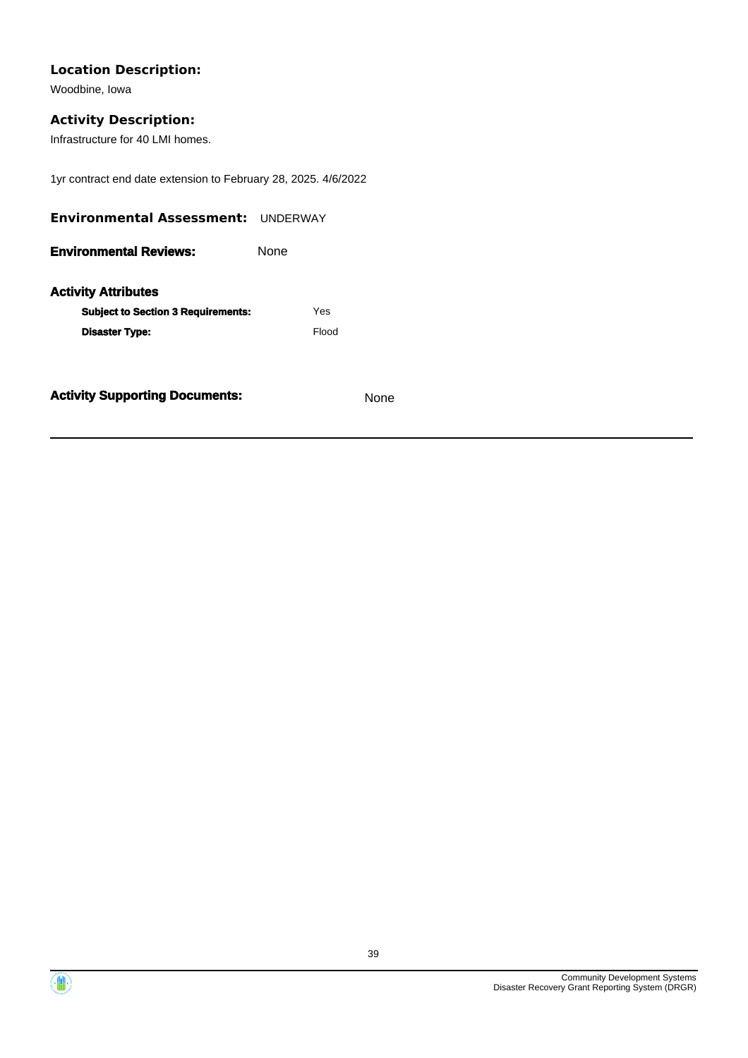**Location Description:**

Woodbine, Iowa

**Activity Description:**

Infrastructure for 40 LMI homes.

1yr contract end date extension to February 28, 2025. 4/6/2022

**Environmental Assessment:** UNDERWAY

**Environmental Reviews:** None

**Activity Attributes**

| | |
|---|---|
| **Subject to Section 3 Requirements:** | Yes |
| **Disaster Type:** | Flood |

**Activity Supporting Documents:** None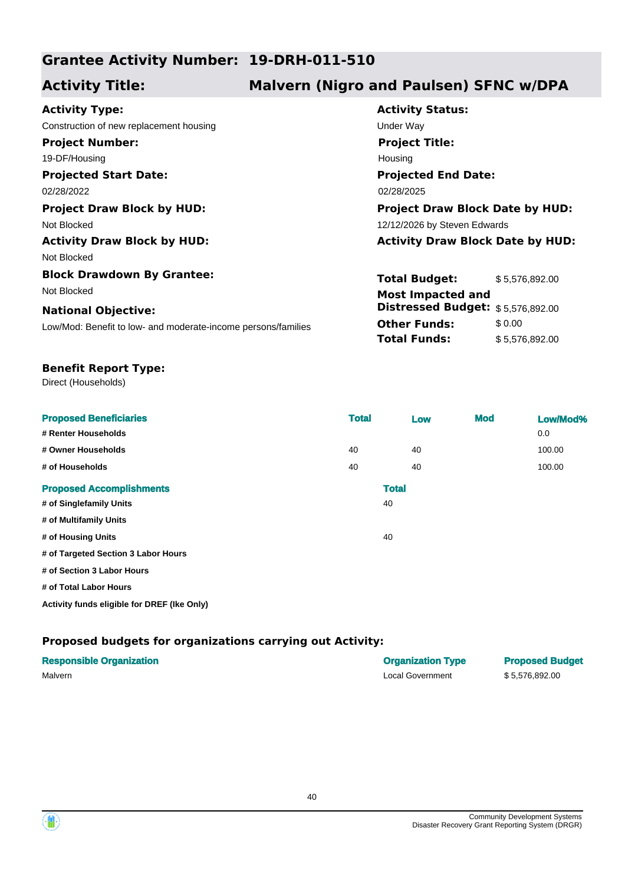## Grantee Activity Number: 19-DRH-011-510

## Activity Title: Malvern (Nigro and Paulsen) SFNC w/DPA

**Activity Type:**
Construction of new replacement housing

**Activity Status:**
Under Way

**Project Number:**
19-DF/Housing

**Project Title:**
Housing

**Projected Start Date:**
02/28/2022

**Projected End Date:**
02/28/2025

**Project Draw Block by HUD:**
Not Blocked

**Project Draw Block Date by HUD:**
12/12/2026 by Steven Edwards

**Activity Draw Block by HUD:**
Not Blocked

**Activity Draw Block Date by HUD:**

**Block Drawdown By Grantee:**
Not Blocked

**National Objective:**
Low/Mod: Benefit to low- and moderate-income persons/families

| | |
|---|---|
| **Total Budget:** | $ 5,576,892.00 |
| **Most Impacted and Distressed Budget:** | $ 5,576,892.00 |
| **Other Funds:** | $ 0.00 |
| **Total Funds:** | $ 5,576,892.00 |

**Benefit Report Type:**
Direct (Households)

| Proposed Beneficiaries | Total | Low | Mod | Low/Mod% |
|---|---|---|---|---|
| # Renter Households | | | | 0.0 |
| # Owner Households | 40 | 40 | | 100.00 |
| # of Households | 40 | 40 | | 100.00 |

| Proposed Accomplishments | Total |
|---|---|
| # of Singlefamily Units | 40 |
| # of Multifamily Units | |
| # of Housing Units | 40 |
| # of Targeted Section 3 Labor Hours | |
| # of Section 3 Labor Hours | |
| # of Total Labor Hours | |
| Activity funds eligible for DREF (Ike Only) | |

### Proposed budgets for organizations carrying out Activity:

| Responsible Organization | Organization Type | Proposed Budget |
|---|---|---|
| Malvern | Local Government | $ 5,576,892.00 |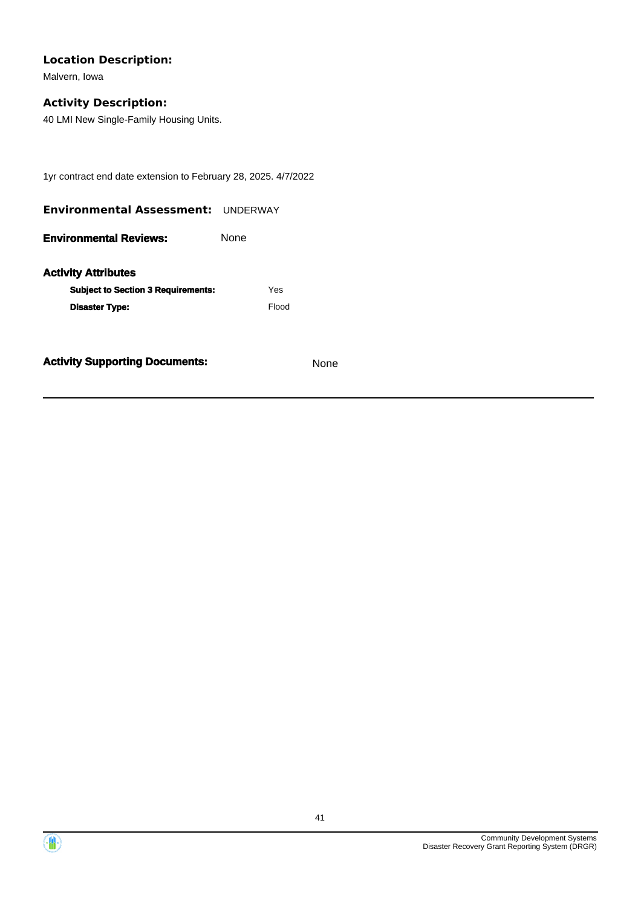**Location Description:**

Malvern, Iowa

**Activity Description:**

40 LMI New Single-Family Housing Units.

1yr contract end date extension to February 28, 2025. 4/7/2022

**Environmental Assessment:** UNDERWAY

**Environmental Reviews:** None

**Activity Attributes**

| | |
|---|---|
| **Subject to Section 3 Requirements:** | Yes |
| **Disaster Type:** | Flood |

**Activity Supporting Documents:** None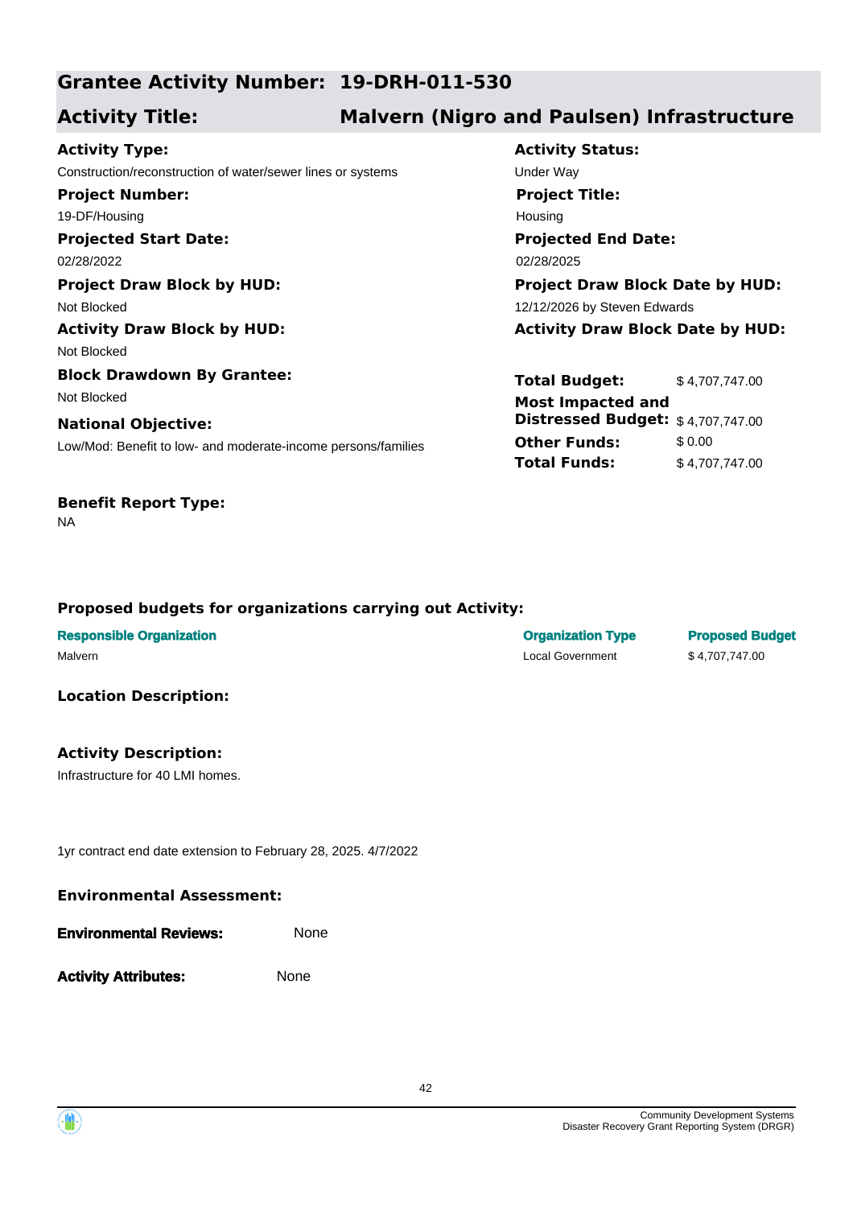## Grantee Activity Number: 19-DRH-011-530

## Activity Title: Malvern (Nigro and Paulsen) Infrastructure

**Activity Type:**
Construction/reconstruction of water/sewer lines or systems

**Activity Status:**
Under Way

**Project Number:**
19-DF/Housing

**Project Title:**
Housing

**Projected Start Date:**
02/28/2022

**Projected End Date:**
02/28/2025

**Project Draw Block by HUD:**
Not Blocked

**Project Draw Block Date by HUD:**
12/12/2026 by Steven Edwards

**Activity Draw Block by HUD:**
Not Blocked

**Activity Draw Block Date by HUD:**

**Block Drawdown By Grantee:**
Not Blocked

**National Objective:**
Low/Mod: Benefit to low- and moderate-income persons/families

| | |
|---|---|
| **Total Budget:** | $ 4,707,747.00 |
| **Most Impacted and Distressed Budget:** | $ 4,707,747.00 |
| **Other Funds:** | $ 0.00 |
| **Total Funds:** | $ 4,707,747.00 |

**Benefit Report Type:**
NA

### Proposed budgets for organizations carrying out Activity:

| Responsible Organization | Organization Type | Proposed Budget |
|---|---|---|
| Malvern | Local Government | $ 4,707,747.00 |

### Location Description:

### Activity Description:

Infrastructure for 40 LMI homes.

1yr contract end date extension to February 28, 2025. 4/7/2022

### Environmental Assessment:

**Environmental Reviews:** None

**Activity Attributes:** None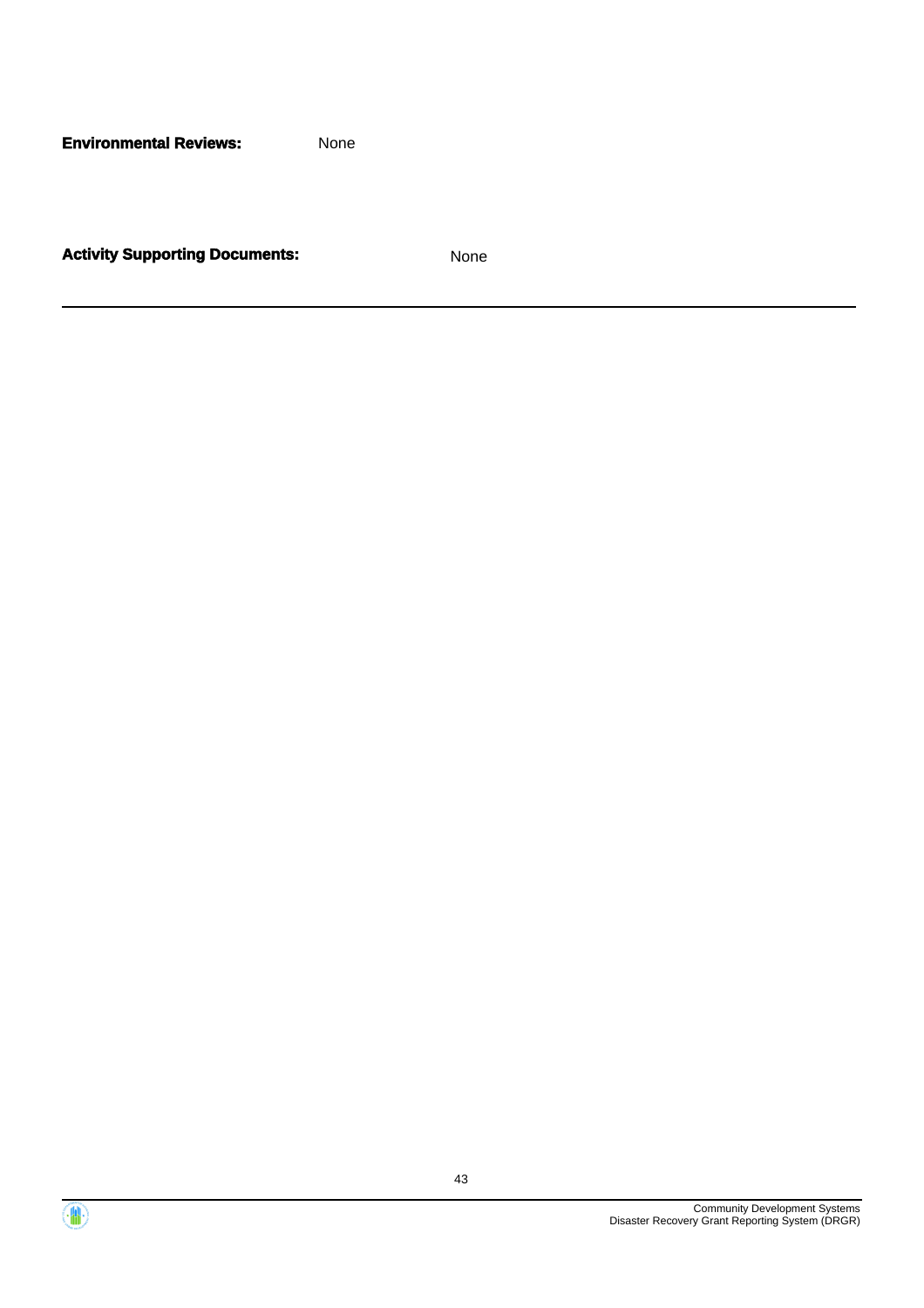**Environmental Reviews:** None

**Activity Supporting Documents:** None

---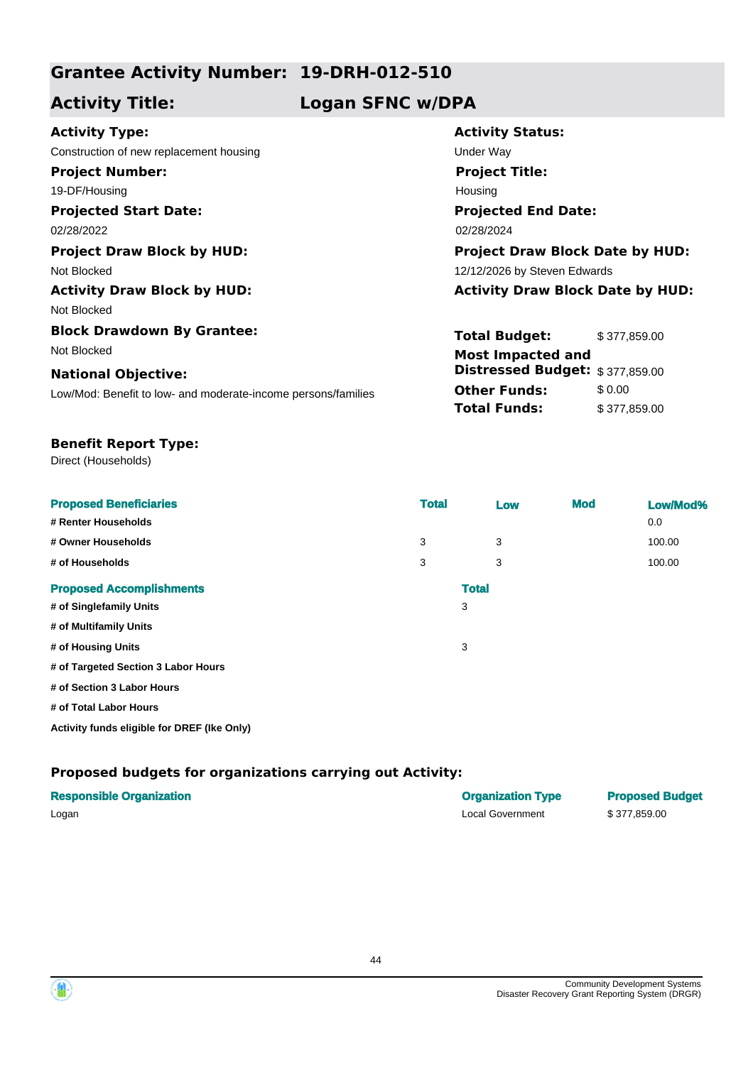## Grantee Activity Number: 19-DRH-012-510

## Activity Title: Logan SFNC w/DPA

**Activity Type:**
Construction of new replacement housing

**Activity Status:**
Under Way

**Project Number:**
19-DF/Housing

**Project Title:**
Housing

**Projected Start Date:**
02/28/2022

**Projected End Date:**
02/28/2024

**Project Draw Block by HUD:**
Not Blocked

**Project Draw Block Date by HUD:**
12/12/2026 by Steven Edwards

**Activity Draw Block by HUD:**
Not Blocked

**Activity Draw Block Date by HUD:**

**Block Drawdown By Grantee:**
Not Blocked

**National Objective:**
Low/Mod: Benefit to low- and moderate-income persons/families

| | |
|---|---|
| **Total Budget:** | $ 377,859.00 |
| **Most Impacted and Distressed Budget:** | $ 377,859.00 |
| **Other Funds:** | $ 0.00 |
| **Total Funds:** | $ 377,859.00 |

**Benefit Report Type:**
Direct (Households)

| Proposed Beneficiaries | Total | Low | Mod | Low/Mod% |
|---|---|---|---|---|
| # Renter Households | | | | 0.0 |
| # Owner Households | 3 | 3 | | 100.00 |
| # of Households | 3 | 3 | | 100.00 |

| Proposed Accomplishments | Total |
|---|---|
| # of Singlefamily Units | 3 |
| # of Multifamily Units | |
| # of Housing Units | 3 |
| # of Targeted Section 3 Labor Hours | |
| # of Section 3 Labor Hours | |
| # of Total Labor Hours | |
| Activity funds eligible for DREF (Ike Only) | |

### Proposed budgets for organizations carrying out Activity:

| Responsible Organization | Organization Type | Proposed Budget |
|---|---|---|
| Logan | Local Government | $ 377,859.00 |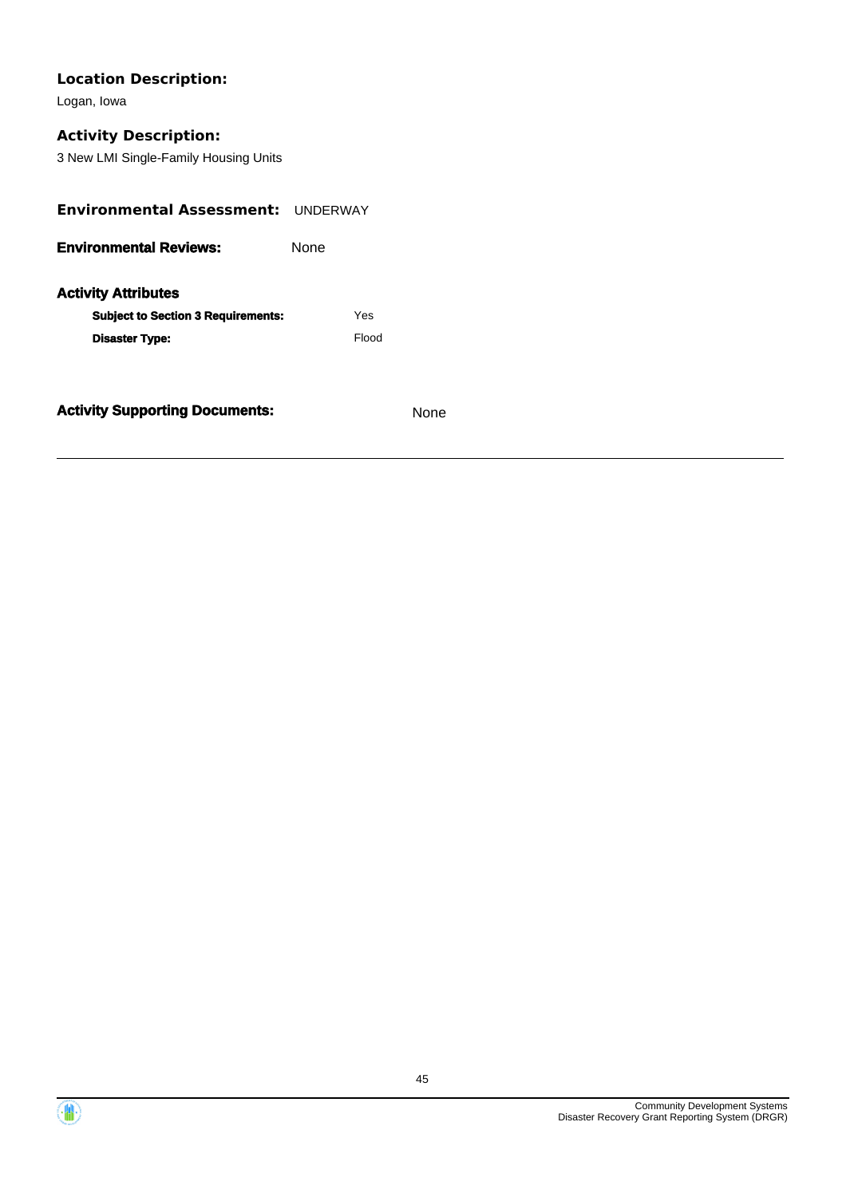**Location Description:**

Logan, Iowa

**Activity Description:**

3 New LMI Single-Family Housing Units

**Environmental Assessment:** UNDERWAY

**Environmental Reviews:** None

**Activity Attributes**

| | |
|---|---|
| **Subject to Section 3 Requirements:** | Yes |
| **Disaster Type:** | Flood |

**Activity Supporting Documents:** None

---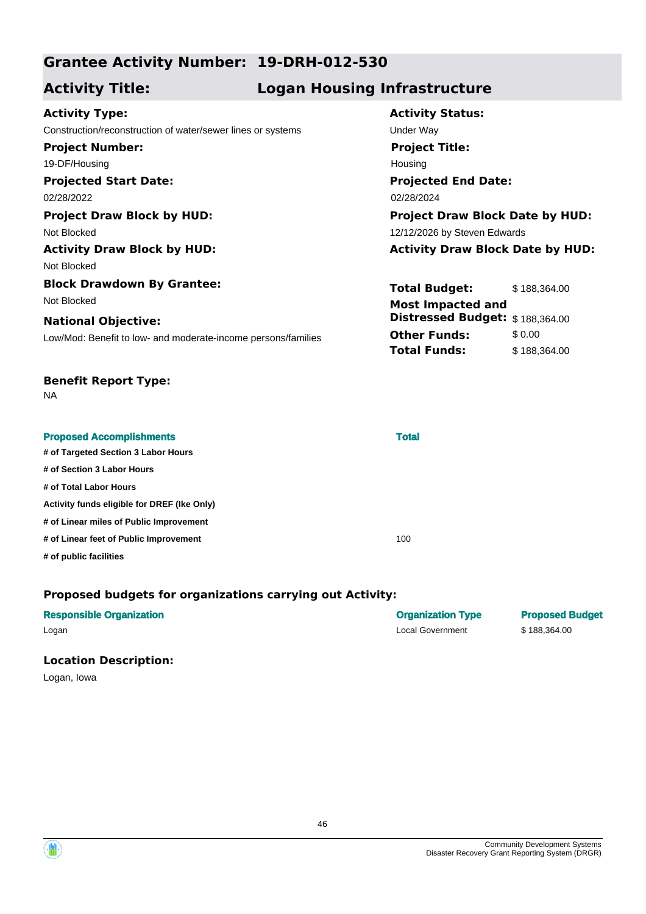## Grantee Activity Number: 19-DRH-012-530

## Activity Title: Logan Housing Infrastructure

**Activity Type:**
Construction/reconstruction of water/sewer lines or systems

**Activity Status:**
Under Way

**Project Number:**
19-DF/Housing

**Project Title:**
Housing

**Projected Start Date:**
02/28/2022

**Projected End Date:**
02/28/2024

**Project Draw Block by HUD:**
Not Blocked

**Project Draw Block Date by HUD:**
12/12/2026 by Steven Edwards

**Activity Draw Block by HUD:**
Not Blocked

**Activity Draw Block Date by HUD:**

**Block Drawdown By Grantee:**
Not Blocked

**National Objective:**
Low/Mod: Benefit to low- and moderate-income persons/families

| | |
|---|---|
| **Total Budget:** | $ 188,364.00 |
| **Most Impacted and Distressed Budget:** | $ 188,364.00 |
| **Other Funds:** | $ 0.00 |
| **Total Funds:** | $ 188,364.00 |

**Benefit Report Type:**
NA

| Proposed Accomplishments | Total |
|---|---|
| # of Targeted Section 3 Labor Hours | |
| # of Section 3 Labor Hours | |
| # of Total Labor Hours | |
| Activity funds eligible for DREF (Ike Only) | |
| # of Linear miles of Public Improvement | |
| # of Linear feet of Public Improvement | 100 |
| # of public facilities | |

### Proposed budgets for organizations carrying out Activity:

| Responsible Organization | Organization Type | Proposed Budget |
|---|---|---|
| Logan | Local Government | $ 188,364.00 |

### Location Description:

Logan, Iowa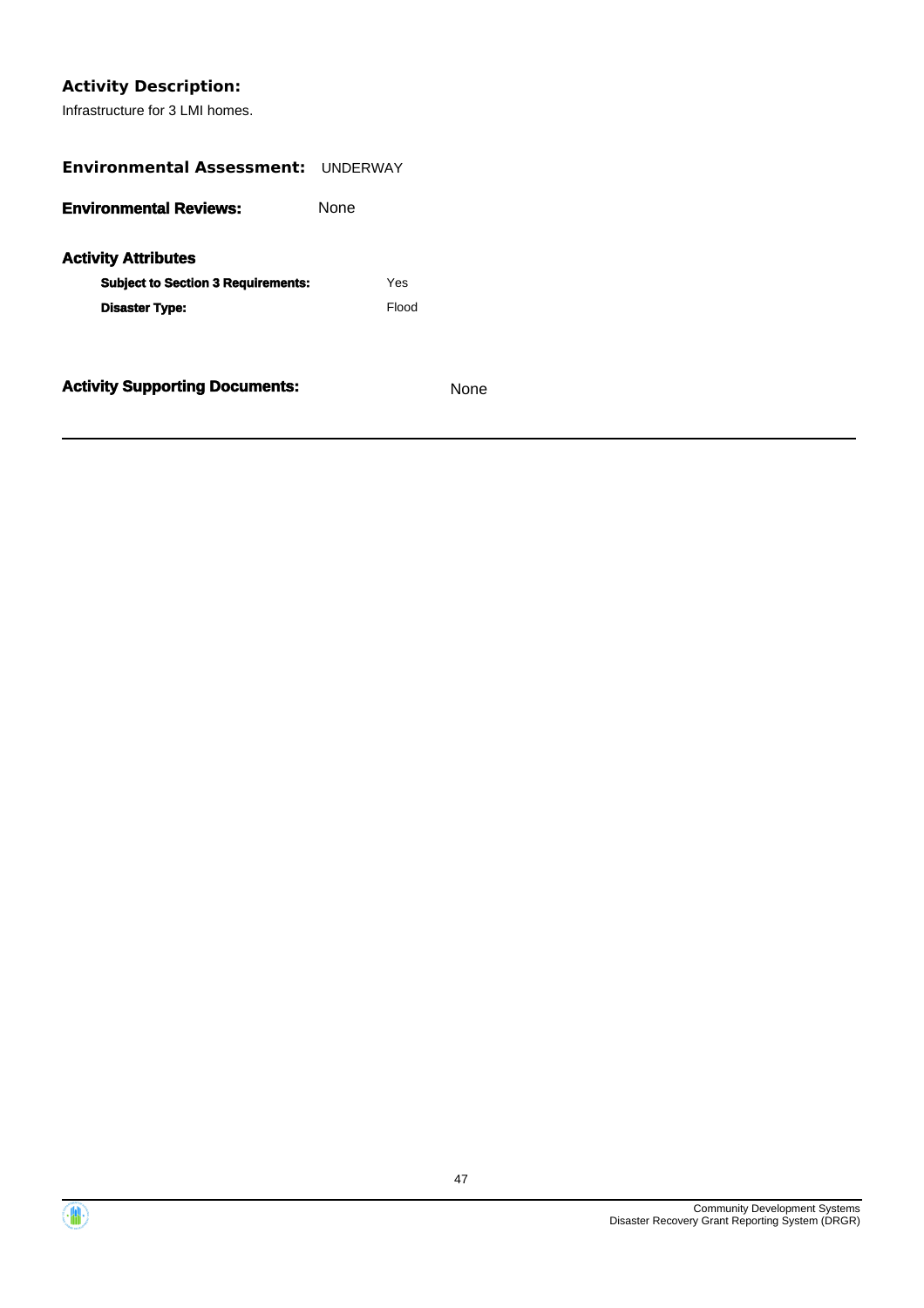**Activity Description:**

Infrastructure for 3 LMI homes.

**Environmental Assessment:** UNDERWAY

**Environmental Reviews:** None

**Activity Attributes**

| | |
|---|---|
| **Subject to Section 3 Requirements:** | Yes |
| **Disaster Type:** | Flood |

**Activity Supporting Documents:** None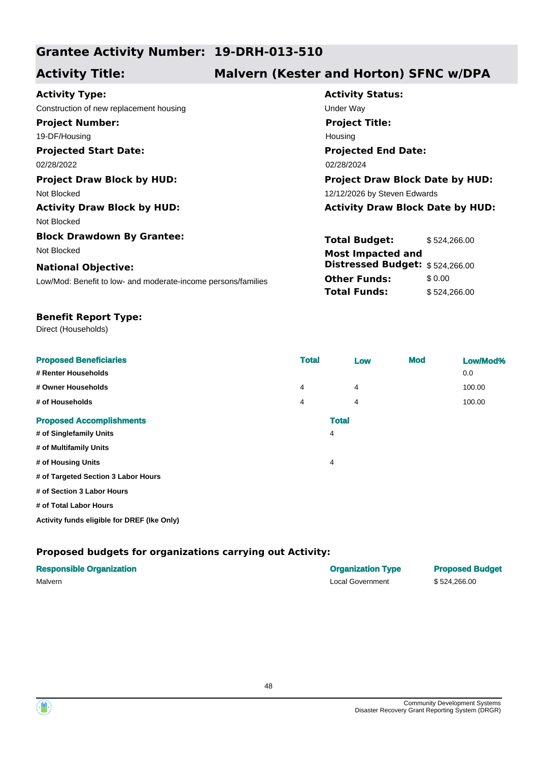## Grantee Activity Number: 19-DRH-013-510

## Activity Title: Malvern (Kester and Horton) SFNC w/DPA

**Activity Type:**
Construction of new replacement housing

**Activity Status:**
Under Way

**Project Number:**
19-DF/Housing

**Project Title:**
Housing

**Projected Start Date:**
02/28/2022

**Projected End Date:**
02/28/2024

**Project Draw Block by HUD:**
Not Blocked

**Project Draw Block Date by HUD:**
12/12/2026 by Steven Edwards

**Activity Draw Block by HUD:**
Not Blocked

**Activity Draw Block Date by HUD:**

**Block Drawdown By Grantee:**
Not Blocked

**National Objective:**
Low/Mod: Benefit to low- and moderate-income persons/families

| | |
|---|---|
| **Total Budget:** | $ 524,266.00 |
| **Most Impacted and Distressed Budget:** | $ 524,266.00 |
| **Other Funds:** | $ 0.00 |
| **Total Funds:** | $ 524,266.00 |

**Benefit Report Type:**
Direct (Households)

| Proposed Beneficiaries | Total | Low | Mod | Low/Mod% |
|---|---|---|---|---|
| # Renter Households | | | | 0.0 |
| # Owner Households | 4 | 4 | | 100.00 |
| # of Households | 4 | 4 | | 100.00 |

| Proposed Accomplishments | Total |
|---|---|
| # of Singlefamily Units | 4 |
| # of Multifamily Units | |
| # of Housing Units | 4 |
| # of Targeted Section 3 Labor Hours | |
| # of Section 3 Labor Hours | |
| # of Total Labor Hours | |
| Activity funds eligible for DREF (Ike Only) | |

### Proposed budgets for organizations carrying out Activity:

| Responsible Organization | Organization Type | Proposed Budget |
|---|---|---|
| Malvern | Local Government | $ 524,266.00 |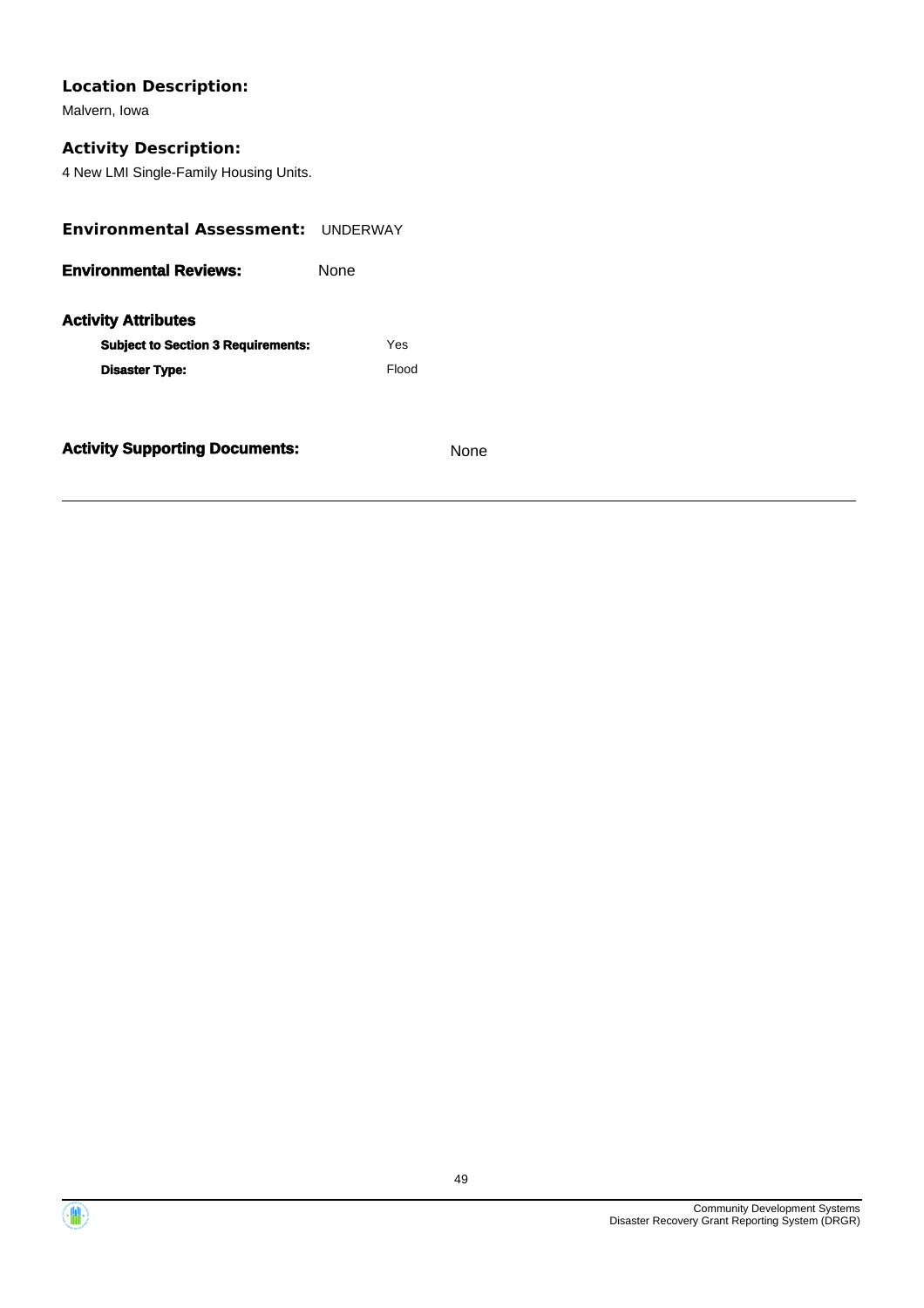### Location Description:

Malvern, Iowa

### Activity Description:

4 New LMI Single-Family Housing Units.

**Environmental Assessment:** UNDERWAY

**Environmental Reviews:** None

### Activity Attributes

| | |
|---|---|
| **Subject to Section 3 Requirements:** | Yes |
| **Disaster Type:** | Flood |

**Activity Supporting Documents:** None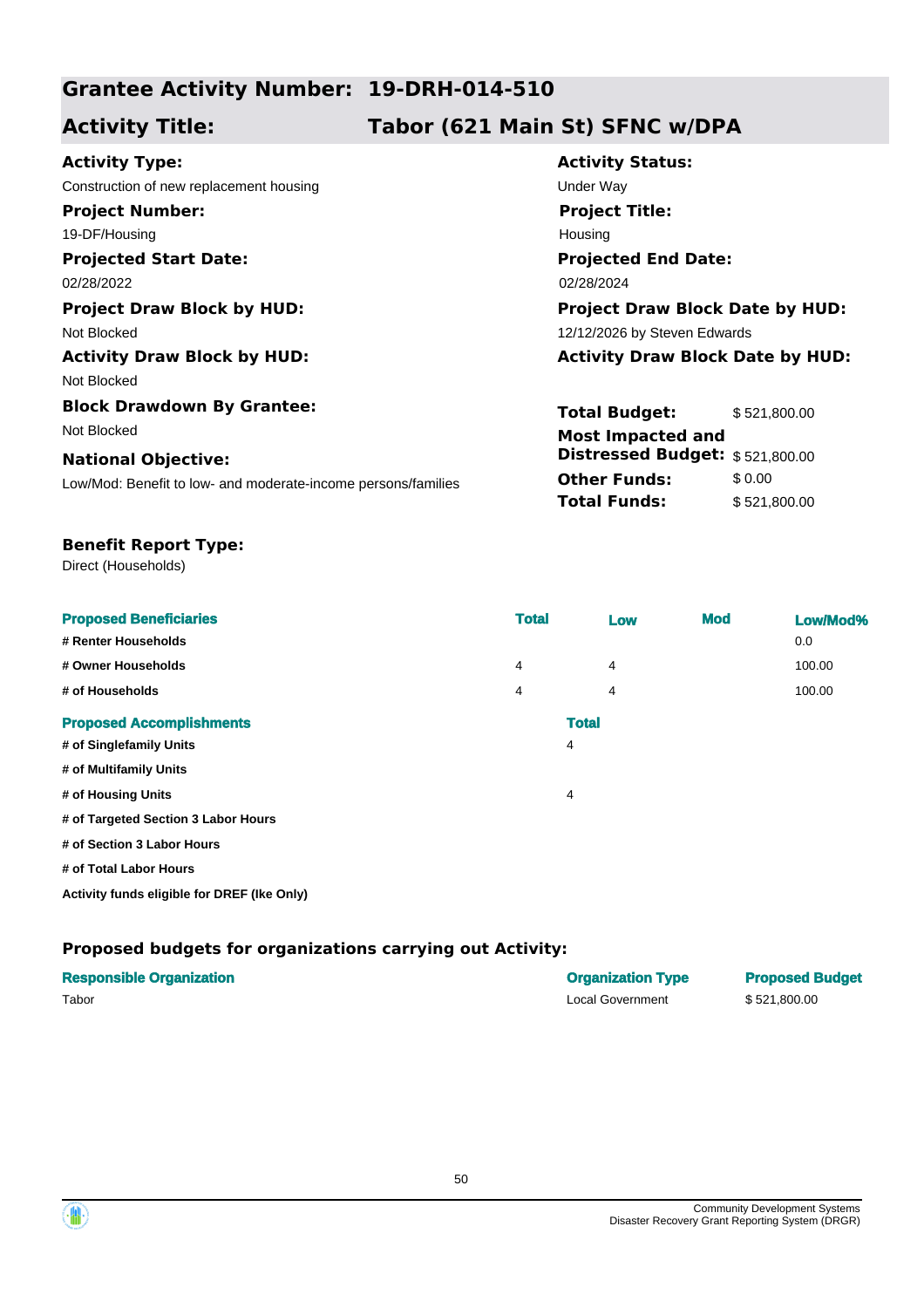## Grantee Activity Number: 19-DRH-014-510

## Activity Title: Tabor (621 Main St) SFNC w/DPA

**Activity Type:**
Construction of new replacement housing

**Activity Status:**
Under Way

**Project Number:**
19-DF/Housing

**Project Title:**
Housing

**Projected Start Date:**
02/28/2022

**Projected End Date:**
02/28/2024

**Project Draw Block by HUD:**
Not Blocked

**Project Draw Block Date by HUD:**
12/12/2026 by Steven Edwards

**Activity Draw Block by HUD:**
Not Blocked

**Activity Draw Block Date by HUD:**

**Block Drawdown By Grantee:**
Not Blocked

**National Objective:**
Low/Mod: Benefit to low- and moderate-income persons/families

| | |
|---|---|
| **Total Budget:** | $ 521,800.00 |
| **Most Impacted and Distressed Budget:** | $ 521,800.00 |
| **Other Funds:** | $ 0.00 |
| **Total Funds:** | $ 521,800.00 |

**Benefit Report Type:**
Direct (Households)

| Proposed Beneficiaries | Total | Low | Mod | Low/Mod% |
|---|---|---|---|---|
| # Renter Households | | | | 0.0 |
| # Owner Households | 4 | 4 | | 100.00 |
| # of Households | 4 | 4 | | 100.00 |

| Proposed Accomplishments | Total |
|---|---|
| # of Singlefamily Units | 4 |
| # of Multifamily Units | |
| # of Housing Units | 4 |
| # of Targeted Section 3 Labor Hours | |
| # of Section 3 Labor Hours | |
| # of Total Labor Hours | |
| Activity funds eligible for DREF (Ike Only) | |

### Proposed budgets for organizations carrying out Activity:

| Responsible Organization | Organization Type | Proposed Budget |
|---|---|---|
| Tabor | Local Government | $ 521,800.00 |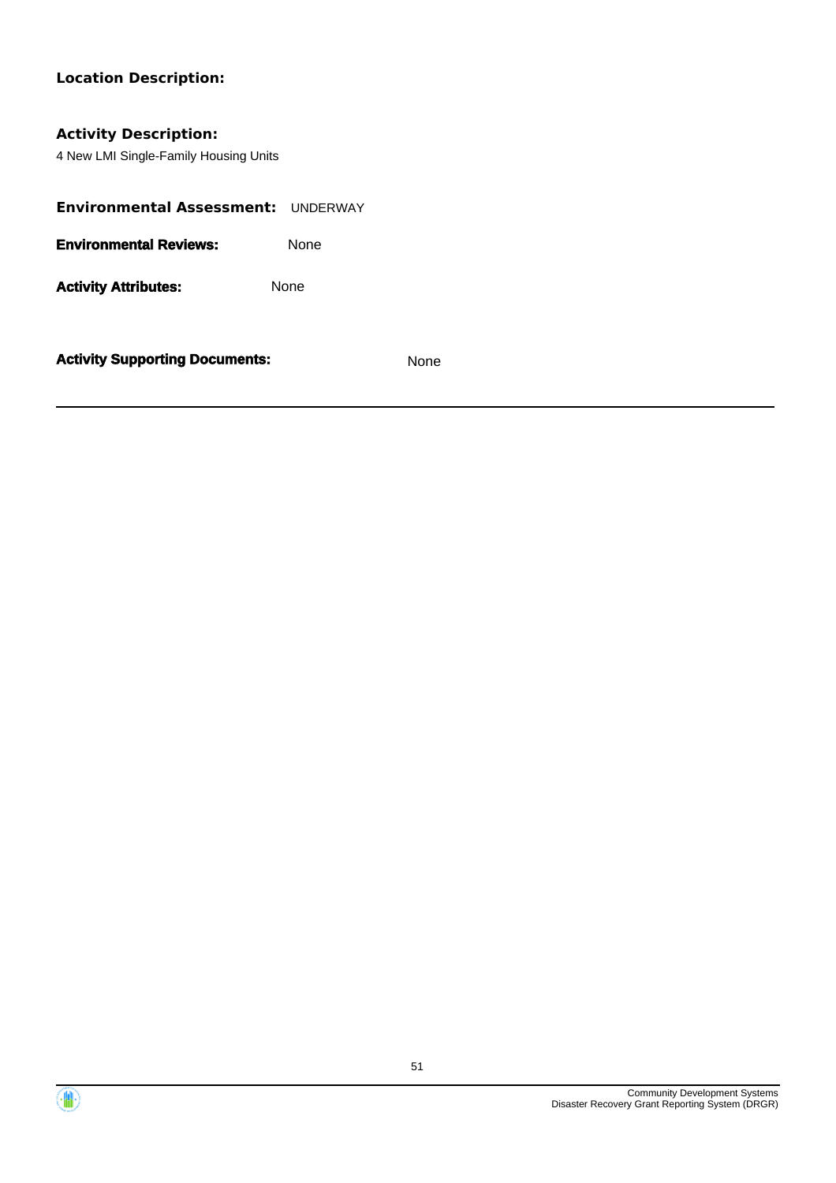**Location Description:**

**Activity Description:**

4 New LMI Single-Family Housing Units

**Environmental Assessment:** UNDERWAY

**Environmental Reviews:** None

**Activity Attributes:** None

**Activity Supporting Documents:** None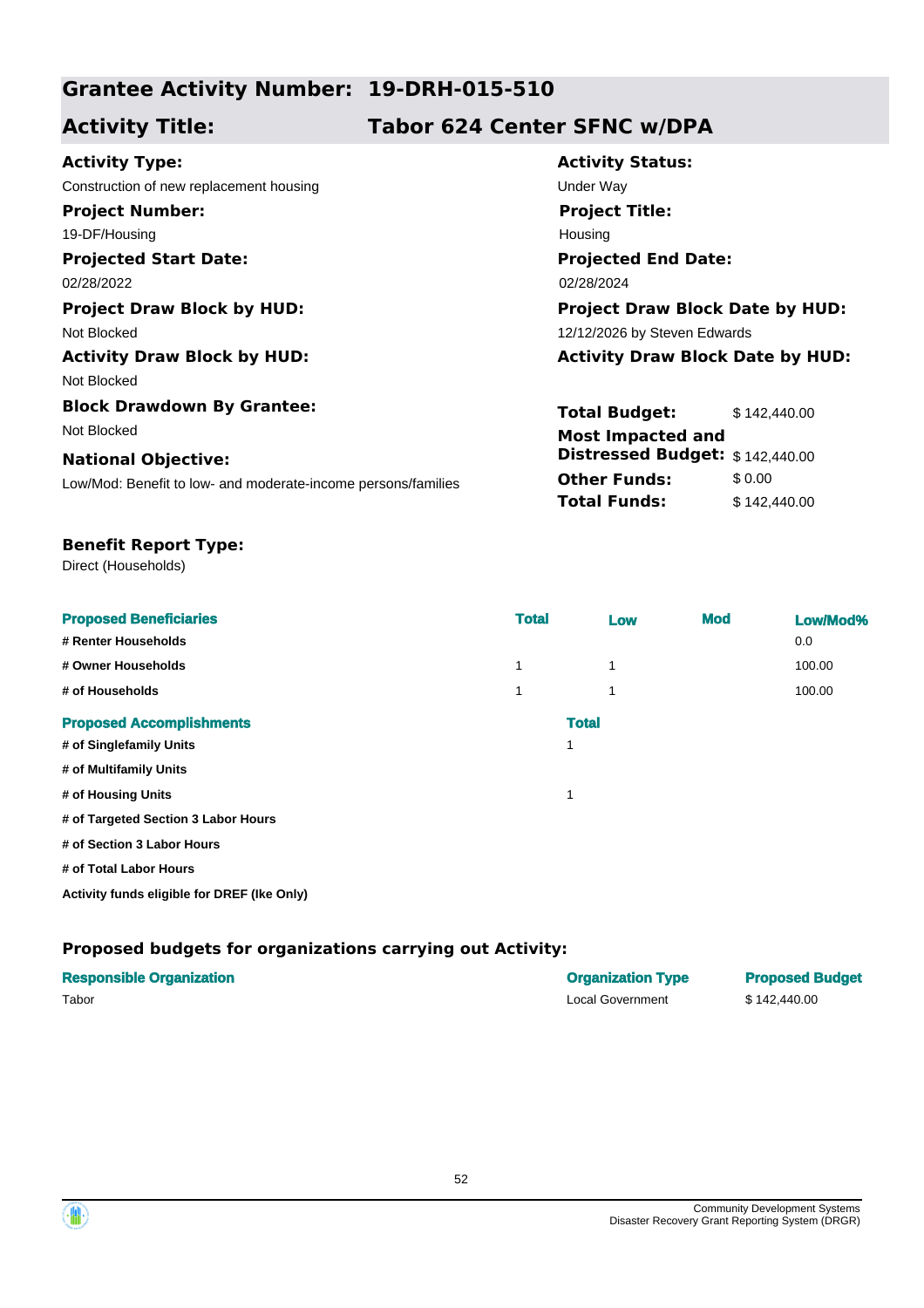## Grantee Activity Number: 19-DRH-015-510
## Activity Title: Tabor 624 Center SFNC w/DPA

**Activity Type:**
Construction of new replacement housing

**Activity Status:**
Under Way

**Project Number:**
19-DF/Housing

**Project Title:**
Housing

**Projected Start Date:**
02/28/2022

**Projected End Date:**
02/28/2024

**Project Draw Block by HUD:**
Not Blocked

**Project Draw Block Date by HUD:**
12/12/2026 by Steven Edwards

**Activity Draw Block by HUD:**
Not Blocked

**Activity Draw Block Date by HUD:**

**Block Drawdown By Grantee:**
Not Blocked

**National Objective:**
Low/Mod: Benefit to low- and moderate-income persons/families

| | |
|---|---|
| **Total Budget:** | $ 142,440.00 |
| **Most Impacted and Distressed Budget:** | $ 142,440.00 |
| **Other Funds:** | $ 0.00 |
| **Total Funds:** | $ 142,440.00 |

**Benefit Report Type:**
Direct (Households)

| Proposed Beneficiaries | Total | Low | Mod | Low/Mod% |
|---|---|---|---|---|
| # Renter Households | | | | 0.0 |
| # Owner Households | 1 | 1 | | 100.00 |
| # of Households | 1 | 1 | | 100.00 |

| Proposed Accomplishments | Total |
|---|---|
| # of Singlefamily Units | 1 |
| # of Multifamily Units | |
| # of Housing Units | 1 |
| # of Targeted Section 3 Labor Hours | |
| # of Section 3 Labor Hours | |
| # of Total Labor Hours | |
| Activity funds eligible for DREF (Ike Only) | |

### Proposed budgets for organizations carrying out Activity:

| Responsible Organization | Organization Type | Proposed Budget |
|---|---|---|
| Tabor | Local Government | $ 142,440.00 |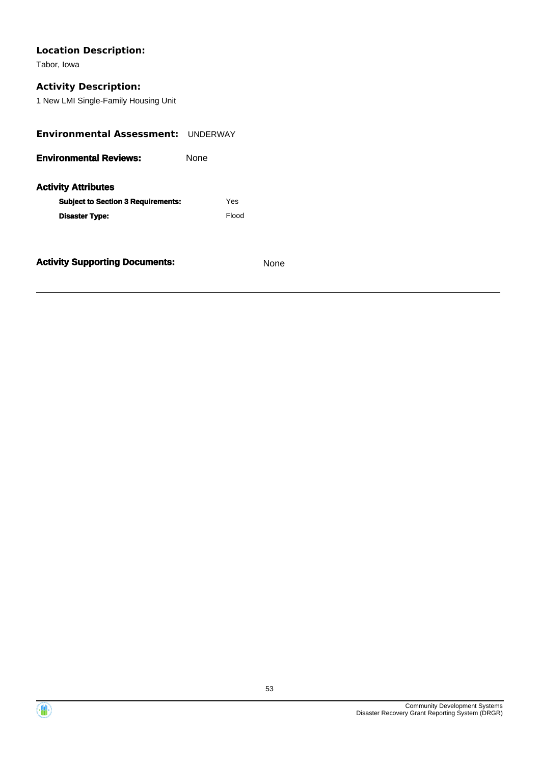**Location Description:**

Tabor, Iowa

**Activity Description:**

1 New LMI Single-Family Housing Unit

**Environmental Assessment:** UNDERWAY

**Environmental Reviews:** None

**Activity Attributes**

| | |
|---|---|
| **Subject to Section 3 Requirements:** | Yes |
| **Disaster Type:** | Flood |

**Activity Supporting Documents:** None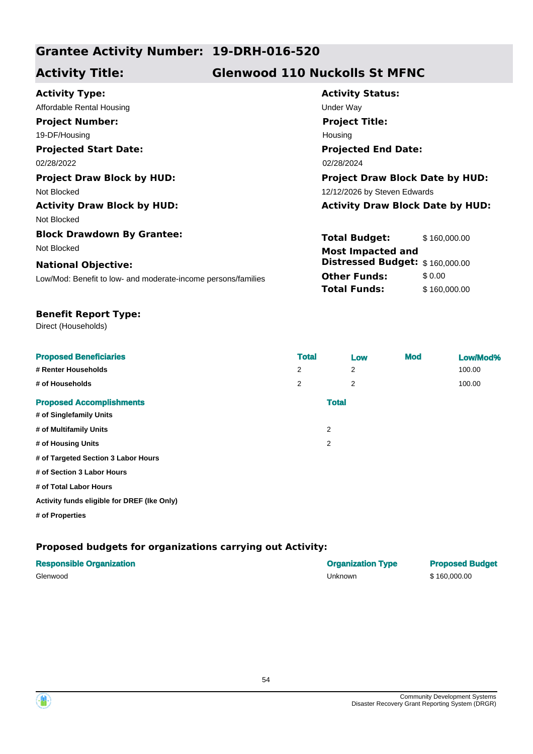## Grantee Activity Number: 19-DRH-016-520

## Activity Title: Glenwood 110 Nuckolls St MFNC

**Activity Type:**
Affordable Rental Housing

**Activity Status:**
Under Way

**Project Number:**
19-DF/Housing

**Project Title:**
Housing

**Projected Start Date:**
02/28/2022

**Projected End Date:**
02/28/2024

**Project Draw Block by HUD:**
Not Blocked

**Project Draw Block Date by HUD:**
12/12/2026 by Steven Edwards

**Activity Draw Block by HUD:**
Not Blocked

**Activity Draw Block Date by HUD:**

**Block Drawdown By Grantee:**
Not Blocked

**National Objective:**
Low/Mod: Benefit to low- and moderate-income persons/families

| | |
|---|---|
| **Total Budget:** | $ 160,000.00 |
| **Most Impacted and Distressed Budget:** | $ 160,000.00 |
| **Other Funds:** | $ 0.00 |
| **Total Funds:** | $ 160,000.00 |

**Benefit Report Type:**
Direct (Households)

| Proposed Beneficiaries | Total | Low | Mod | Low/Mod% |
|---|---|---|---|---|
| # Renter Households | 2 | 2 | | 100.00 |
| # of Households | 2 | 2 | | 100.00 |

| Proposed Accomplishments | Total |
|---|---|
| # of Singlefamily Units | |
| # of Multifamily Units | 2 |
| # of Housing Units | 2 |
| # of Targeted Section 3 Labor Hours | |
| # of Section 3 Labor Hours | |
| # of Total Labor Hours | |
| Activity funds eligible for DREF (Ike Only) | |
| # of Properties | |

### Proposed budgets for organizations carrying out Activity:

| Responsible Organization | Organization Type | Proposed Budget |
|---|---|---|
| Glenwood | Unknown | $ 160,000.00 |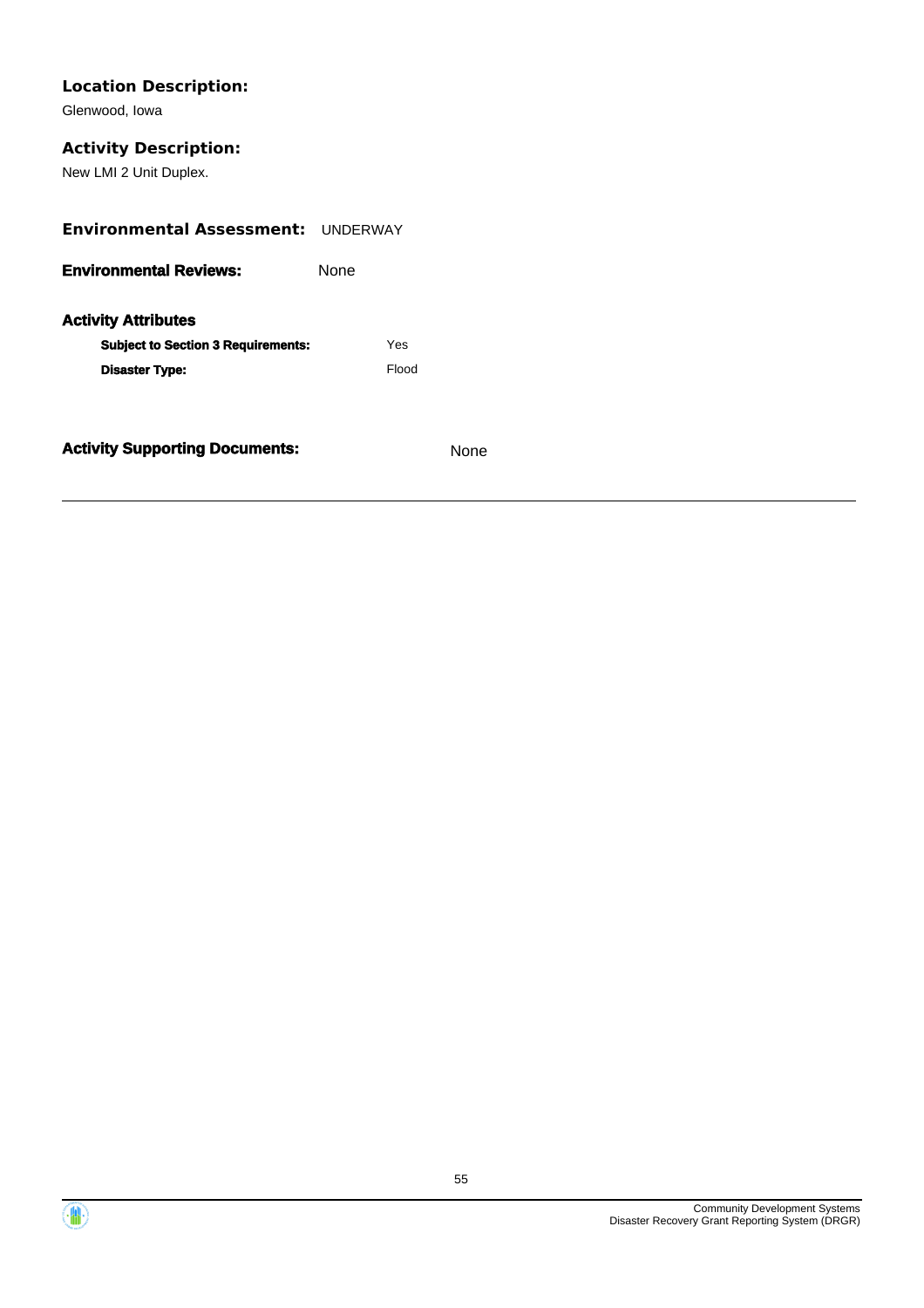**Location Description:**

Glenwood, Iowa

**Activity Description:**

New LMI 2 Unit Duplex.

**Environmental Assessment:** UNDERWAY

**Environmental Reviews:** None

**Activity Attributes**

| | |
|---|---|
| **Subject to Section 3 Requirements:** | Yes |
| **Disaster Type:** | Flood |

**Activity Supporting Documents:** None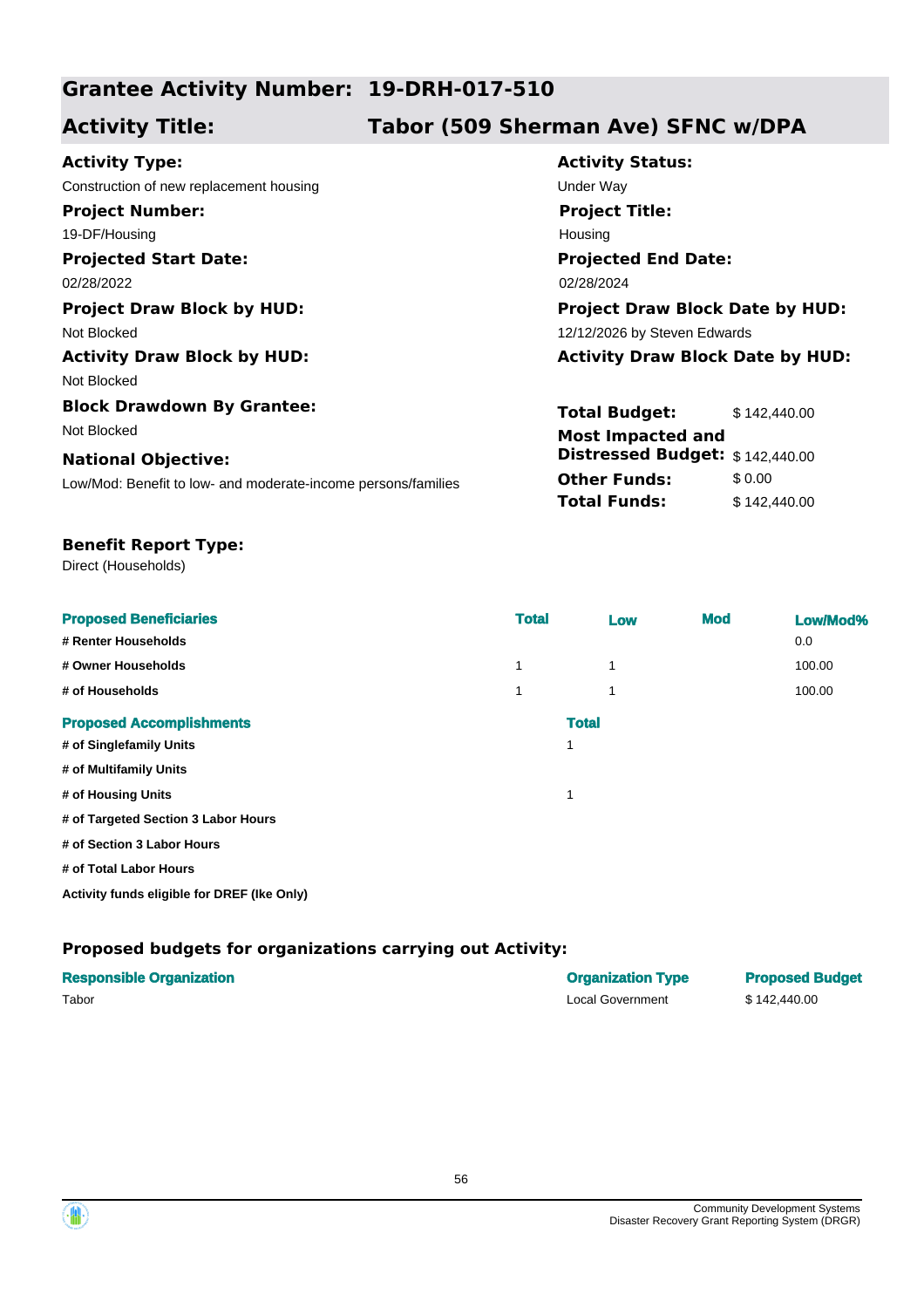## Grantee Activity Number: 19-DRH-017-510

## Activity Title: Tabor (509 Sherman Ave) SFNC w/DPA

**Activity Type:**
Construction of new replacement housing

**Activity Status:**
Under Way

**Project Number:**
19-DF/Housing

**Project Title:**
Housing

**Projected Start Date:**
02/28/2022

**Projected End Date:**
02/28/2024

**Project Draw Block by HUD:**
Not Blocked

**Project Draw Block Date by HUD:**
12/12/2026 by Steven Edwards

**Activity Draw Block by HUD:**
Not Blocked

**Activity Draw Block Date by HUD:**

**Block Drawdown By Grantee:**
Not Blocked

**National Objective:**
Low/Mod: Benefit to low- and moderate-income persons/families

| | |
|---|---|
| **Total Budget:** | $ 142,440.00 |
| **Most Impacted and Distressed Budget:** | $ 142,440.00 |
| **Other Funds:** | $ 0.00 |
| **Total Funds:** | $ 142,440.00 |

**Benefit Report Type:**
Direct (Households)

| Proposed Beneficiaries | Total | Low | Mod | Low/Mod% |
|---|---|---|---|---|
| # Renter Households | | | | 0.0 |
| # Owner Households | 1 | 1 | | 100.00 |
| # of Households | 1 | 1 | | 100.00 |

| Proposed Accomplishments | Total |
|---|---|
| # of Singlefamily Units | 1 |
| # of Multifamily Units | |
| # of Housing Units | 1 |
| # of Targeted Section 3 Labor Hours | |
| # of Section 3 Labor Hours | |
| # of Total Labor Hours | |
| Activity funds eligible for DREF (Ike Only) | |

### Proposed budgets for organizations carrying out Activity:

| Responsible Organization | Organization Type | Proposed Budget |
|---|---|---|
| Tabor | Local Government | $ 142,440.00 |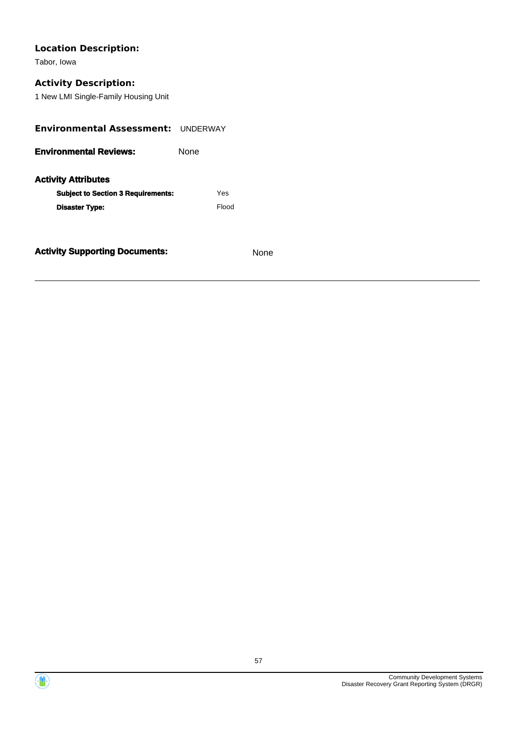**Location Description:**

Tabor, Iowa

**Activity Description:**

1 New LMI Single-Family Housing Unit

**Environmental Assessment:** UNDERWAY

**Environmental Reviews:** None

**Activity Attributes**

| | |
|---|---|
| **Subject to Section 3 Requirements:** | Yes |
| **Disaster Type:** | Flood |

**Activity Supporting Documents:** None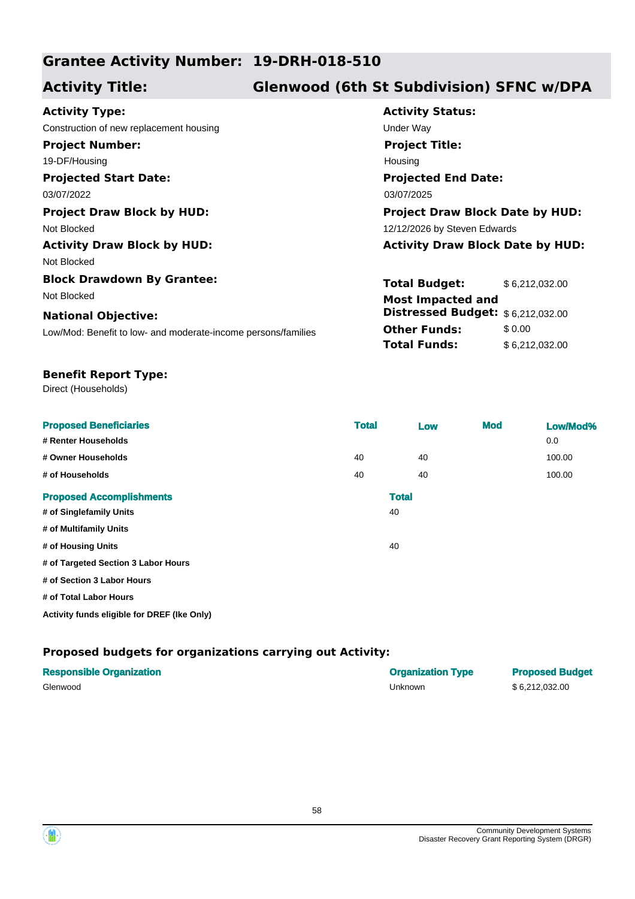## Grantee Activity Number: 19-DRH-018-510

## Activity Title: Glenwood (6th St Subdivision) SFNC w/DPA

**Activity Type:**
Construction of new replacement housing

**Activity Status:**
Under Way

**Project Number:**
19-DF/Housing

**Project Title:**
Housing

**Projected Start Date:**
03/07/2022

**Projected End Date:**
03/07/2025

**Project Draw Block by HUD:**
Not Blocked

**Project Draw Block Date by HUD:**
12/12/2026 by Steven Edwards

**Activity Draw Block by HUD:**
Not Blocked

**Activity Draw Block Date by HUD:**

**Block Drawdown By Grantee:**
Not Blocked

**National Objective:**
Low/Mod: Benefit to low- and moderate-income persons/families

| | |
|---|---|
| **Total Budget:** | $ 6,212,032.00 |
| **Most Impacted and Distressed Budget:** | $ 6,212,032.00 |
| **Other Funds:** | $ 0.00 |
| **Total Funds:** | $ 6,212,032.00 |

**Benefit Report Type:**
Direct (Households)

| Proposed Beneficiaries | Total | Low | Mod | Low/Mod% |
|---|---|---|---|---|
| # Renter Households | | | | 0.0 |
| # Owner Households | 40 | 40 | | 100.00 |
| # of Households | 40 | 40 | | 100.00 |

| Proposed Accomplishments | Total |
|---|---|
| # of Singlefamily Units | 40 |
| # of Multifamily Units | |
| # of Housing Units | 40 |
| # of Targeted Section 3 Labor Hours | |
| # of Section 3 Labor Hours | |
| # of Total Labor Hours | |
| Activity funds eligible for DREF (Ike Only) | |

### Proposed budgets for organizations carrying out Activity:

| Responsible Organization | Organization Type | Proposed Budget |
|---|---|---|
| Glenwood | Unknown | $ 6,212,032.00 |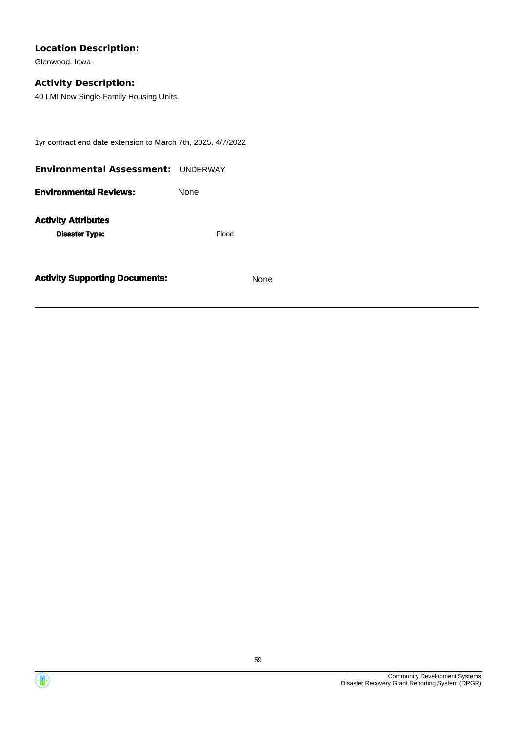**Location Description:**

Glenwood, Iowa

**Activity Description:**

40 LMI New Single-Family Housing Units.

1yr contract end date extension to March 7th, 2025. 4/7/2022

**Environmental Assessment:** UNDERWAY

**Environmental Reviews:** None

**Activity Attributes**

**Disaster Type:** Flood

**Activity Supporting Documents:** None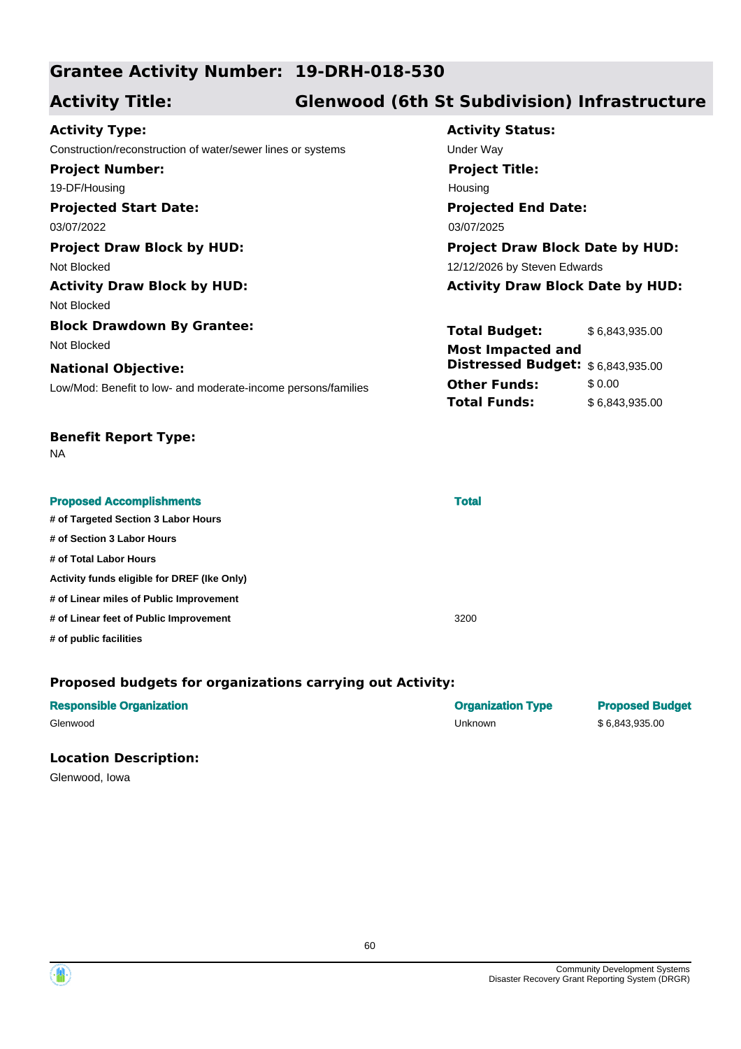## Grantee Activity Number: 19-DRH-018-530

## Activity Title: Glenwood (6th St Subdivision) Infrastructure

**Activity Type:**
Construction/reconstruction of water/sewer lines or systems

**Activity Status:**
Under Way

**Project Number:**
19-DF/Housing

**Project Title:**
Housing

**Projected Start Date:**
03/07/2022

**Projected End Date:**
03/07/2025

**Project Draw Block by HUD:**
Not Blocked

**Project Draw Block Date by HUD:**
12/12/2026 by Steven Edwards

**Activity Draw Block by HUD:**
Not Blocked

**Activity Draw Block Date by HUD:**

**Block Drawdown By Grantee:**
Not Blocked

**National Objective:**
Low/Mod: Benefit to low- and moderate-income persons/families

| | |
|---|---|
| **Total Budget:** | $ 6,843,935.00 |
| **Most Impacted and Distressed Budget:** | $ 6,843,935.00 |
| **Other Funds:** | $ 0.00 |
| **Total Funds:** | $ 6,843,935.00 |

**Benefit Report Type:**
NA

| Proposed Accomplishments | Total |
|---|---|
| # of Targeted Section 3 Labor Hours | |
| # of Section 3 Labor Hours | |
| # of Total Labor Hours | |
| Activity funds eligible for DREF (Ike Only) | |
| # of Linear miles of Public Improvement | |
| # of Linear feet of Public Improvement | 3200 |
| # of public facilities | |

### Proposed budgets for organizations carrying out Activity:

| Responsible Organization | Organization Type | Proposed Budget |
|---|---|---|
| Glenwood | Unknown | $ 6,843,935.00 |

### Location Description:

Glenwood, Iowa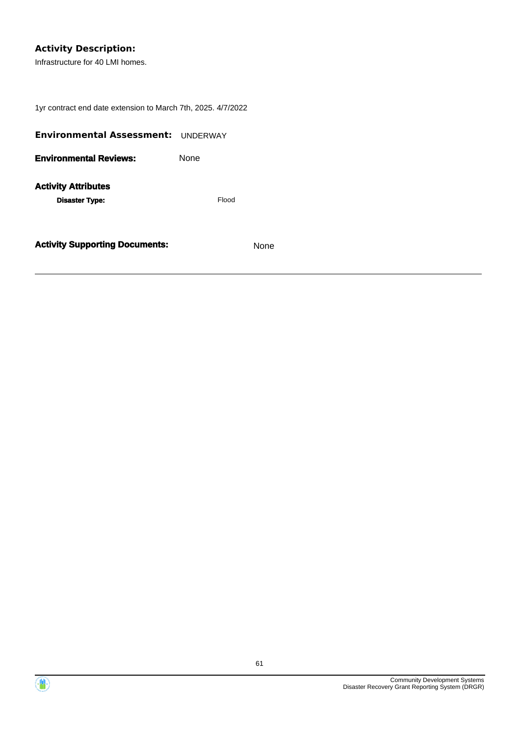**Activity Description:**

Infrastructure for 40 LMI homes.

1yr contract end date extension to March 7th, 2025. 4/7/2022

**Environmental Assessment:** UNDERWAY

**Environmental Reviews:** None

**Activity Attributes**

**Disaster Type:** Flood

**Activity Supporting Documents:** None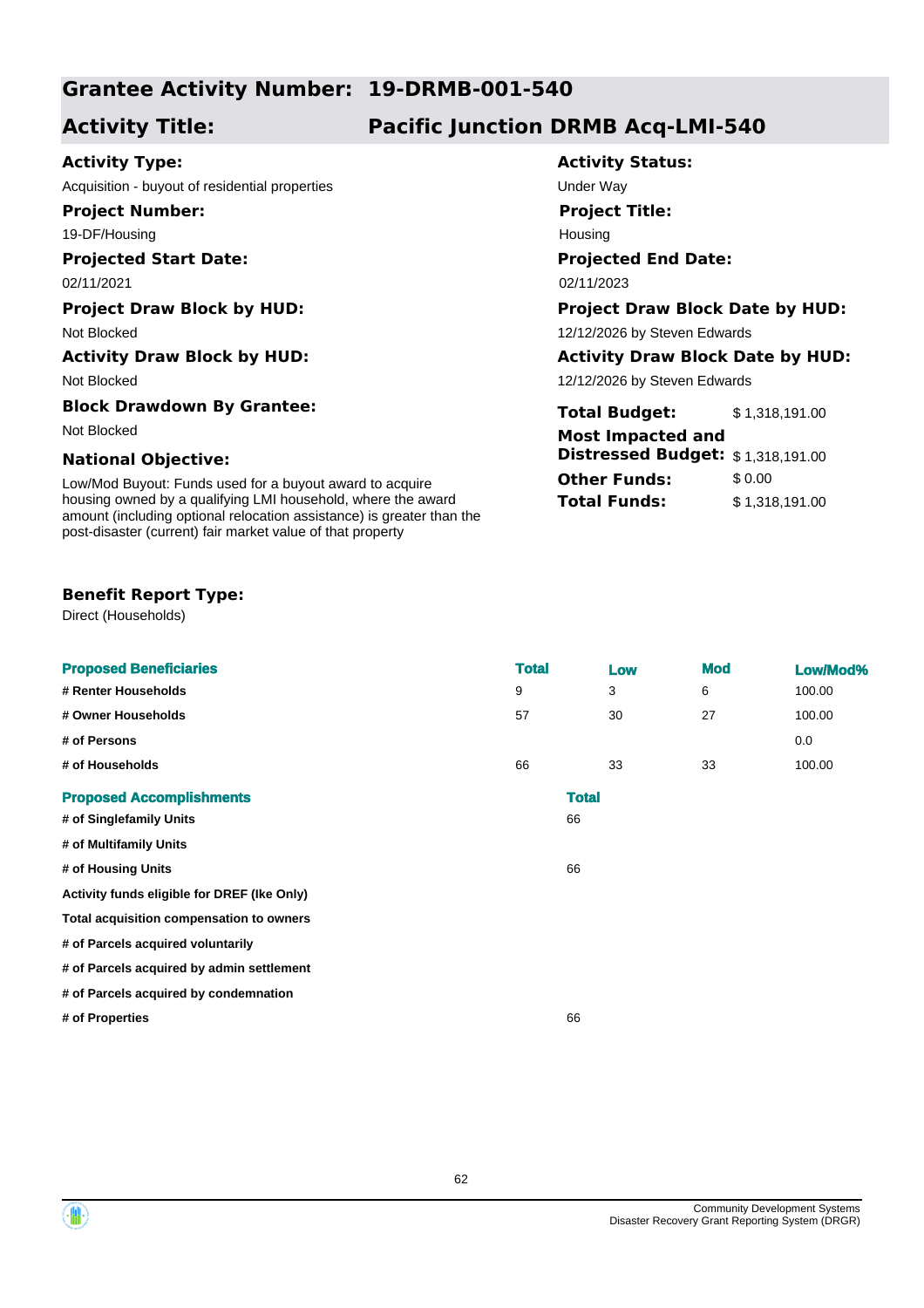## Grantee Activity Number: 19-DRMB-001-540

## Activity Title: Pacific Junction DRMB Acq-LMI-540

**Activity Type:**
Acquisition - buyout of residential properties

**Activity Status:**
Under Way

**Project Number:**
19-DF/Housing

**Project Title:**
Housing

**Projected Start Date:**
02/11/2021

**Projected End Date:**
02/11/2023

**Project Draw Block by HUD:**
Not Blocked

**Project Draw Block Date by HUD:**
12/12/2026 by Steven Edwards

**Activity Draw Block by HUD:**
Not Blocked

**Activity Draw Block Date by HUD:**
12/12/2026 by Steven Edwards

**Block Drawdown By Grantee:**
Not Blocked

**Total Budget:** $ 1,318,191.00

**Most Impacted and Distressed Budget:** $ 1,318,191.00

**Other Funds:** $ 0.00

**Total Funds:** $ 1,318,191.00

**National Objective:**
Low/Mod Buyout: Funds used for a buyout award to acquire housing owned by a qualifying LMI household, where the award amount (including optional relocation assistance) is greater than the post-disaster (current) fair market value of that property

**Benefit Report Type:**
Direct (Households)

| Proposed Beneficiaries | Total | Low | Mod | Low/Mod% |
|---|---|---|---|---|
| # Renter Households | 9 | 3 | 6 | 100.00 |
| # Owner Households | 57 | 30 | 27 | 100.00 |
| # of Persons | | | | 0.0 |
| # of Households | 66 | 33 | 33 | 100.00 |

| Proposed Accomplishments | Total |
|---|---|
| # of Singlefamily Units | 66 |
| # of Multifamily Units | |
| # of Housing Units | 66 |
| Activity funds eligible for DREF (Ike Only) | |
| Total acquisition compensation to owners | |
| # of Parcels acquired voluntarily | |
| # of Parcels acquired by admin settlement | |
| # of Parcels acquired by condemnation | |
| # of Properties | 66 |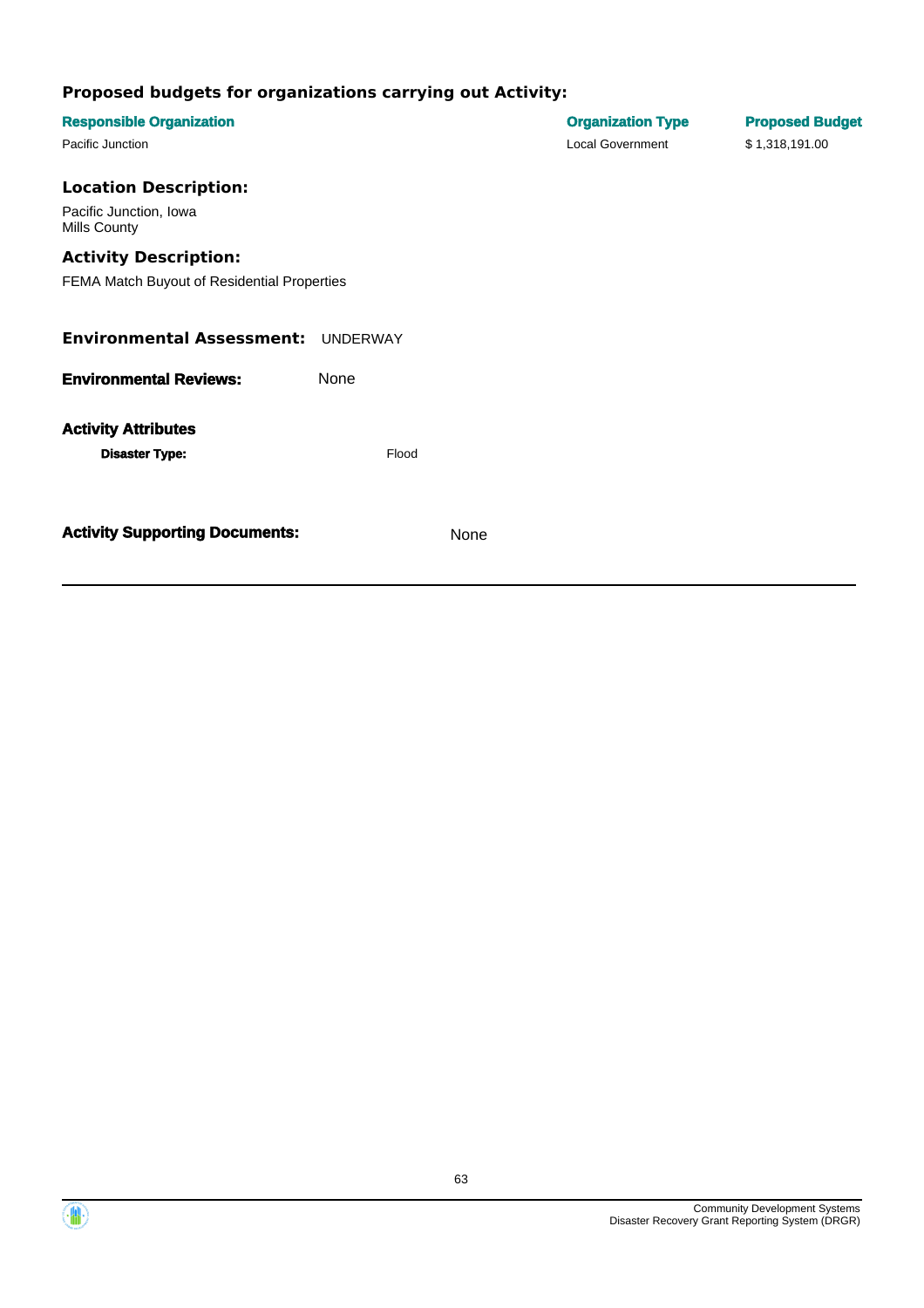### Proposed budgets for organizations carrying out Activity:

| Responsible Organization | Organization Type | Proposed Budget |
| --- | --- | --- |
| Pacific Junction | Local Government | $ 1,318,191.00 |

### Location Description:

Pacific Junction, Iowa
Mills County

### Activity Description:

FEMA Match Buyout of Residential Properties

**Environmental Assessment:** UNDERWAY

**Environmental Reviews:** None

**Activity Attributes**

**Disaster Type:** Flood

**Activity Supporting Documents:** None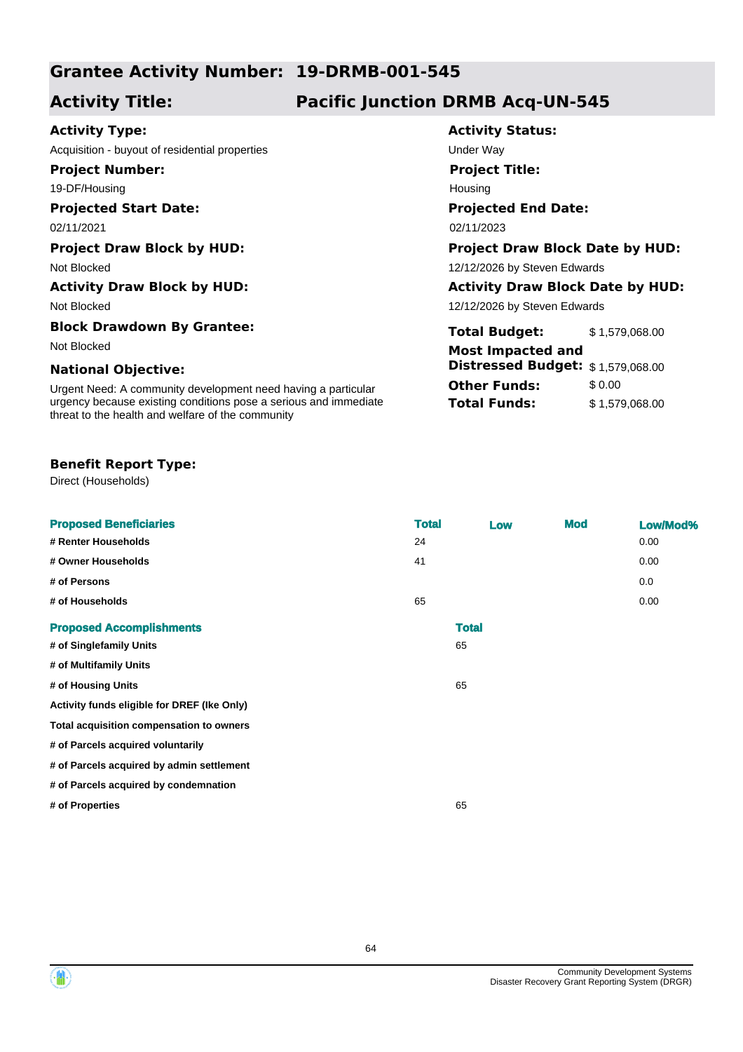## Grantee Activity Number: 19-DRMB-001-545

## Activity Title: Pacific Junction DRMB Acq-UN-545

**Activity Type:**
Acquisition - buyout of residential properties

**Activity Status:**
Under Way

**Project Number:**
19-DF/Housing

**Project Title:**
Housing

**Projected Start Date:**
02/11/2021

**Projected End Date:**
02/11/2023

**Project Draw Block by HUD:**
Not Blocked

**Project Draw Block Date by HUD:**
12/12/2026 by Steven Edwards

**Activity Draw Block by HUD:**
Not Blocked

**Activity Draw Block Date by HUD:**
12/12/2026 by Steven Edwards

**Block Drawdown By Grantee:**
Not Blocked

**National Objective:**
Urgent Need: A community development need having a particular urgency because existing conditions pose a serious and immediate threat to the health and welfare of the community

| | |
|---|---|
| **Total Budget:** | $ 1,579,068.00 |
| **Most Impacted and Distressed Budget:** | $ 1,579,068.00 |
| **Other Funds:** | $ 0.00 |
| **Total Funds:** | $ 1,579,068.00 |

**Benefit Report Type:**
Direct (Households)

| Proposed Beneficiaries | Total | Low | Mod | Low/Mod% |
|---|---|---|---|---|
| # Renter Households | 24 | | | 0.00 |
| # Owner Households | 41 | | | 0.00 |
| # of Persons | | | | 0.0 |
| # of Households | 65 | | | 0.00 |

| Proposed Accomplishments | Total |
|---|---|
| # of Singlefamily Units | 65 |
| # of Multifamily Units | |
| # of Housing Units | 65 |
| Activity funds eligible for DREF (Ike Only) | |
| Total acquisition compensation to owners | |
| # of Parcels acquired voluntarily | |
| # of Parcels acquired by admin settlement | |
| # of Parcels acquired by condemnation | |
| # of Properties | 65 |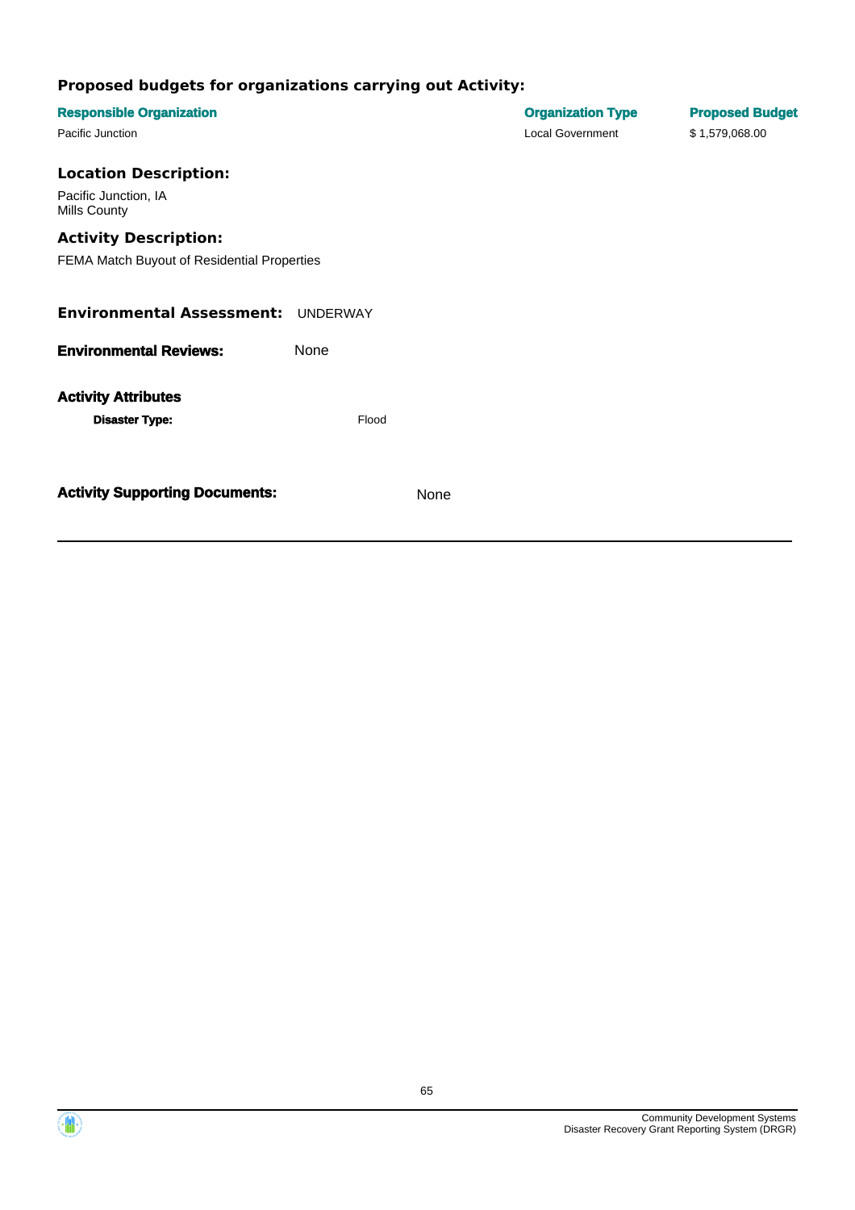### Proposed budgets for organizations carrying out Activity:

| Responsible Organization | Organization Type | Proposed Budget |
| --- | --- | --- |
| Pacific Junction | Local Government | $ 1,579,068.00 |

### Location Description:

Pacific Junction, IA
Mills County

### Activity Description:

FEMA Match Buyout of Residential Properties

**Environmental Assessment:** UNDERWAY

**Environmental Reviews:** None

**Activity Attributes**

**Disaster Type:** Flood

**Activity Supporting Documents:** None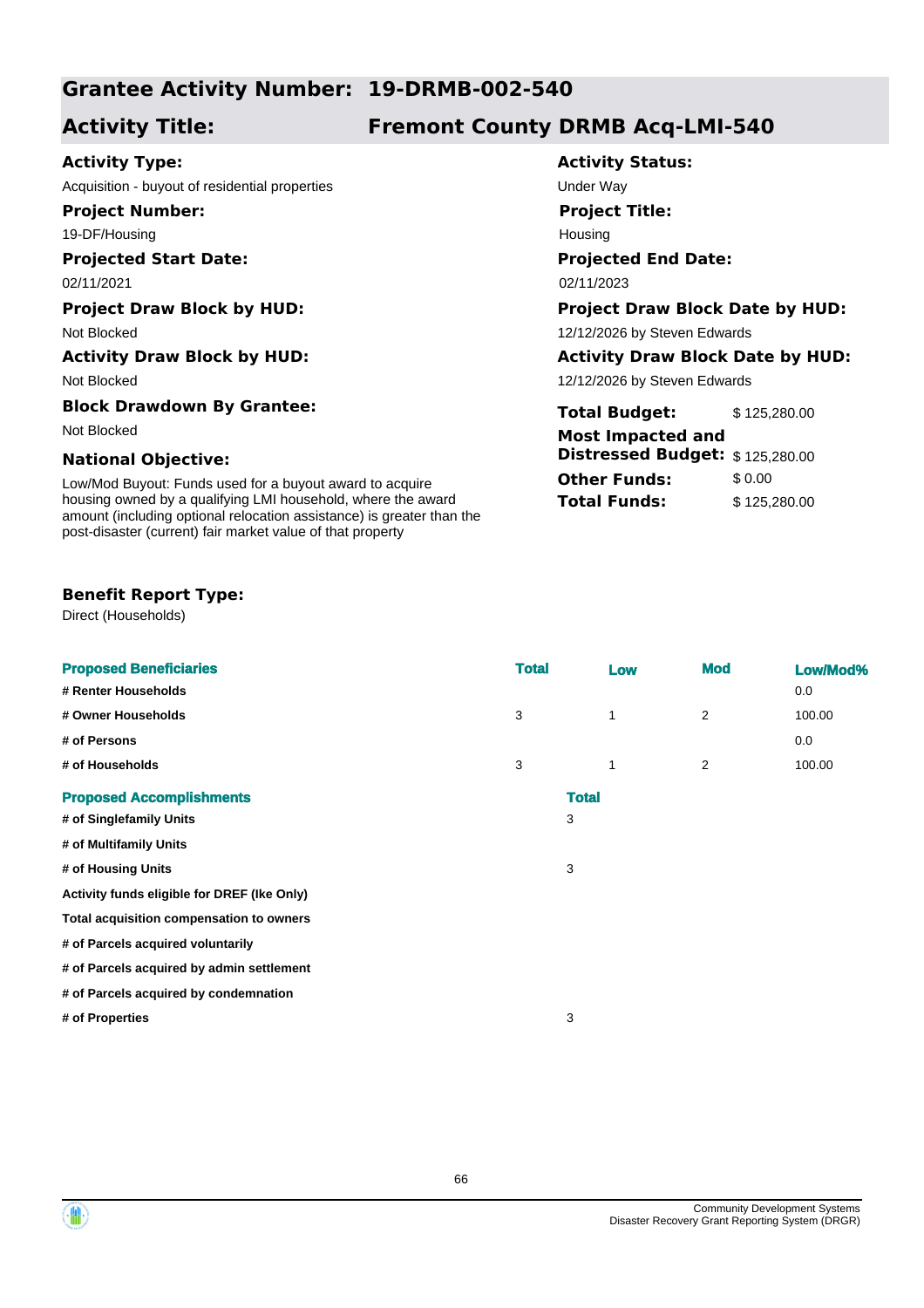## Grantee Activity Number: 19-DRMB-002-540

## Activity Title: Fremont County DRMB Acq-LMI-540

**Activity Type:**
Acquisition - buyout of residential properties

**Activity Status:**
Under Way

**Project Number:**
19-DF/Housing

**Project Title:**
Housing

**Projected Start Date:**
02/11/2021

**Projected End Date:**
02/11/2023

**Project Draw Block by HUD:**
Not Blocked

**Project Draw Block Date by HUD:**
12/12/2026 by Steven Edwards

**Activity Draw Block by HUD:**
Not Blocked

**Activity Draw Block Date by HUD:**
12/12/2026 by Steven Edwards

**Block Drawdown By Grantee:**
Not Blocked

**Total Budget:** $ 125,280.00

**Most Impacted and Distressed Budget:** $ 125,280.00

**Other Funds:** $ 0.00

**Total Funds:** $ 125,280.00

**National Objective:**
Low/Mod Buyout: Funds used for a buyout award to acquire housing owned by a qualifying LMI household, where the award amount (including optional relocation assistance) is greater than the post-disaster (current) fair market value of that property

**Benefit Report Type:**
Direct (Households)

| Proposed Beneficiaries | Total | Low | Mod | Low/Mod% |
|---|---|---|---|---|
| # Renter Households | | | | 0.0 |
| # Owner Households | 3 | 1 | 2 | 100.00 |
| # of Persons | | | | 0.0 |
| # of Households | 3 | 1 | 2 | 100.00 |

| Proposed Accomplishments | Total |
|---|---|
| # of Singlefamily Units | 3 |
| # of Multifamily Units | |
| # of Housing Units | 3 |
| Activity funds eligible for DREF (Ike Only) | |
| Total acquisition compensation to owners | |
| # of Parcels acquired voluntarily | |
| # of Parcels acquired by admin settlement | |
| # of Parcels acquired by condemnation | |
| # of Properties | 3 |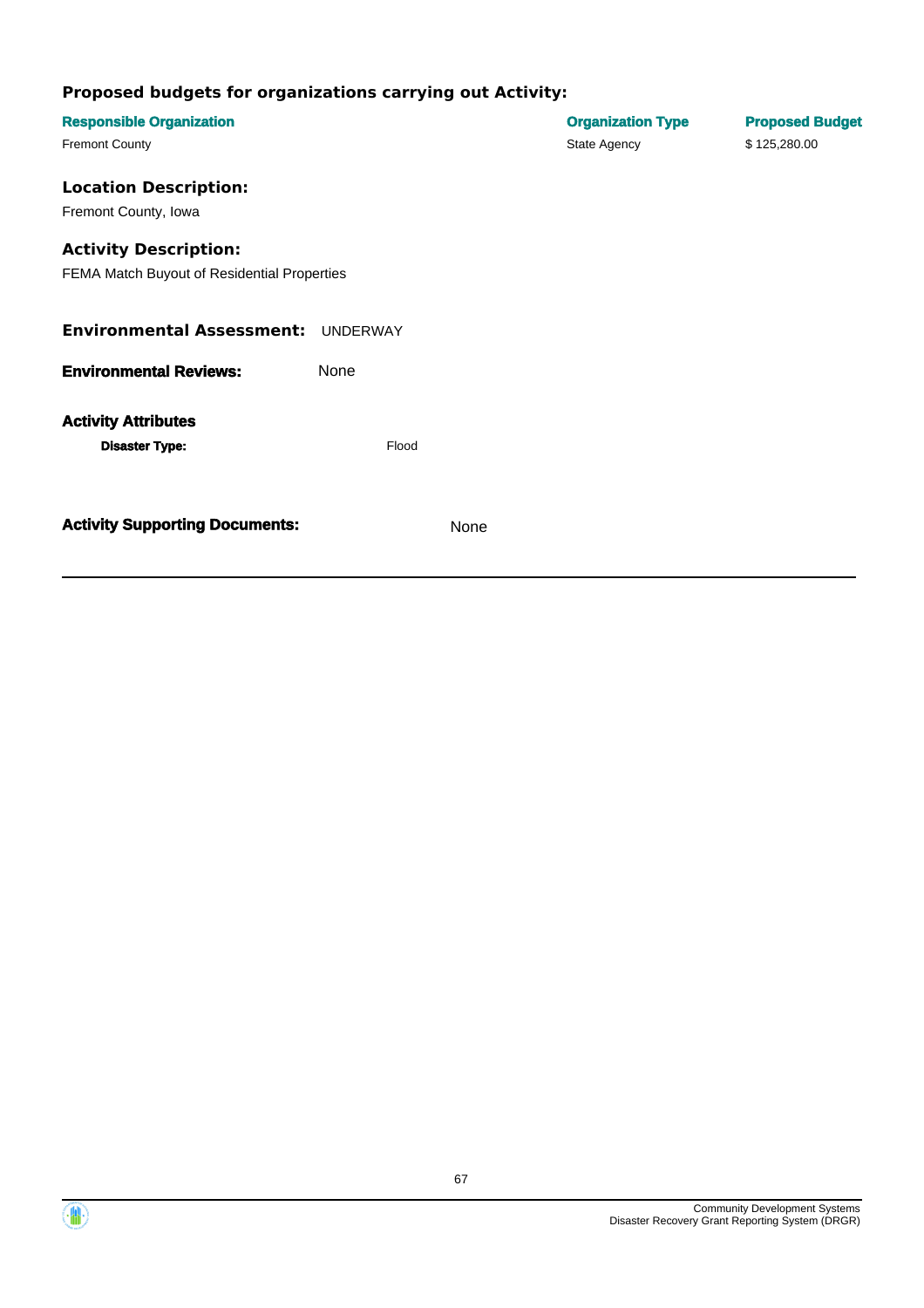### Proposed budgets for organizations carrying out Activity:

| Responsible Organization | Organization Type | Proposed Budget |
|---|---|---|
| Fremont County | State Agency | $ 125,280.00 |

### Location Description:

Fremont County, Iowa

### Activity Description:

FEMA Match Buyout of Residential Properties

**Environmental Assessment:** UNDERWAY

**Environmental Reviews:** None

**Activity Attributes**

**Disaster Type:** Flood

**Activity Supporting Documents:** None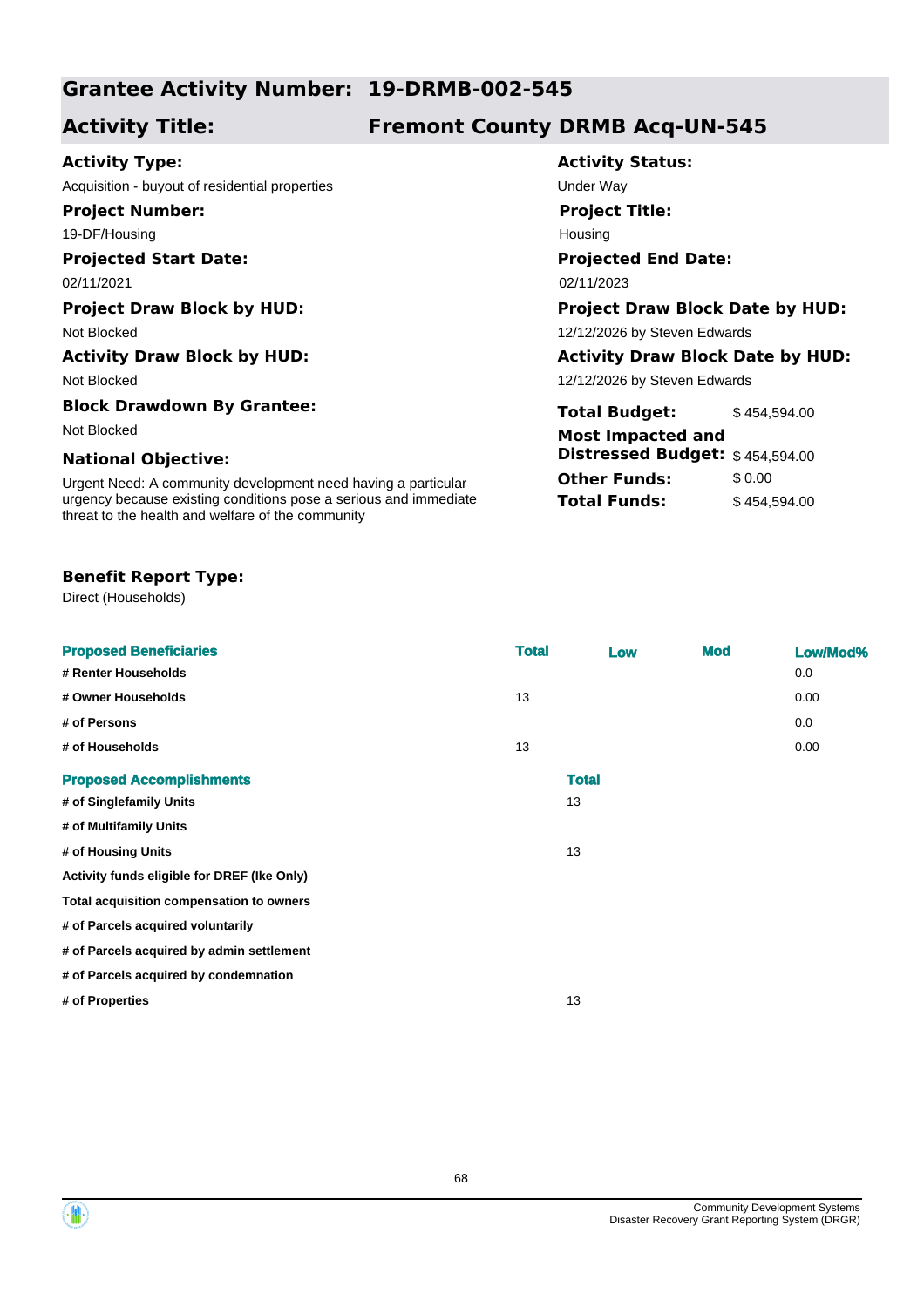## Grantee Activity Number: 19-DRMB-002-545

## Activity Title: Fremont County DRMB Acq-UN-545

**Activity Type:**
Acquisition - buyout of residential properties

**Activity Status:**
Under Way

**Project Number:**
19-DF/Housing

**Project Title:**
Housing

**Projected Start Date:**
02/11/2021

**Projected End Date:**
02/11/2023

**Project Draw Block by HUD:**
Not Blocked

**Project Draw Block Date by HUD:**
12/12/2026 by Steven Edwards

**Activity Draw Block by HUD:**
Not Blocked

**Activity Draw Block Date by HUD:**
12/12/2026 by Steven Edwards

**Block Drawdown By Grantee:**
Not Blocked

**Total Budget:** $ 454,594.00

**Most Impacted and Distressed Budget:** $ 454,594.00

**Other Funds:** $ 0.00

**Total Funds:** $ 454,594.00

**National Objective:**
Urgent Need: A community development need having a particular urgency because existing conditions pose a serious and immediate threat to the health and welfare of the community

**Benefit Report Type:**
Direct (Households)

| Proposed Beneficiaries | Total | Low | Mod | Low/Mod% |
|---|---|---|---|---|
| # Renter Households | | | | 0.0 |
| # Owner Households | 13 | | | 0.00 |
| # of Persons | | | | 0.0 |
| # of Households | 13 | | | 0.00 |

| Proposed Accomplishments | Total |
|---|---|
| # of Singlefamily Units | 13 |
| # of Multifamily Units | |
| # of Housing Units | 13 |
| Activity funds eligible for DREF (Ike Only) | |
| Total acquisition compensation to owners | |
| # of Parcels acquired voluntarily | |
| # of Parcels acquired by admin settlement | |
| # of Parcels acquired by condemnation | |
| # of Properties | 13 |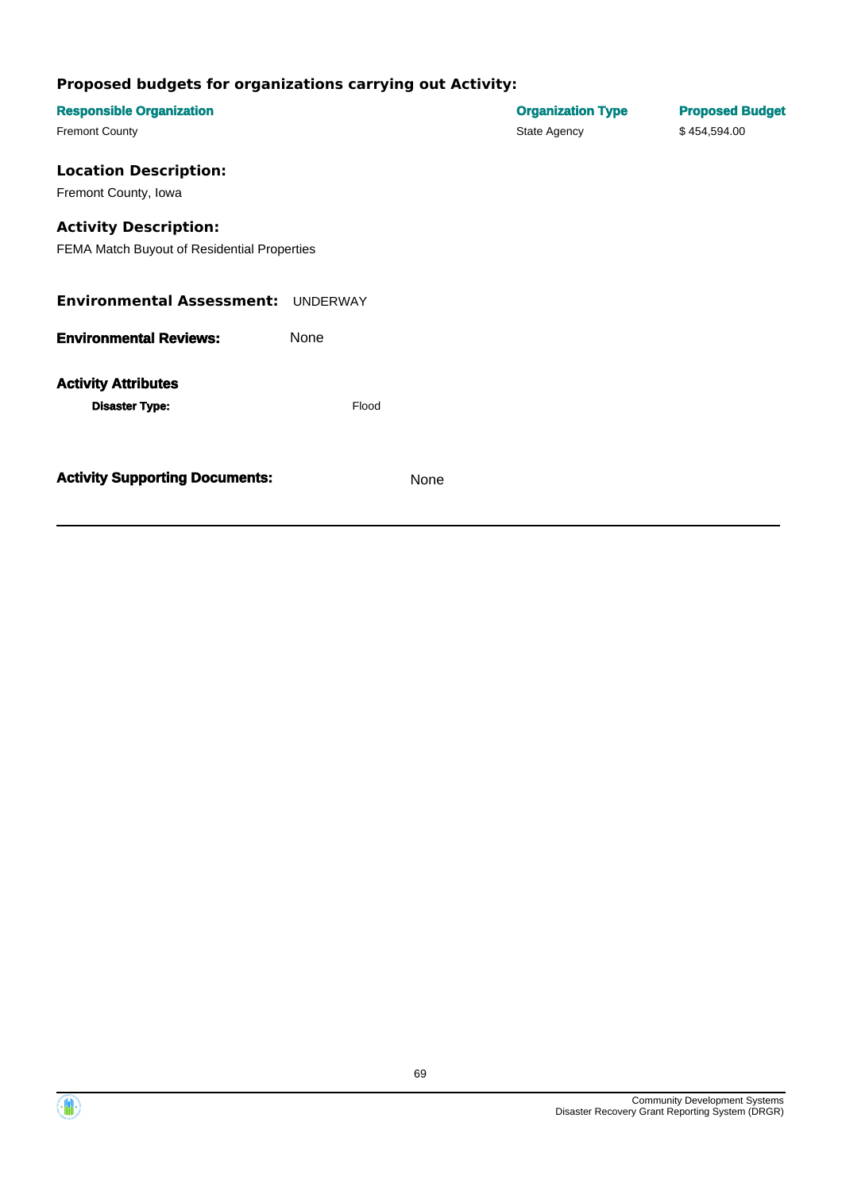### Proposed budgets for organizations carrying out Activity:

| Responsible Organization | Organization Type | Proposed Budget |
| --- | --- | --- |
| Fremont County | State Agency | $ 454,594.00 |

### Location Description:

Fremont County, Iowa

### Activity Description:

FEMA Match Buyout of Residential Properties

**Environmental Assessment:** UNDERWAY

**Environmental Reviews:** None

**Activity Attributes**

**Disaster Type:** Flood

**Activity Supporting Documents:** None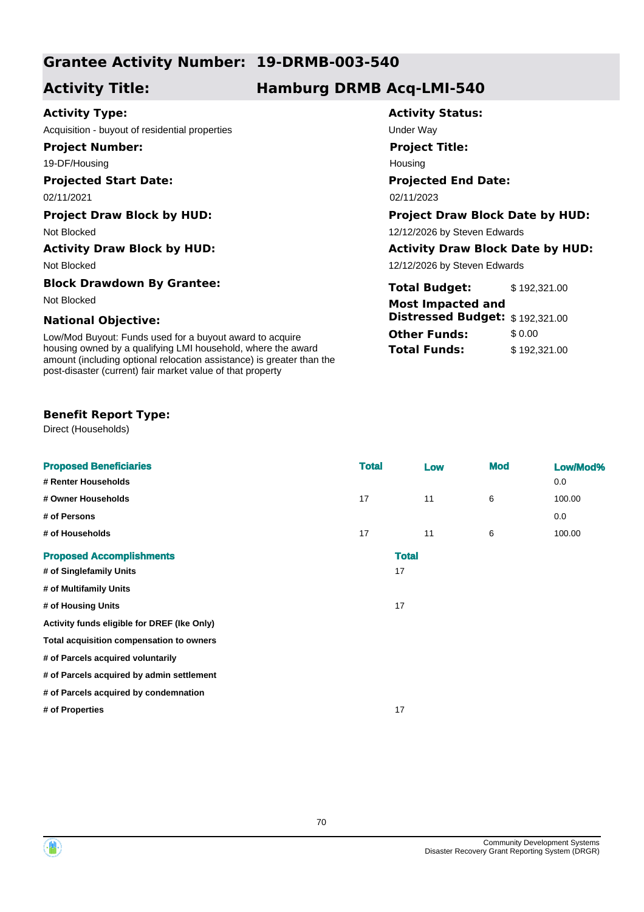## Grantee Activity Number: 19-DRMB-003-540

## Activity Title: Hamburg DRMB Acq-LMI-540

**Activity Type:**
Acquisition - buyout of residential properties

**Activity Status:**
Under Way

**Project Number:**
19-DF/Housing

**Project Title:**
Housing

**Projected Start Date:**
02/11/2021

**Projected End Date:**
02/11/2023

**Project Draw Block by HUD:**
Not Blocked

**Project Draw Block Date by HUD:**
12/12/2026 by Steven Edwards

**Activity Draw Block by HUD:**
Not Blocked

**Activity Draw Block Date by HUD:**
12/12/2026 by Steven Edwards

**Block Drawdown By Grantee:**
Not Blocked

**Total Budget:** $ 192,321.00

**Most Impacted and Distressed Budget:** $ 192,321.00

**Other Funds:** $ 0.00

**Total Funds:** $ 192,321.00

**National Objective:**
Low/Mod Buyout: Funds used for a buyout award to acquire housing owned by a qualifying LMI household, where the award amount (including optional relocation assistance) is greater than the post-disaster (current) fair market value of that property

**Benefit Report Type:**
Direct (Households)

| Proposed Beneficiaries | Total | Low | Mod | Low/Mod% |
|---|---|---|---|---|
| # Renter Households | | | | 0.0 |
| # Owner Households | 17 | 11 | 6 | 100.00 |
| # of Persons | | | | 0.0 |
| # of Households | 17 | 11 | 6 | 100.00 |

| Proposed Accomplishments | Total |
|---|---|
| # of Singlefamily Units | 17 |
| # of Multifamily Units | |
| # of Housing Units | 17 |
| Activity funds eligible for DREF (Ike Only) | |
| Total acquisition compensation to owners | |
| # of Parcels acquired voluntarily | |
| # of Parcels acquired by admin settlement | |
| # of Parcels acquired by condemnation | |
| # of Properties | 17 |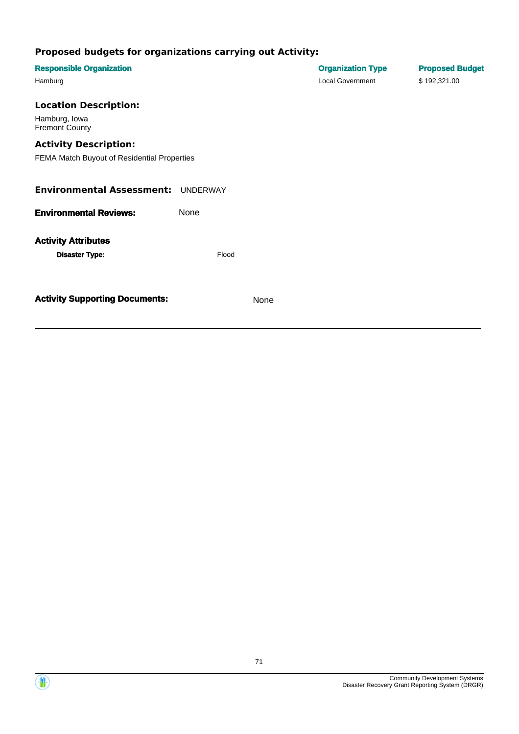### Proposed budgets for organizations carrying out Activity:

| Responsible Organization | Organization Type | Proposed Budget |
| --- | --- | --- |
| Hamburg | Local Government | $ 192,321.00 |

### Location Description:

Hamburg, Iowa
Fremont County

### Activity Description:

FEMA Match Buyout of Residential Properties

**Environmental Assessment:** UNDERWAY

**Environmental Reviews:** None

**Activity Attributes**

**Disaster Type:** Flood

**Activity Supporting Documents:** None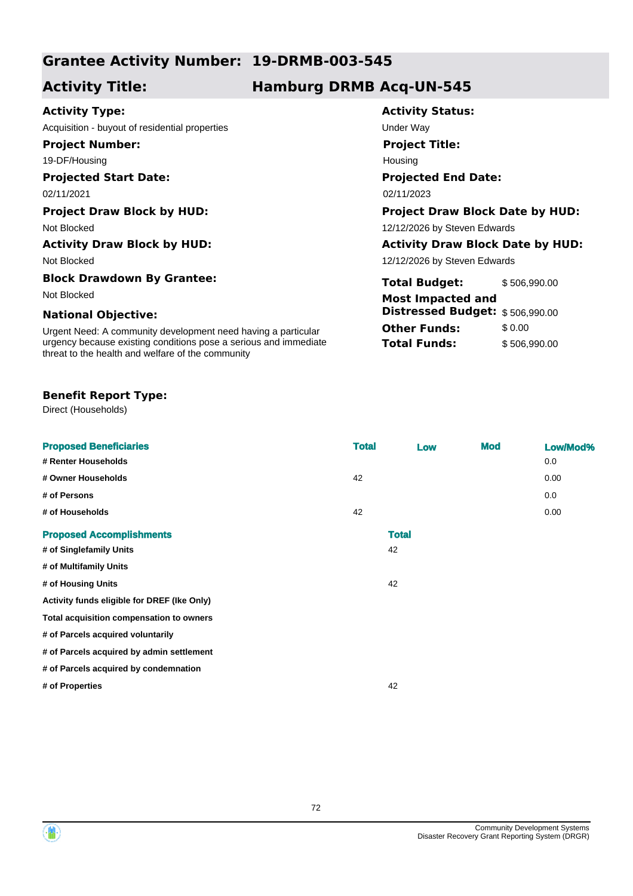## Grantee Activity Number: 19-DRMB-003-545

## Activity Title: Hamburg DRMB Acq-UN-545

**Activity Type:**
Acquisition - buyout of residential properties

**Activity Status:**
Under Way

**Project Number:**
19-DF/Housing

**Project Title:**
Housing

**Projected Start Date:**
02/11/2021

**Projected End Date:**
02/11/2023

**Project Draw Block by HUD:**
Not Blocked

**Project Draw Block Date by HUD:**
12/12/2026 by Steven Edwards

**Activity Draw Block by HUD:**
Not Blocked

**Activity Draw Block Date by HUD:**
12/12/2026 by Steven Edwards

**Block Drawdown By Grantee:**
Not Blocked

**Total Budget:** $ 506,990.00

**Most Impacted and Distressed Budget:** $ 506,990.00

**Other Funds:** $ 0.00

**Total Funds:** $ 506,990.00

**National Objective:**
Urgent Need: A community development need having a particular urgency because existing conditions pose a serious and immediate threat to the health and welfare of the community

**Benefit Report Type:**
Direct (Households)

| Proposed Beneficiaries | Total | Low | Mod | Low/Mod% |
|---|---|---|---|---|
| # Renter Households | | | | 0.0 |
| # Owner Households | 42 | | | 0.00 |
| # of Persons | | | | 0.0 |
| # of Households | 42 | | | 0.00 |

| Proposed Accomplishments | Total |
|---|---|
| # of Singlefamily Units | 42 |
| # of Multifamily Units | |
| # of Housing Units | 42 |
| Activity funds eligible for DREF (Ike Only) | |
| Total acquisition compensation to owners | |
| # of Parcels acquired voluntarily | |
| # of Parcels acquired by admin settlement | |
| # of Parcels acquired by condemnation | |
| # of Properties | 42 |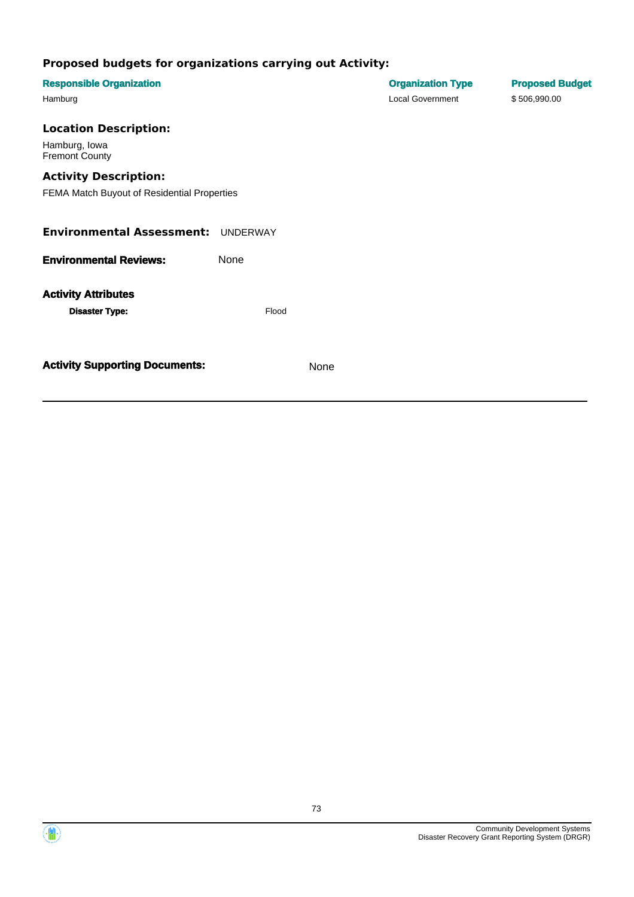### Proposed budgets for organizations carrying out Activity:

| Responsible Organization | Organization Type | Proposed Budget |
| --- | --- | --- |
| Hamburg | Local Government | $ 506,990.00 |

### Location Description:

Hamburg, Iowa
Fremont County

### Activity Description:

FEMA Match Buyout of Residential Properties

**Environmental Assessment:** UNDERWAY

**Environmental Reviews:** None

**Activity Attributes**

**Disaster Type:** Flood

**Activity Supporting Documents:** None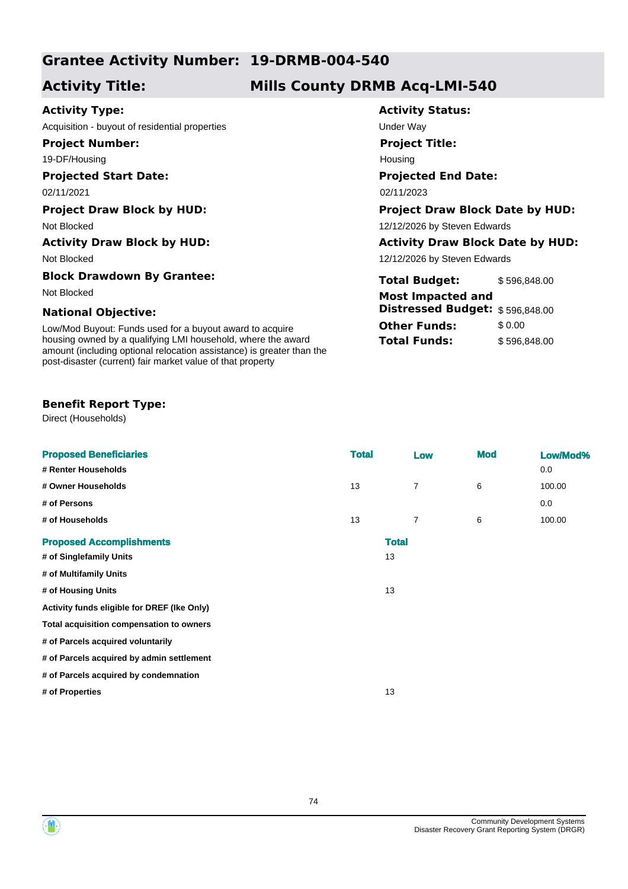## Grantee Activity Number: 19-DRMB-004-540

## Activity Title: Mills County DRMB Acq-LMI-540

**Activity Type:**
Acquisition - buyout of residential properties

**Activity Status:**
Under Way

**Project Number:**
19-DF/Housing

**Project Title:**
Housing

**Projected Start Date:**
02/11/2021

**Projected End Date:**
02/11/2023

**Project Draw Block by HUD:**
Not Blocked

**Project Draw Block Date by HUD:**
12/12/2026 by Steven Edwards

**Activity Draw Block by HUD:**
Not Blocked

**Activity Draw Block Date by HUD:**
12/12/2026 by Steven Edwards

**Block Drawdown By Grantee:**
Not Blocked

**Total Budget:** $ 596,848.00
**Most Impacted and Distressed Budget:** $ 596,848.00
**Other Funds:** $ 0.00
**Total Funds:** $ 596,848.00

**National Objective:**
Low/Mod Buyout: Funds used for a buyout award to acquire housing owned by a qualifying LMI household, where the award amount (including optional relocation assistance) is greater than the post-disaster (current) fair market value of that property

**Benefit Report Type:**
Direct (Households)

| Proposed Beneficiaries | Total | Low | Mod | Low/Mod% |
|---|---|---|---|---|
| # Renter Households | | | | 0.0 |
| # Owner Households | 13 | 7 | 6 | 100.00 |
| # of Persons | | | | 0.0 |
| # of Households | 13 | 7 | 6 | 100.00 |

| Proposed Accomplishments | Total |
|---|---|
| # of Singlefamily Units | 13 |
| # of Multifamily Units | |
| # of Housing Units | 13 |
| Activity funds eligible for DREF (Ike Only) | |
| Total acquisition compensation to owners | |
| # of Parcels acquired voluntarily | |
| # of Parcels acquired by admin settlement | |
| # of Parcels acquired by condemnation | |
| # of Properties | 13 |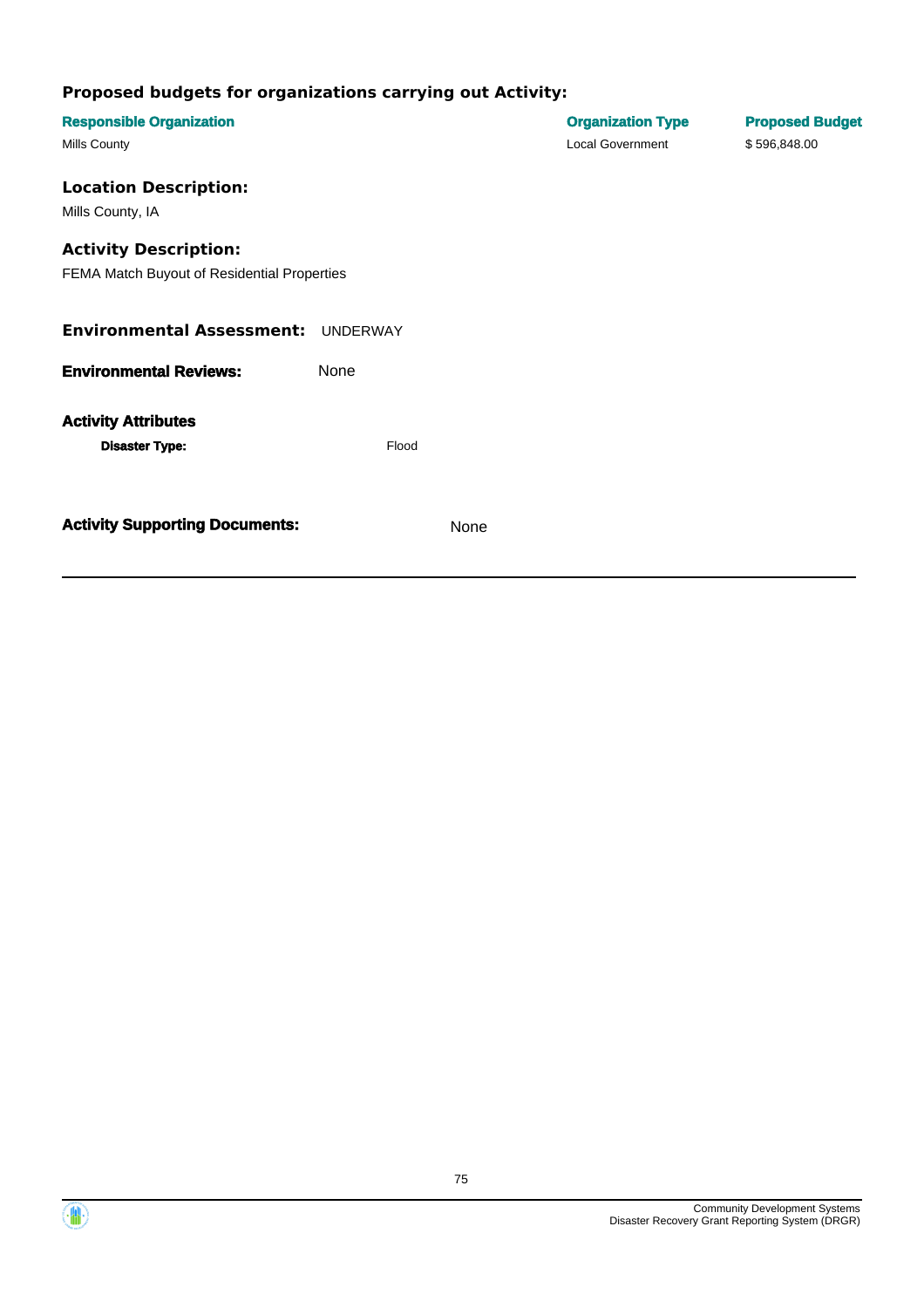### Proposed budgets for organizations carrying out Activity:

| Responsible Organization | Organization Type | Proposed Budget |
|---|---|---|
| Mills County | Local Government | $ 596,848.00 |

### Location Description:

Mills County, IA

### Activity Description:

FEMA Match Buyout of Residential Properties

**Environmental Assessment:** UNDERWAY

**Environmental Reviews:** None

**Activity Attributes**

**Disaster Type:** Flood

**Activity Supporting Documents:** None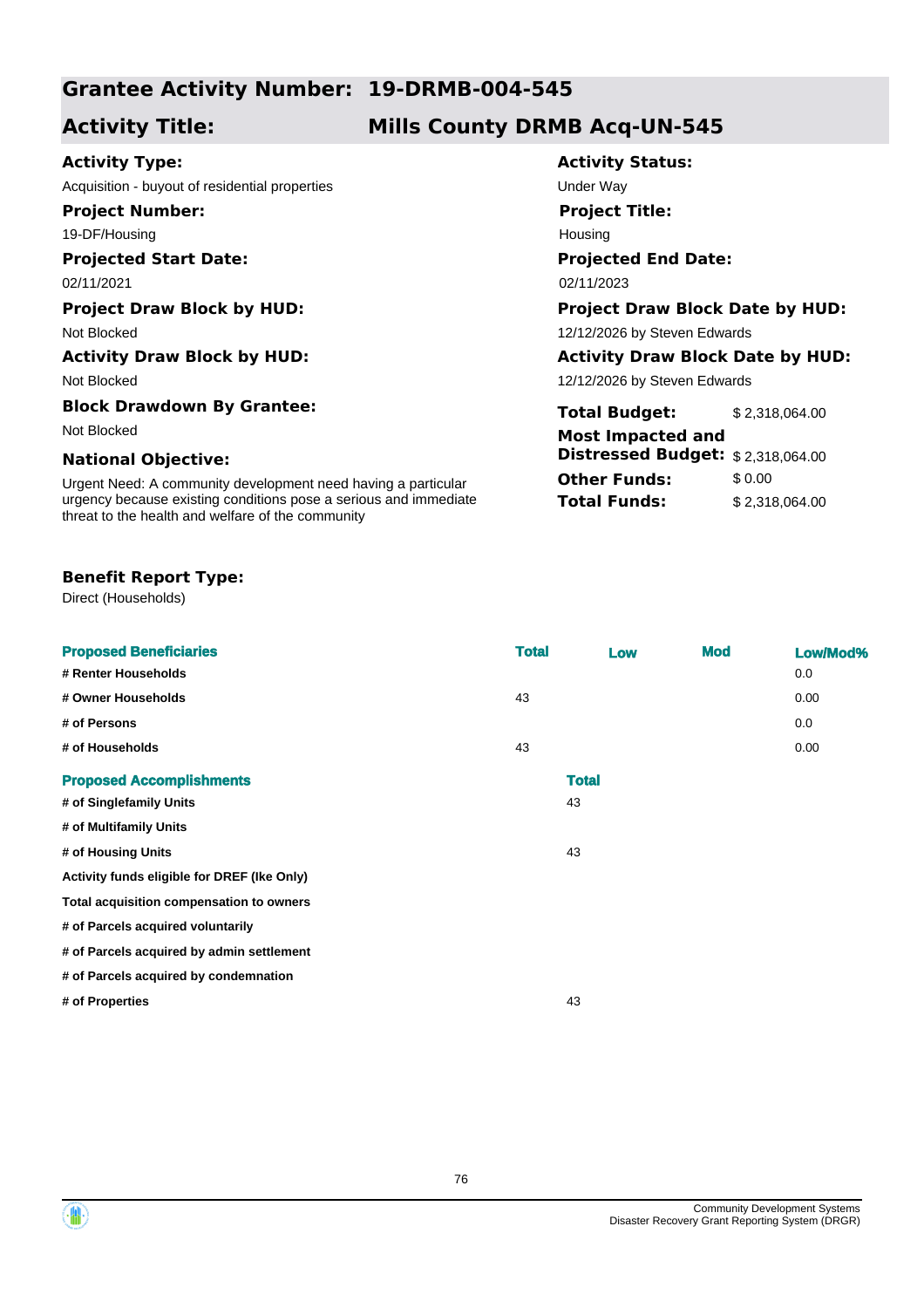## Grantee Activity Number: 19-DRMB-004-545

## Activity Title: Mills County DRMB Acq-UN-545

**Activity Type:**
Acquisition - buyout of residential properties

**Activity Status:**
Under Way

**Project Number:**
19-DF/Housing

**Project Title:**
Housing

**Projected Start Date:**
02/11/2021

**Projected End Date:**
02/11/2023

**Project Draw Block by HUD:**
Not Blocked

**Project Draw Block Date by HUD:**
12/12/2026 by Steven Edwards

**Activity Draw Block by HUD:**
Not Blocked

**Activity Draw Block Date by HUD:**
12/12/2026 by Steven Edwards

**Block Drawdown By Grantee:**
Not Blocked

**National Objective:**
Urgent Need: A community development need having a particular urgency because existing conditions pose a serious and immediate threat to the health and welfare of the community

| | |
|---|---|
| **Total Budget:** | $ 2,318,064.00 |
| **Most Impacted and Distressed Budget:** | $ 2,318,064.00 |
| **Other Funds:** | $ 0.00 |
| **Total Funds:** | $ 2,318,064.00 |

**Benefit Report Type:**
Direct (Households)

| Proposed Beneficiaries | Total | Low | Mod | Low/Mod% |
|---|---|---|---|---|
| # Renter Households | | | | 0.0 |
| # Owner Households | 43 | | | 0.00 |
| # of Persons | | | | 0.0 |
| # of Households | 43 | | | 0.00 |

| Proposed Accomplishments | Total |
|---|---|
| # of Singlefamily Units | 43 |
| # of Multifamily Units | |
| # of Housing Units | 43 |
| Activity funds eligible for DREF (Ike Only) | |
| Total acquisition compensation to owners | |
| # of Parcels acquired voluntarily | |
| # of Parcels acquired by admin settlement | |
| # of Parcels acquired by condemnation | |
| # of Properties | 43 |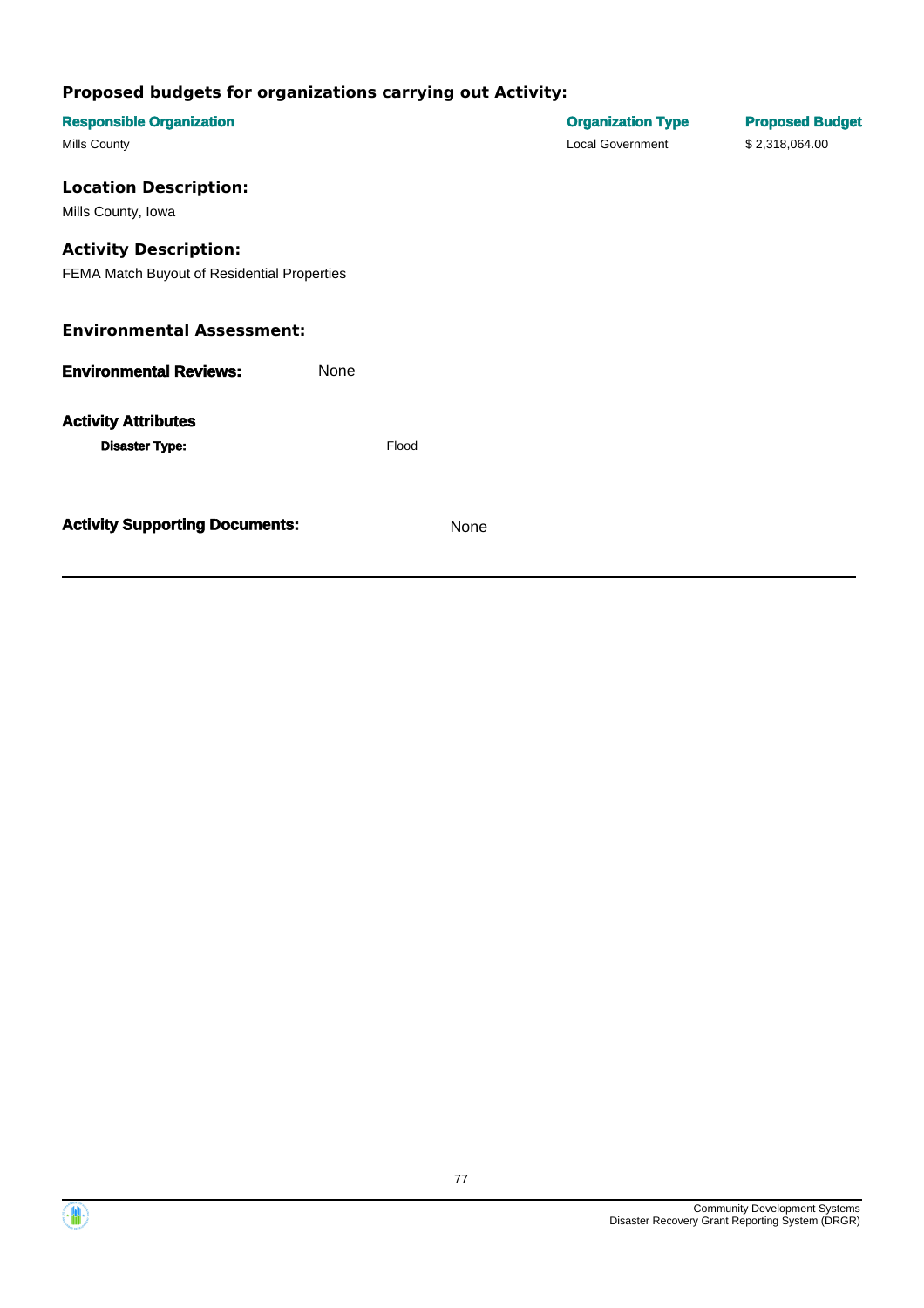### Proposed budgets for organizations carrying out Activity:

| Responsible Organization | Organization Type | Proposed Budget |
| --- | --- | --- |
| Mills County | Local Government | $ 2,318,064.00 |

### Location Description:

Mills County, Iowa

### Activity Description:

FEMA Match Buyout of Residential Properties

### Environmental Assessment:

**Environmental Reviews:** None

**Activity Attributes**

**Disaster Type:** Flood

**Activity Supporting Documents:** None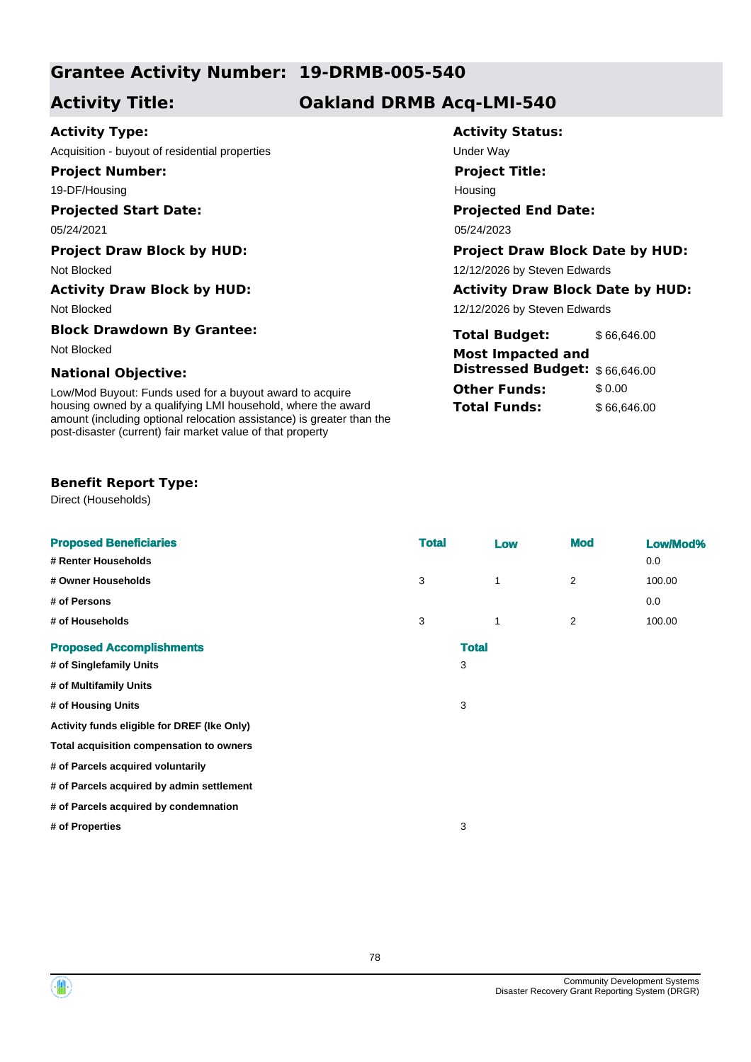## Grantee Activity Number: 19-DRMB-005-540

## Activity Title: Oakland DRMB Acq-LMI-540

**Activity Type:**

Acquisition - buyout of residential properties

**Activity Status:**

Under Way

**Project Number:**

19-DF/Housing

**Project Title:**

Housing

**Projected Start Date:**

05/24/2021

**Projected End Date:**

05/24/2023

**Project Draw Block by HUD:**

Not Blocked

**Project Draw Block Date by HUD:**

12/12/2026 by Steven Edwards

**Activity Draw Block by HUD:**

Not Blocked

**Activity Draw Block Date by HUD:**

12/12/2026 by Steven Edwards

**Block Drawdown By Grantee:**

Not Blocked

**Total Budget:** $ 66,646.00

**Most Impacted and Distressed Budget:** $ 66,646.00

**Other Funds:** $ 0.00

**Total Funds:** $ 66,646.00

**National Objective:**

Low/Mod Buyout: Funds used for a buyout award to acquire housing owned by a qualifying LMI household, where the award amount (including optional relocation assistance) is greater than the post-disaster (current) fair market value of that property

**Benefit Report Type:**

Direct (Households)

| Proposed Beneficiaries | Total | Low | Mod | Low/Mod% |
|---|---|---|---|---|
| # Renter Households | | | | 0.0 |
| # Owner Households | 3 | 1 | 2 | 100.00 |
| # of Persons | | | | 0.0 |
| # of Households | 3 | 1 | 2 | 100.00 |

| Proposed Accomplishments | Total |
|---|---|
| # of Singlefamily Units | 3 |
| # of Multifamily Units | |
| # of Housing Units | 3 |
| Activity funds eligible for DREF (Ike Only) | |
| Total acquisition compensation to owners | |
| # of Parcels acquired voluntarily | |
| # of Parcels acquired by admin settlement | |
| # of Parcels acquired by condemnation | |
| # of Properties | 3 |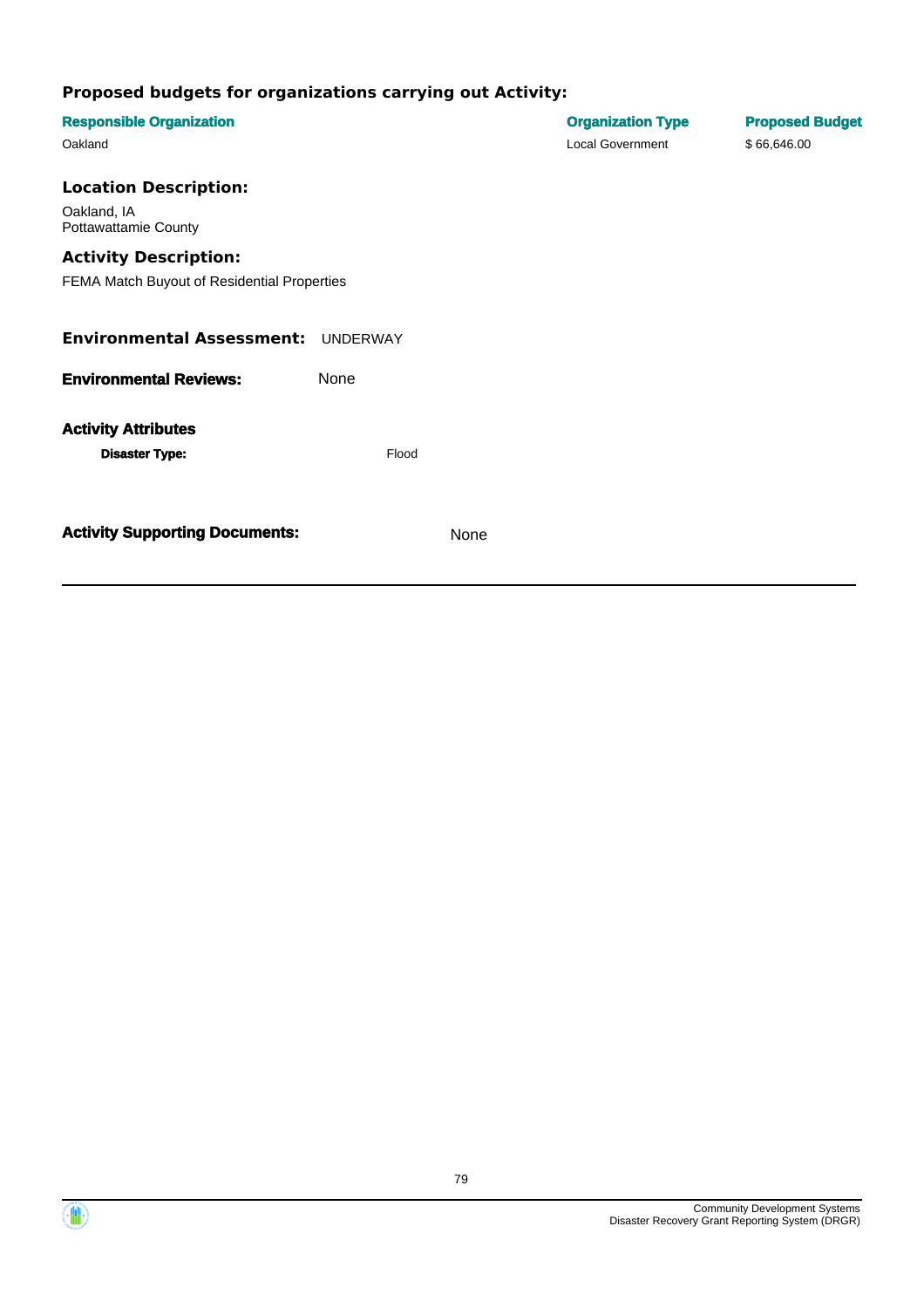### Proposed budgets for organizations carrying out Activity:

| Responsible Organization | Organization Type | Proposed Budget |
| --- | --- | --- |
| Oakland | Local Government | $ 66,646.00 |

### Location Description:

Oakland, IA
Pottawattamie County

### Activity Description:

FEMA Match Buyout of Residential Properties

**Environmental Assessment:** UNDERWAY

**Environmental Reviews:** None

**Activity Attributes**

**Disaster Type:** Flood

**Activity Supporting Documents:** None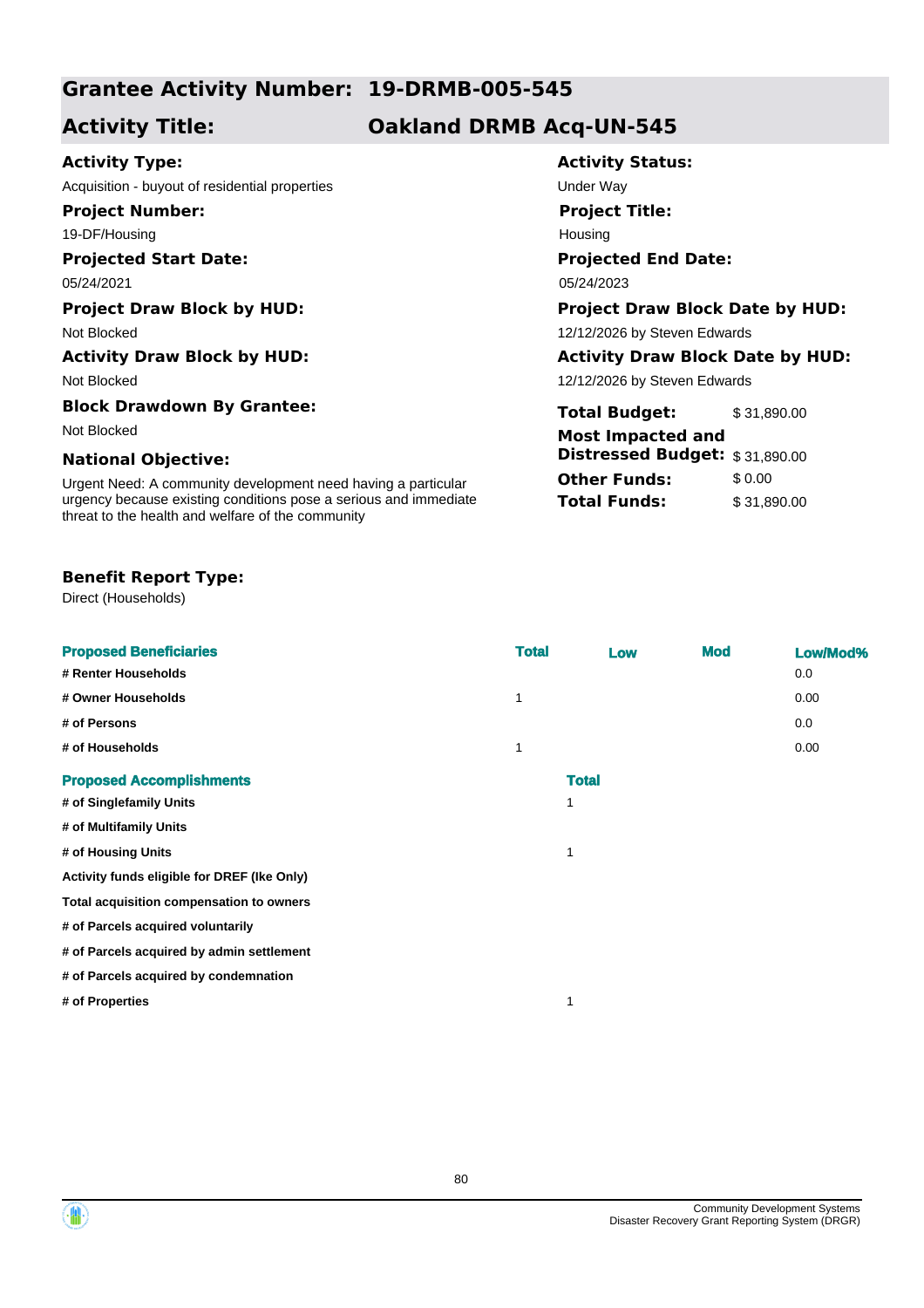## Grantee Activity Number: 19-DRMB-005-545

## Activity Title: Oakland DRMB Acq-UN-545

**Activity Type:**
Acquisition - buyout of residential properties

**Activity Status:**
Under Way

**Project Number:**
19-DF/Housing

**Project Title:**
Housing

**Projected Start Date:**
05/24/2021

**Projected End Date:**
05/24/2023

**Project Draw Block by HUD:**
Not Blocked

**Project Draw Block Date by HUD:**
12/12/2026 by Steven Edwards

**Activity Draw Block by HUD:**
Not Blocked

**Activity Draw Block Date by HUD:**
12/12/2026 by Steven Edwards

**Block Drawdown By Grantee:**
Not Blocked

**National Objective:**
Urgent Need: A community development need having a particular urgency because existing conditions pose a serious and immediate threat to the health and welfare of the community

| | |
|---|---|
| **Total Budget:** | $ 31,890.00 |
| **Most Impacted and Distressed Budget:** | $ 31,890.00 |
| **Other Funds:** | $ 0.00 |
| **Total Funds:** | $ 31,890.00 |

**Benefit Report Type:**
Direct (Households)

| Proposed Beneficiaries | Total | Low | Mod | Low/Mod% |
|---|---|---|---|---|
| # Renter Households | | | | 0.0 |
| # Owner Households | 1 | | | 0.00 |
| # of Persons | | | | 0.0 |
| # of Households | 1 | | | 0.00 |

| Proposed Accomplishments | Total |
|---|---|
| # of Singlefamily Units | 1 |
| # of Multifamily Units | |
| # of Housing Units | 1 |
| Activity funds eligible for DREF (Ike Only) | |
| Total acquisition compensation to owners | |
| # of Parcels acquired voluntarily | |
| # of Parcels acquired by admin settlement | |
| # of Parcels acquired by condemnation | |
| # of Properties | 1 |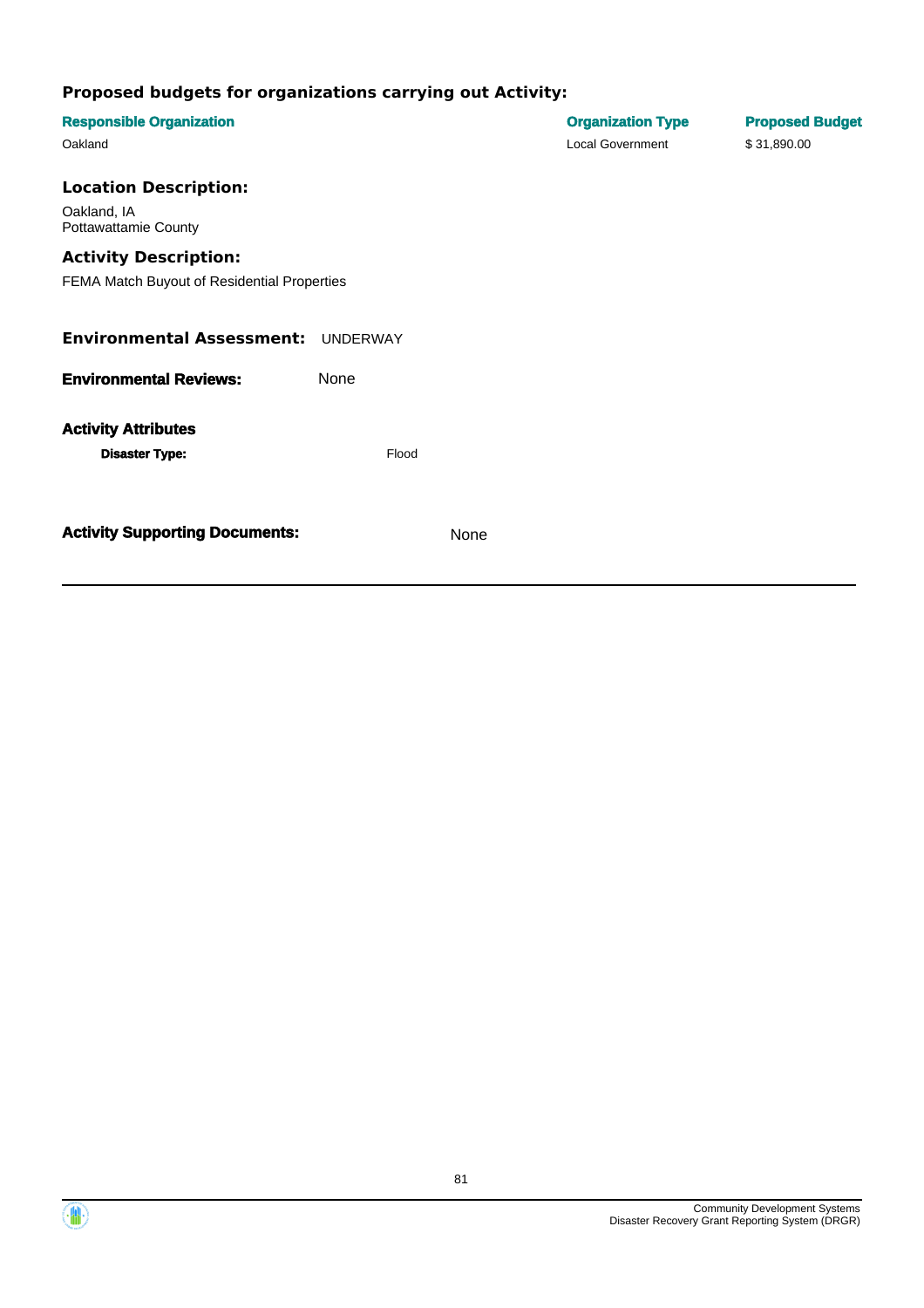### Proposed budgets for organizations carrying out Activity:

| Responsible Organization | Organization Type | Proposed Budget |
| --- | --- | --- |
| Oakland | Local Government | $ 31,890.00 |

### Location Description:

Oakland, IA
Pottawattamie County

### Activity Description:

FEMA Match Buyout of Residential Properties

**Environmental Assessment:** UNDERWAY

**Environmental Reviews:** None

**Activity Attributes**

**Disaster Type:** Flood

**Activity Supporting Documents:** None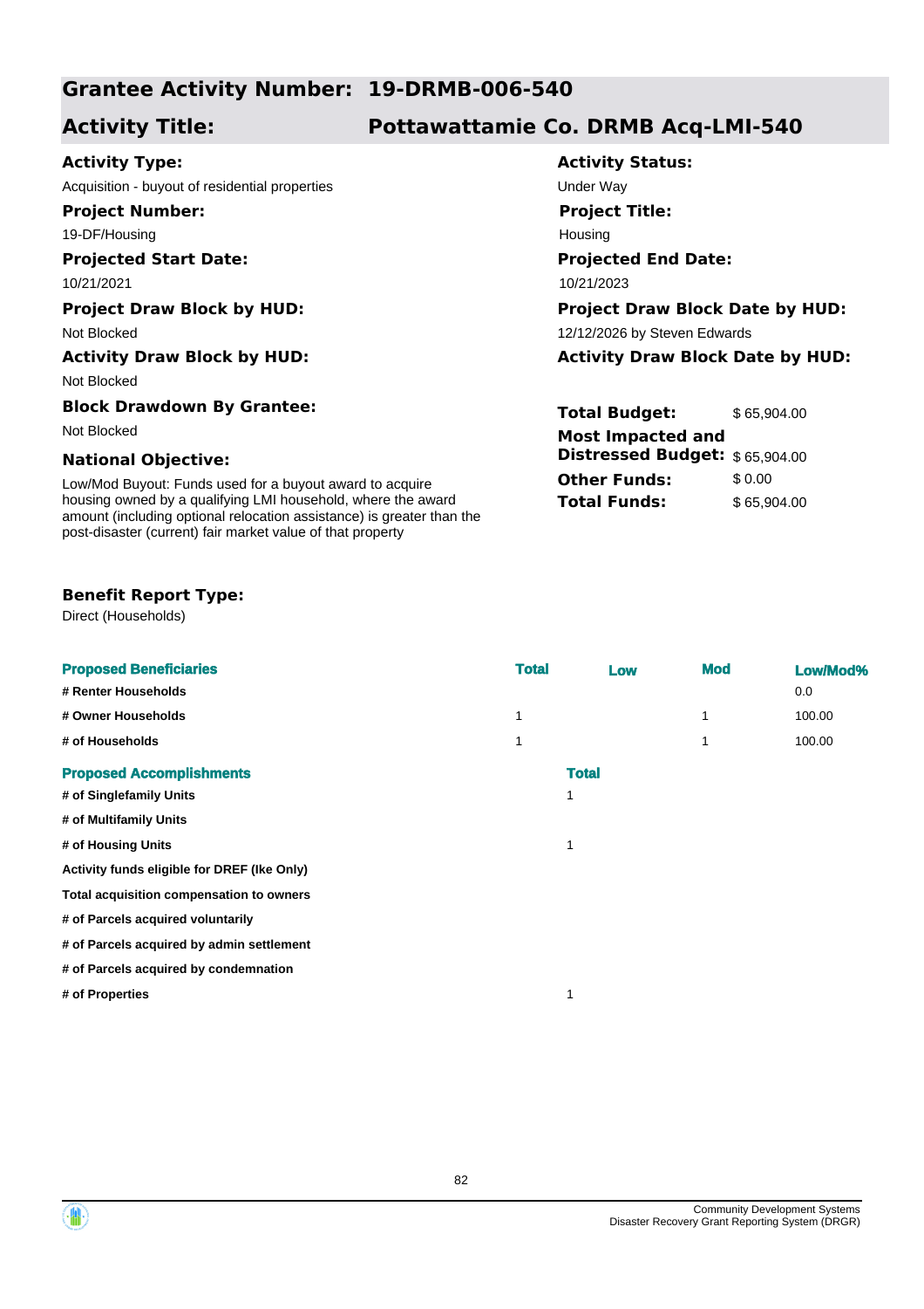## Grantee Activity Number: 19-DRMB-006-540

## Activity Title: Pottawattamie Co. DRMB Acq-LMI-540

**Activity Type:**
Acquisition - buyout of residential properties

**Activity Status:**
Under Way

**Project Number:**
19-DF/Housing

**Project Title:**
Housing

**Projected Start Date:**
10/21/2021

**Projected End Date:**
10/21/2023

**Project Draw Block by HUD:**
Not Blocked

**Project Draw Block Date by HUD:**
12/12/2026 by Steven Edwards

**Activity Draw Block by HUD:**
Not Blocked

**Activity Draw Block Date by HUD:**

**Block Drawdown By Grantee:**
Not Blocked

**National Objective:**
Low/Mod Buyout: Funds used for a buyout award to acquire housing owned by a qualifying LMI household, where the award amount (including optional relocation assistance) is greater than the post-disaster (current) fair market value of that property

| | |
|---|---|
| **Total Budget:** | $ 65,904.00 |
| **Most Impacted and Distressed Budget:** | $ 65,904.00 |
| **Other Funds:** | $ 0.00 |
| **Total Funds:** | $ 65,904.00 |

**Benefit Report Type:**
Direct (Households)

| Proposed Beneficiaries | Total | Low | Mod | Low/Mod% |
|---|---|---|---|---|
| # Renter Households | | | | 0.0 |
| # Owner Households | 1 | | 1 | 100.00 |
| # of Households | 1 | | 1 | 100.00 |

| Proposed Accomplishments | Total |
|---|---|
| # of Singlefamily Units | 1 |
| # of Multifamily Units | |
| # of Housing Units | 1 |
| Activity funds eligible for DREF (Ike Only) | |
| Total acquisition compensation to owners | |
| # of Parcels acquired voluntarily | |
| # of Parcels acquired by admin settlement | |
| # of Parcels acquired by condemnation | |
| # of Properties | 1 |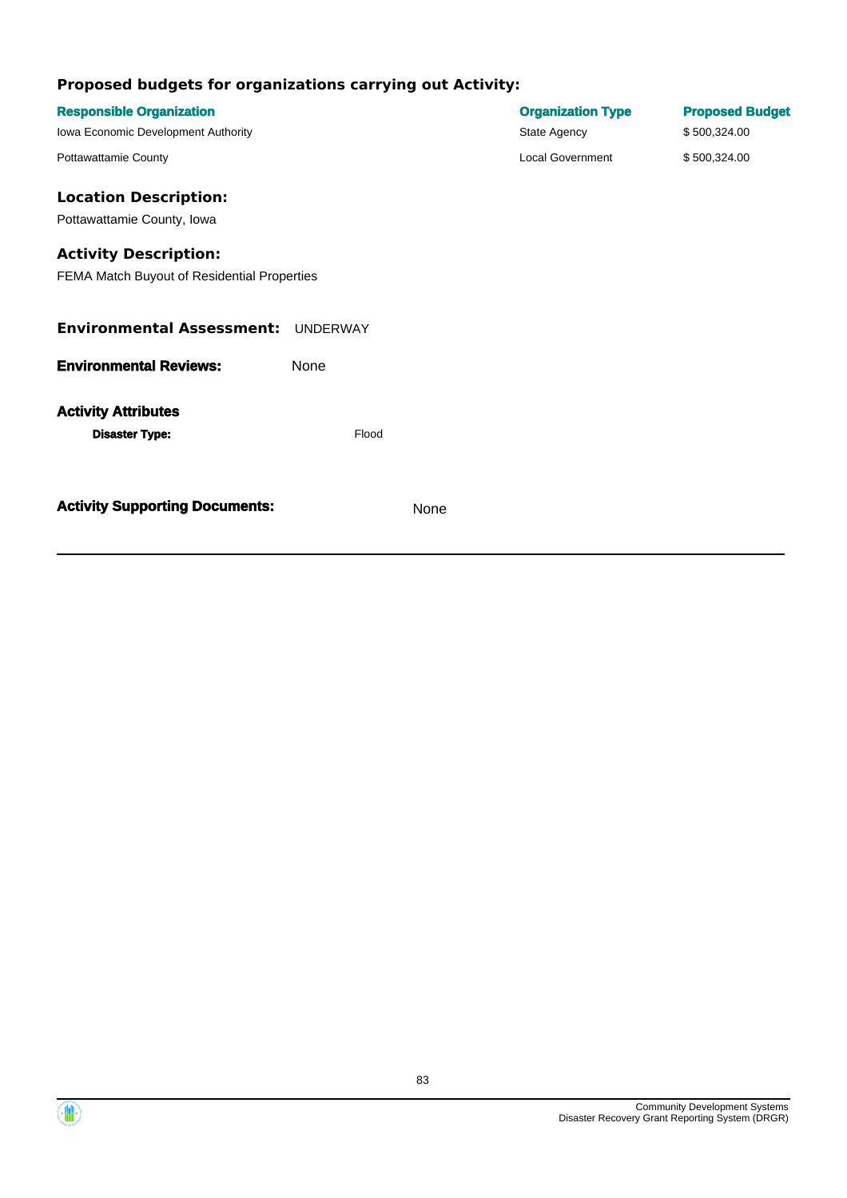### Proposed budgets for organizations carrying out Activity:

| Responsible Organization | Organization Type | Proposed Budget |
|---|---|---|
| Iowa Economic Development Authority | State Agency | $ 500,324.00 |
| Pottawattamie County | Local Government | $ 500,324.00 |

### Location Description:

Pottawattamie County, Iowa

### Activity Description:

FEMA Match Buyout of Residential Properties

**Environmental Assessment:** UNDERWAY

**Environmental Reviews:** None

**Activity Attributes**

**Disaster Type:** Flood

**Activity Supporting Documents:** None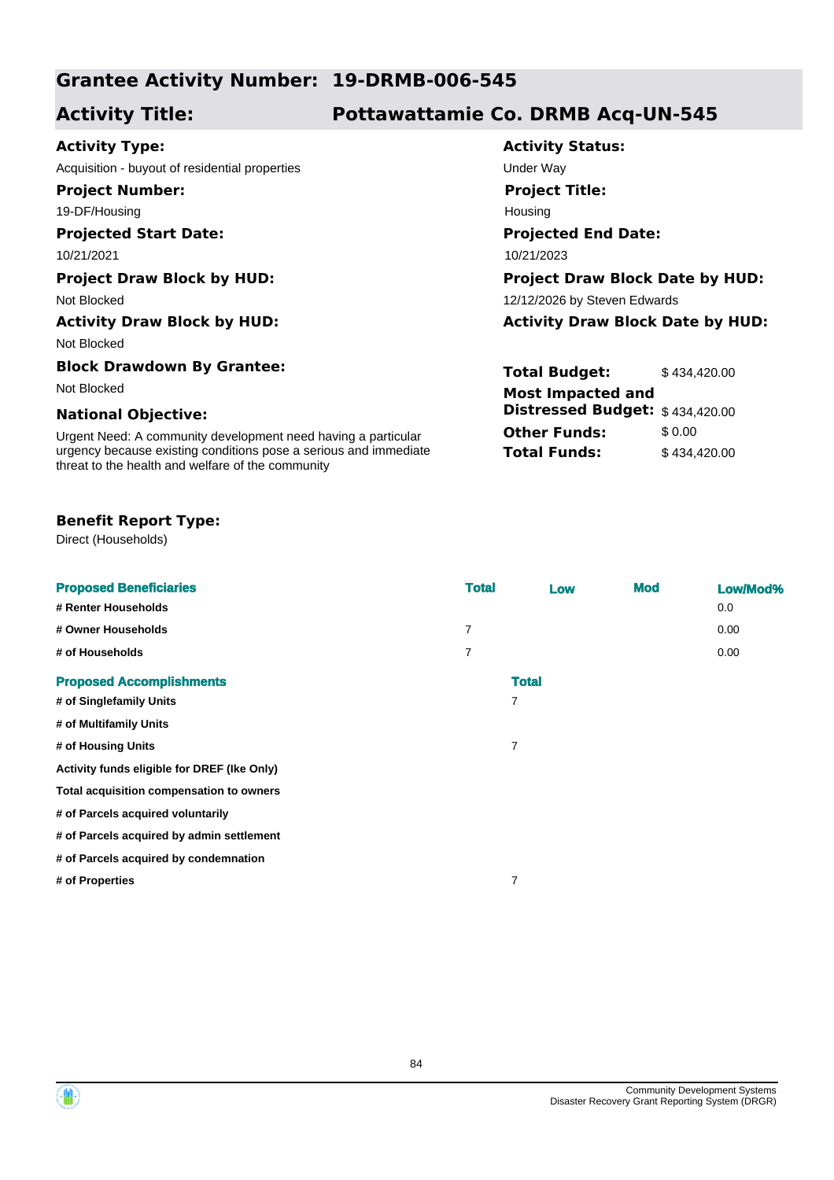## Grantee Activity Number: 19-DRMB-006-545

## Activity Title: Pottawattamie Co. DRMB Acq-UN-545

**Activity Type:**
Acquisition - buyout of residential properties

**Activity Status:**
Under Way

**Project Number:**
19-DF/Housing

**Project Title:**
Housing

**Projected Start Date:**
10/21/2021

**Projected End Date:**
10/21/2023

**Project Draw Block by HUD:**
Not Blocked

**Project Draw Block Date by HUD:**
12/12/2026 by Steven Edwards

**Activity Draw Block by HUD:**
Not Blocked

**Activity Draw Block Date by HUD:**

**Block Drawdown By Grantee:**
Not Blocked

**National Objective:**
Urgent Need: A community development need having a particular urgency because existing conditions pose a serious and immediate threat to the health and welfare of the community

**Total Budget:** $ 434,420.00
**Most Impacted and Distressed Budget:** $ 434,420.00
**Other Funds:** $ 0.00
**Total Funds:** $ 434,420.00

**Benefit Report Type:**
Direct (Households)

| Proposed Beneficiaries | Total | Low | Mod | Low/Mod% |
| --- | --- | --- | --- | --- |
| # Renter Households | | | | 0.0 |
| # Owner Households | 7 | | | 0.00 |
| # of Households | 7 | | | 0.00 |

| Proposed Accomplishments | Total |
| --- | --- |
| # of Singlefamily Units | 7 |
| # of Multifamily Units | |
| # of Housing Units | 7 |
| Activity funds eligible for DREF (Ike Only) | |
| Total acquisition compensation to owners | |
| # of Parcels acquired voluntarily | |
| # of Parcels acquired by admin settlement | |
| # of Parcels acquired by condemnation | |
| # of Properties | 7 |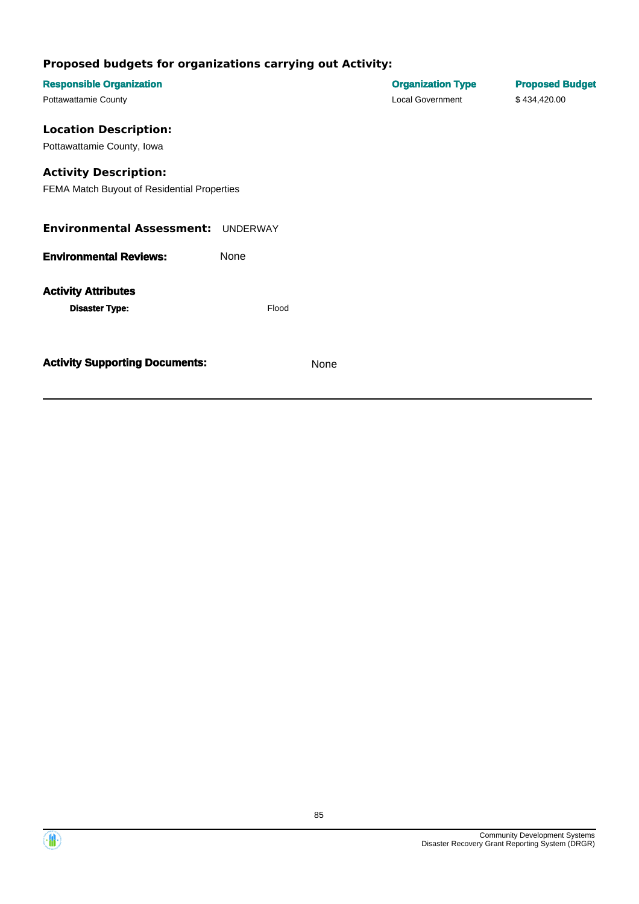## Proposed budgets for organizations carrying out Activity:

| Responsible Organization | Organization Type | Proposed Budget |
| --- | --- | --- |
| Pottawattamie County | Local Government | $ 434,420.00 |

## Location Description:

Pottawattamie County, Iowa

## Activity Description:

FEMA Match Buyout of Residential Properties

**Environmental Assessment:** UNDERWAY

**Environmental Reviews:** None

**Activity Attributes**

**Disaster Type:** Flood

**Activity Supporting Documents:** None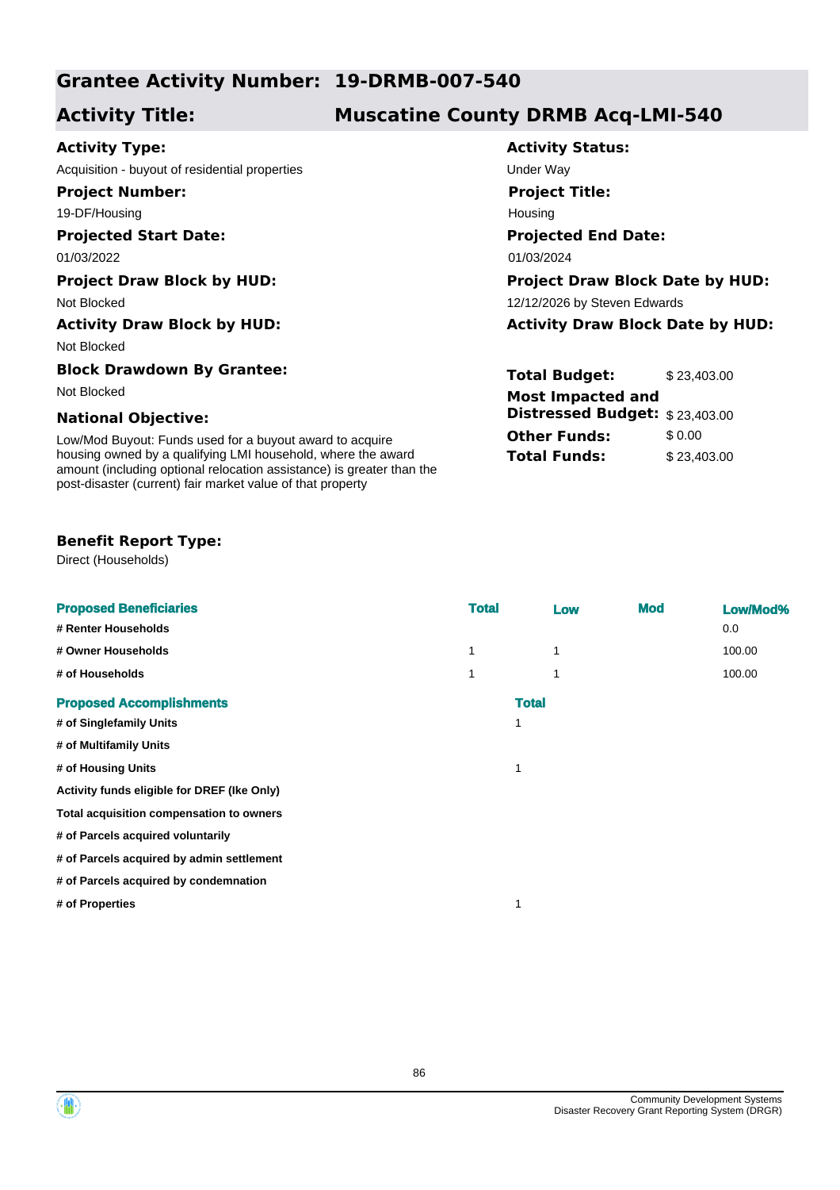## Grantee Activity Number: 19-DRMB-007-540

## Activity Title: Muscatine County DRMB Acq-LMI-540

**Activity Type:**
Acquisition - buyout of residential properties

**Activity Status:**
Under Way

**Project Number:**
19-DF/Housing

**Project Title:**
Housing

**Projected Start Date:**
01/03/2022

**Projected End Date:**
01/03/2024

**Project Draw Block by HUD:**
Not Blocked

**Project Draw Block Date by HUD:**
12/12/2026 by Steven Edwards

**Activity Draw Block by HUD:**
Not Blocked

**Activity Draw Block Date by HUD:**

**Block Drawdown By Grantee:**
Not Blocked

**National Objective:**
Low/Mod Buyout: Funds used for a buyout award to acquire housing owned by a qualifying LMI household, where the award amount (including optional relocation assistance) is greater than the post-disaster (current) fair market value of that property

| | |
|---|---|
| **Total Budget:** | $ 23,403.00 |
| **Most Impacted and Distressed Budget:** | $ 23,403.00 |
| **Other Funds:** | $ 0.00 |
| **Total Funds:** | $ 23,403.00 |

**Benefit Report Type:**
Direct (Households)

| Proposed Beneficiaries | Total | Low | Mod | Low/Mod% |
|---|---|---|---|---|
| # Renter Households | | | | 0.0 |
| # Owner Households | 1 | 1 | | 100.00 |
| # of Households | 1 | 1 | | 100.00 |

| Proposed Accomplishments | Total |
|---|---|
| # of Singlefamily Units | 1 |
| # of Multifamily Units | |
| # of Housing Units | 1 |
| Activity funds eligible for DREF (Ike Only) | |
| Total acquisition compensation to owners | |
| # of Parcels acquired voluntarily | |
| # of Parcels acquired by admin settlement | |
| # of Parcels acquired by condemnation | |
| # of Properties | 1 |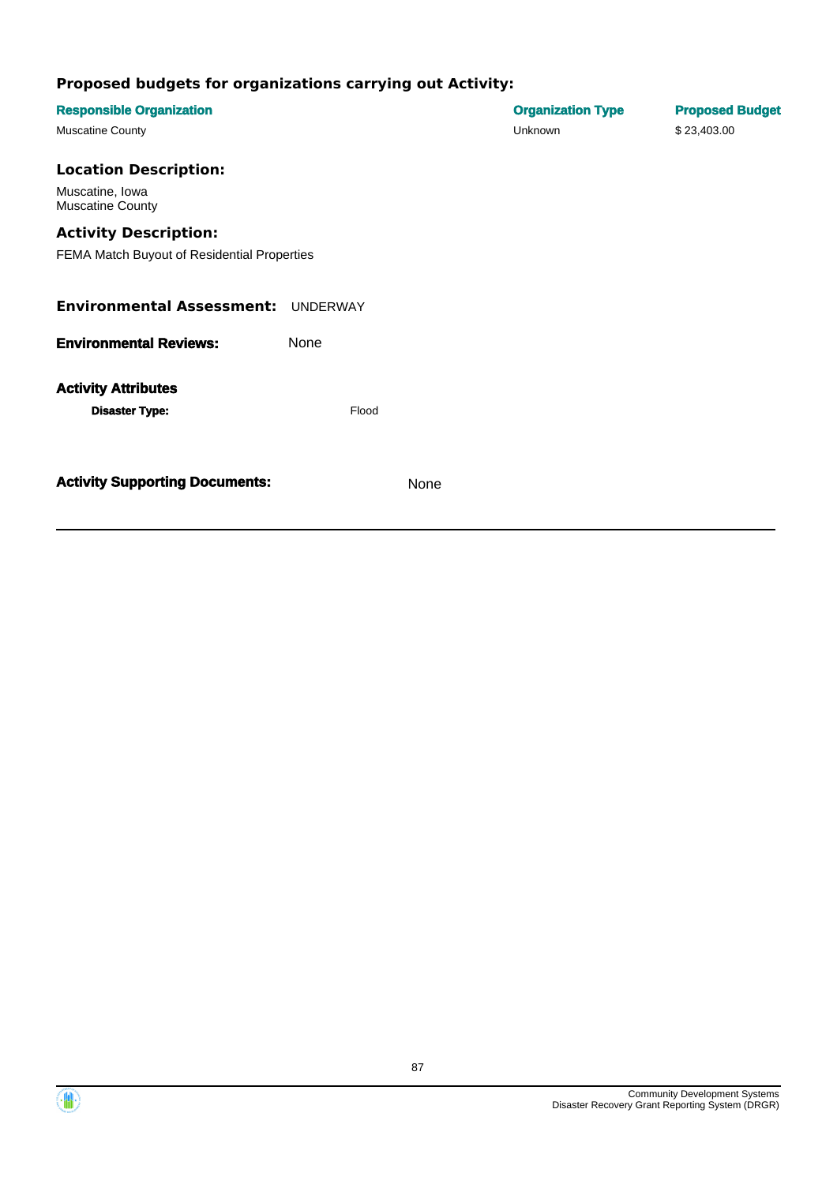## Proposed budgets for organizations carrying out Activity:

| Responsible Organization | Organization Type | Proposed Budget |
| --- | --- | --- |
| Muscatine County | Unknown | $ 23,403.00 |

## Location Description:

Muscatine, Iowa
Muscatine County

## Activity Description:

FEMA Match Buyout of Residential Properties

**Environmental Assessment:** UNDERWAY

**Environmental Reviews:** None

**Activity Attributes**

**Disaster Type:** Flood

**Activity Supporting Documents:** None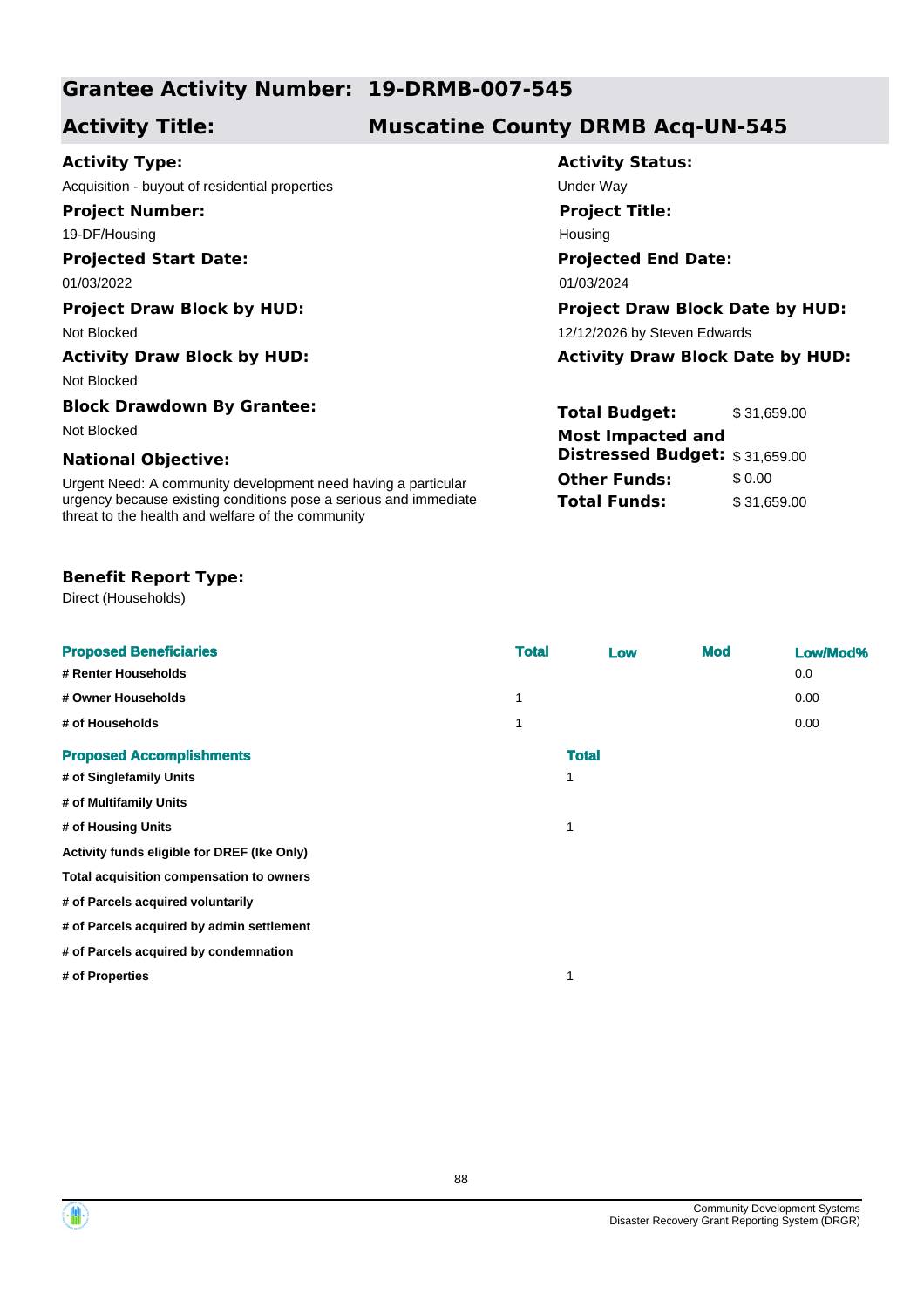## Grantee Activity Number: 19-DRMB-007-545

## Activity Title: Muscatine County DRMB Acq-UN-545

**Activity Type:**

Acquisition - buyout of residential properties

**Activity Status:**

Under Way

**Project Number:**

19-DF/Housing

**Project Title:**

Housing

**Projected Start Date:**

01/03/2022

**Projected End Date:**

01/03/2024

**Project Draw Block by HUD:**

Not Blocked

**Project Draw Block Date by HUD:**

12/12/2026 by Steven Edwards

**Activity Draw Block by HUD:**

Not Blocked

**Activity Draw Block Date by HUD:**

**Block Drawdown By Grantee:**

Not Blocked

**National Objective:**

Urgent Need: A community development need having a particular urgency because existing conditions pose a serious and immediate threat to the health and welfare of the community

| | |
|---|---|
| **Total Budget:** | $ 31,659.00 |
| **Most Impacted and Distressed Budget:** | $ 31,659.00 |
| **Other Funds:** | $ 0.00 |
| **Total Funds:** | $ 31,659.00 |

**Benefit Report Type:**

Direct (Households)

| Proposed Beneficiaries | Total | Low | Mod | Low/Mod% |
|---|---|---|---|---|
| # Renter Households | | | | 0.0 |
| # Owner Households | 1 | | | 0.00 |
| # of Households | 1 | | | 0.00 |

| Proposed Accomplishments | Total |
|---|---|
| # of Singlefamily Units | 1 |
| # of Multifamily Units | |
| # of Housing Units | 1 |
| Activity funds eligible for DREF (Ike Only) | |
| Total acquisition compensation to owners | |
| # of Parcels acquired voluntarily | |
| # of Parcels acquired by admin settlement | |
| # of Parcels acquired by condemnation | |
| # of Properties | 1 |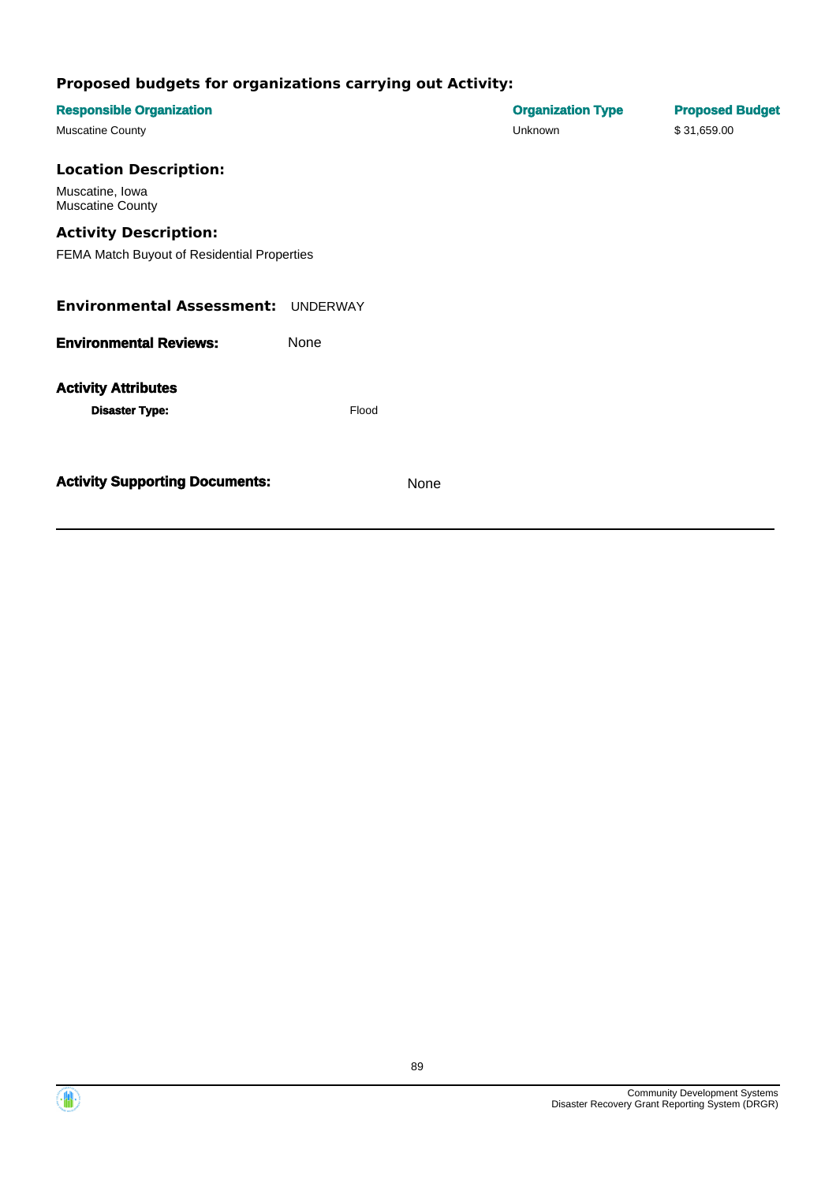### Proposed budgets for organizations carrying out Activity:

| Responsible Organization | Organization Type | Proposed Budget |
| --- | --- | --- |
| Muscatine County | Unknown | $ 31,659.00 |

### Location Description:

Muscatine, Iowa
Muscatine County

### Activity Description:

FEMA Match Buyout of Residential Properties

**Environmental Assessment:** UNDERWAY

**Environmental Reviews:** None

**Activity Attributes**

**Disaster Type:** Flood

**Activity Supporting Documents:** None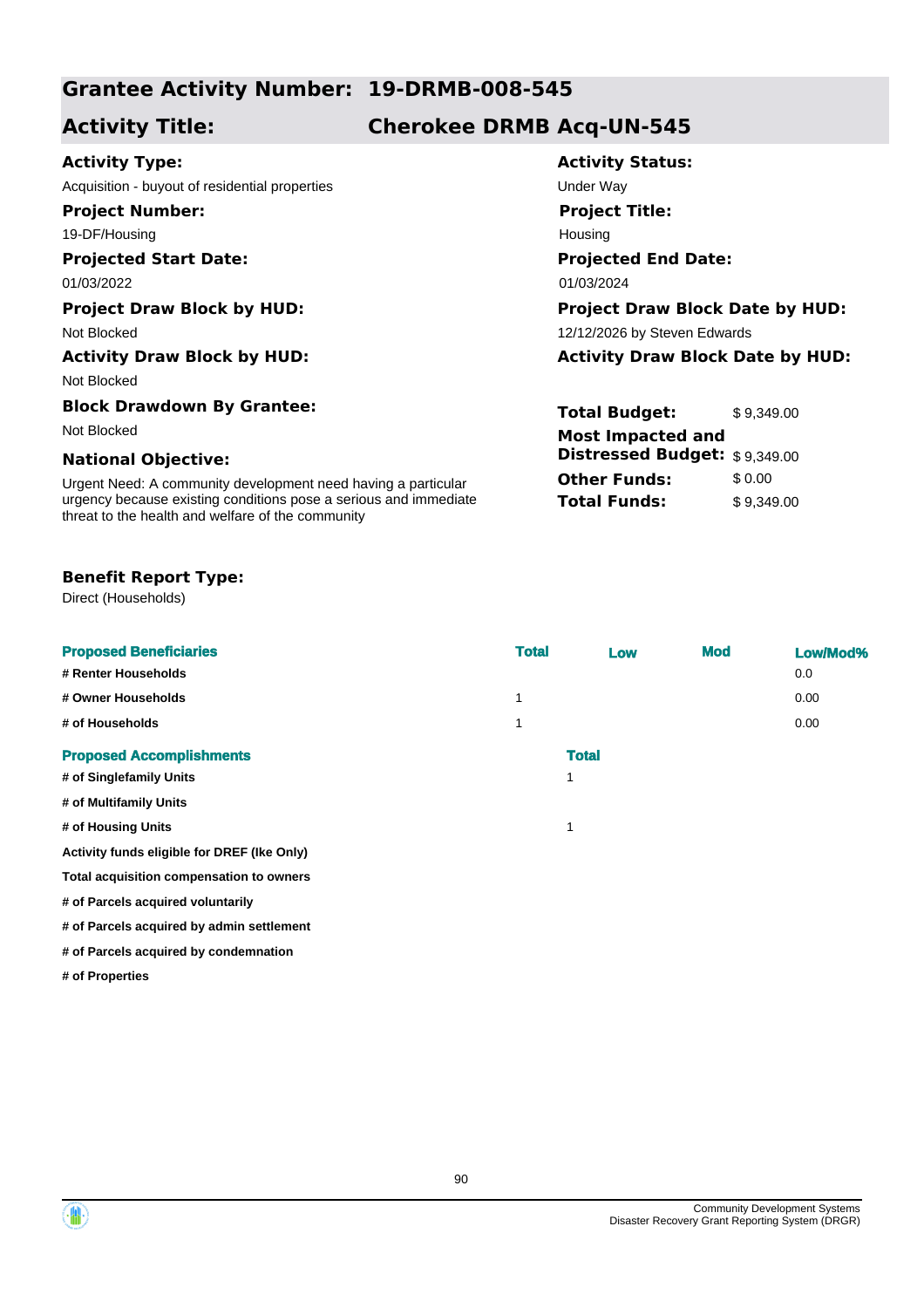## Grantee Activity Number: 19-DRMB-008-545

## Activity Title: Cherokee DRMB Acq-UN-545

**Activity Type:**
Acquisition - buyout of residential properties

**Activity Status:**
Under Way

**Project Number:**
19-DF/Housing

**Project Title:**
Housing

**Projected Start Date:**
01/03/2022

**Projected End Date:**
01/03/2024

**Project Draw Block by HUD:**
Not Blocked

**Project Draw Block Date by HUD:**
12/12/2026 by Steven Edwards

**Activity Draw Block by HUD:**
Not Blocked

**Activity Draw Block Date by HUD:**

**Block Drawdown By Grantee:**
Not Blocked

**National Objective:**
Urgent Need: A community development need having a particular urgency because existing conditions pose a serious and immediate threat to the health and welfare of the community

| | |
|---|---|
| **Total Budget:** | $ 9,349.00 |
| **Most Impacted and Distressed Budget:** | $ 9,349.00 |
| **Other Funds:** | $ 0.00 |
| **Total Funds:** | $ 9,349.00 |

**Benefit Report Type:**
Direct (Households)

| Proposed Beneficiaries | Total | Low | Mod | Low/Mod% |
|---|---|---|---|---|
| # Renter Households | | | | 0.0 |
| # Owner Households | 1 | | | 0.00 |
| # of Households | 1 | | | 0.00 |

| Proposed Accomplishments | Total |
|---|---|
| # of Singlefamily Units | 1 |
| # of Multifamily Units | |
| # of Housing Units | 1 |
| Activity funds eligible for DREF (Ike Only) | |
| Total acquisition compensation to owners | |
| # of Parcels acquired voluntarily | |
| # of Parcels acquired by admin settlement | |
| # of Parcels acquired by condemnation | |
| # of Properties | |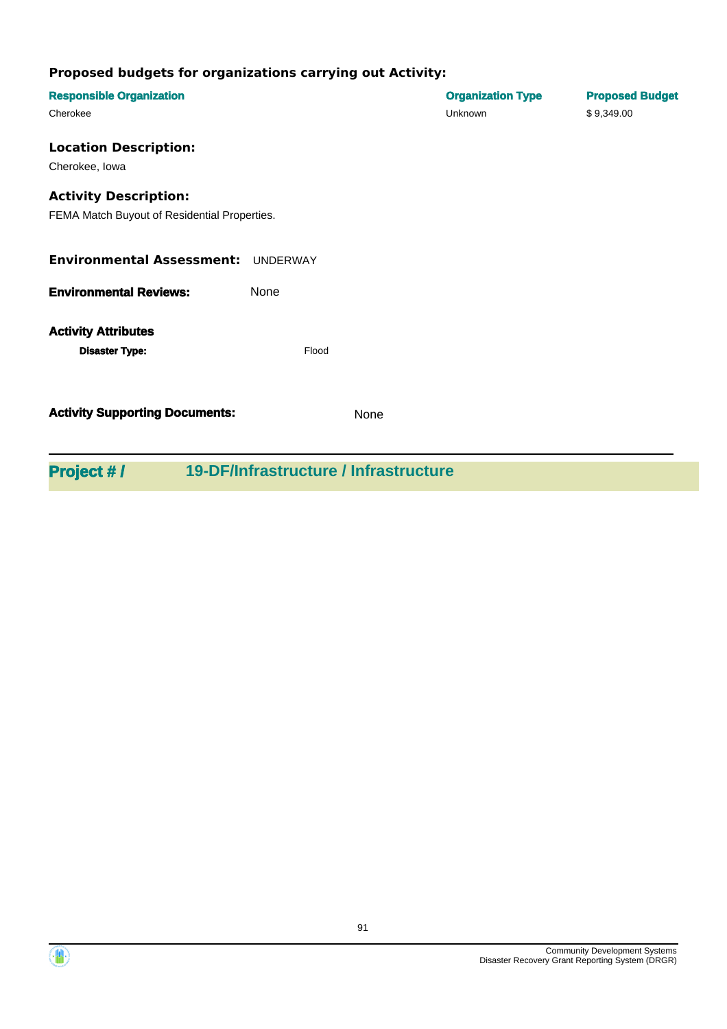### Proposed budgets for organizations carrying out Activity:

| Responsible Organization | Organization Type | Proposed Budget |
| --- | --- | --- |
| Cherokee | Unknown | $ 9,349.00 |

### Location Description:

Cherokee, Iowa

### Activity Description:

FEMA Match Buyout of Residential Properties.

**Environmental Assessment:** UNDERWAY

**Environmental Reviews:** None

**Activity Attributes**

**Disaster Type:** Flood

**Activity Supporting Documents:** None

## Project # / 19-DF/Infrastructure / Infrastructure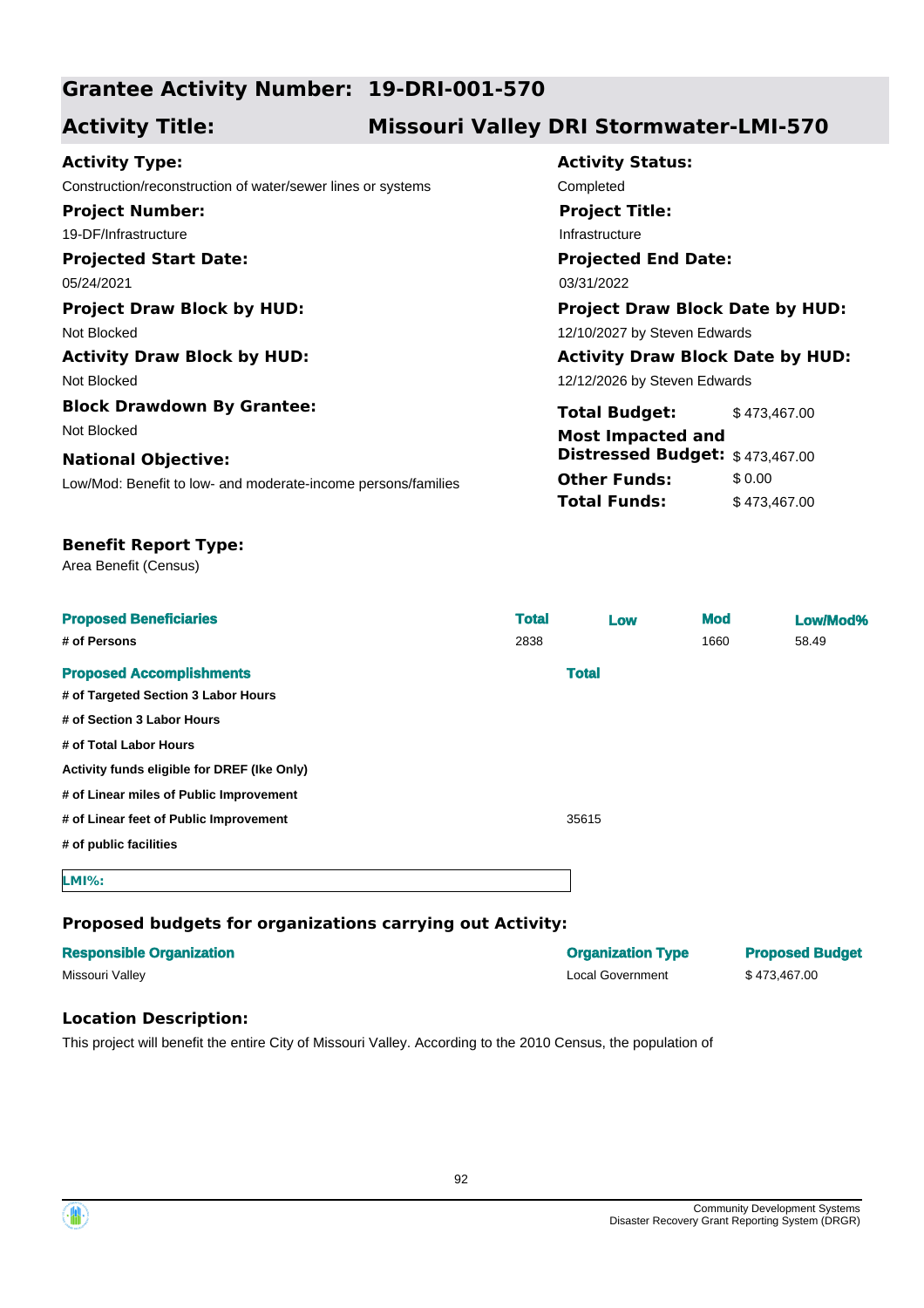## Grantee Activity Number: 19-DRI-001-570

## Activity Title: Missouri Valley DRI Stormwater-LMI-570

**Activity Type:**
Construction/reconstruction of water/sewer lines or systems

**Activity Status:**
Completed

**Project Number:**
19-DF/Infrastructure

**Project Title:**
Infrastructure

**Projected Start Date:**
05/24/2021

**Projected End Date:**
03/31/2022

**Project Draw Block by HUD:**
Not Blocked

**Project Draw Block Date by HUD:**
12/10/2027 by Steven Edwards

**Activity Draw Block by HUD:**
Not Blocked

**Activity Draw Block Date by HUD:**
12/12/2026 by Steven Edwards

**Block Drawdown By Grantee:**
Not Blocked

**National Objective:**
Low/Mod: Benefit to low- and moderate-income persons/families

| | |
|---|---|
| **Total Budget:** | $ 473,467.00 |
| **Most Impacted and Distressed Budget:** | $ 473,467.00 |
| **Other Funds:** | $ 0.00 |
| **Total Funds:** | $ 473,467.00 |

**Benefit Report Type:**
Area Benefit (Census)

| Proposed Beneficiaries | Total | Low | Mod | Low/Mod% |
|---|---|---|---|---|
| # of Persons | 2838 | | 1660 | 58.49 |

| Proposed Accomplishments | Total |
|---|---|
| # of Targeted Section 3 Labor Hours | |
| # of Section 3 Labor Hours | |
| # of Total Labor Hours | |
| Activity funds eligible for DREF (Ike Only) | |
| # of Linear miles of Public Improvement | |
| # of Linear feet of Public Improvement | 35615 |
| # of public facilities | |

**LMI%:**

### Proposed budgets for organizations carrying out Activity:

| Responsible Organization | Organization Type | Proposed Budget |
|---|---|---|
| Missouri Valley | Local Government | $ 473,467.00 |

### Location Description:

This project will benefit the entire City of Missouri Valley. According to the 2010 Census, the population of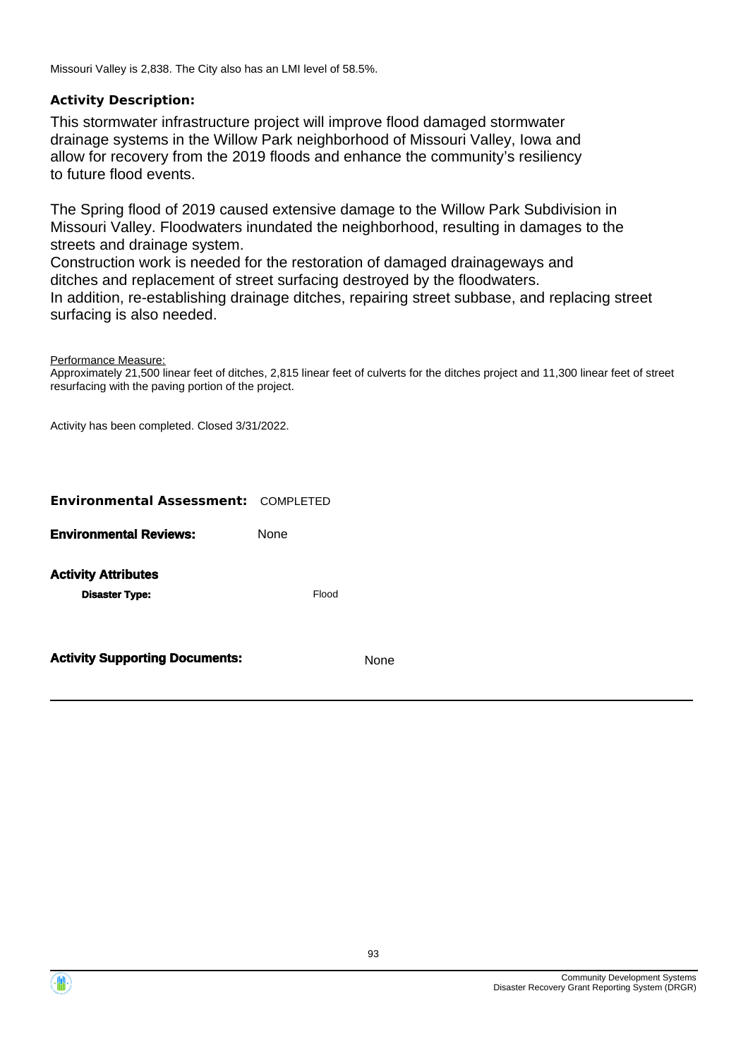Missouri Valley is 2,838. The City also has an LMI level of 58.5%.

**Activity Description:**

This stormwater infrastructure project will improve flood damaged stormwater drainage systems in the Willow Park neighborhood of Missouri Valley, Iowa and allow for recovery from the 2019 floods and enhance the community's resiliency to future flood events.

The Spring flood of 2019 caused extensive damage to the Willow Park Subdivision in Missouri Valley. Floodwaters inundated the neighborhood, resulting in damages to the streets and drainage system.
Construction work is needed for the restoration of damaged drainageways and ditches and replacement of street surfacing destroyed by the floodwaters.
In addition, re-establishing drainage ditches, repairing street subbase, and replacing street surfacing is also needed.

Performance Measure:
Approximately 21,500 linear feet of ditches, 2,815 linear feet of culverts for the ditches project and 11,300 linear feet of street resurfacing with the paving portion of the project.

Activity has been completed. Closed 3/31/2022.

**Environmental Assessment:** COMPLETED

**Environmental Reviews:** None

**Activity Attributes**

**Disaster Type:** Flood

**Activity Supporting Documents:** None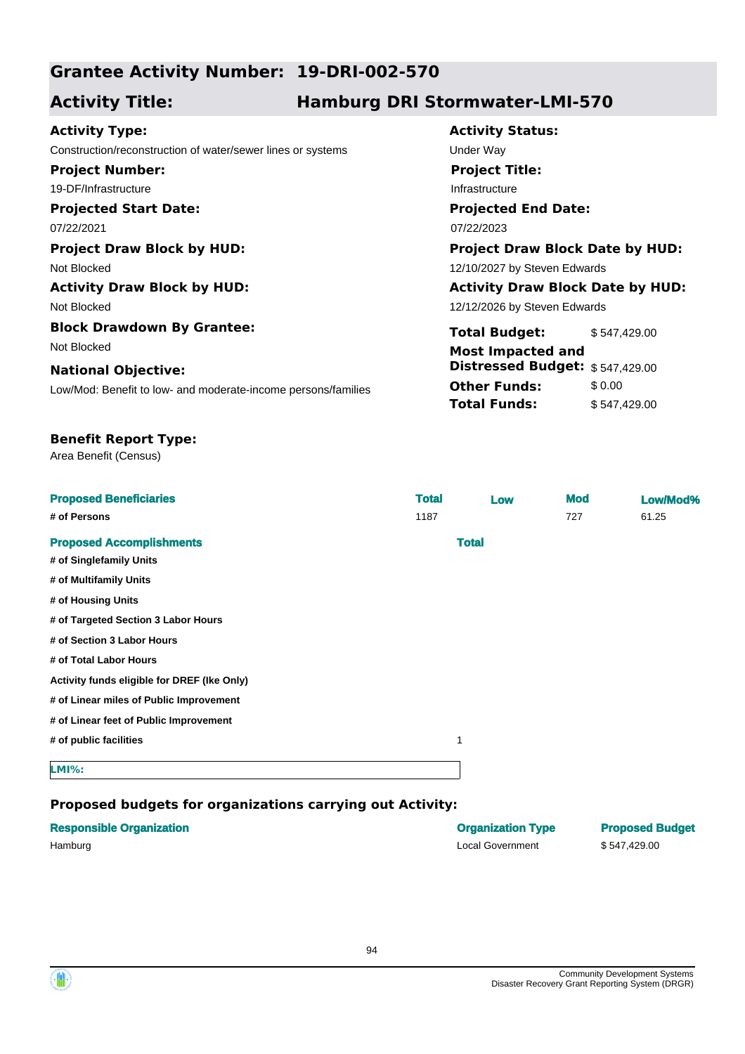## Grantee Activity Number: 19-DRI-002-570

## Activity Title: Hamburg DRI Stormwater-LMI-570

**Activity Type:**
Construction/reconstruction of water/sewer lines or systems

**Activity Status:**
Under Way

**Project Number:**
19-DF/Infrastructure

**Project Title:**
Infrastructure

**Projected Start Date:**
07/22/2021

**Projected End Date:**
07/22/2023

**Project Draw Block by HUD:**
Not Blocked

**Project Draw Block Date by HUD:**
12/10/2027 by Steven Edwards

**Activity Draw Block by HUD:**
Not Blocked

**Activity Draw Block Date by HUD:**
12/12/2026 by Steven Edwards

**Block Drawdown By Grantee:**
Not Blocked

**National Objective:**
Low/Mod: Benefit to low- and moderate-income persons/families

| | |
|---|---|
| **Total Budget:** | $ 547,429.00 |
| **Most Impacted and Distressed Budget:** | $ 547,429.00 |
| **Other Funds:** | $ 0.00 |
| **Total Funds:** | $ 547,429.00 |

**Benefit Report Type:**
Area Benefit (Census)

| Proposed Beneficiaries | Total | Low | Mod | Low/Mod% |
|---|---|---|---|---|
| # of Persons | 1187 | | 727 | 61.25 |

| Proposed Accomplishments | Total |
|---|---|
| # of Singlefamily Units | |
| # of Multifamily Units | |
| # of Housing Units | |
| # of Targeted Section 3 Labor Hours | |
| # of Section 3 Labor Hours | |
| # of Total Labor Hours | |
| Activity funds eligible for DREF (Ike Only) | |
| # of Linear miles of Public Improvement | |
| # of Linear feet of Public Improvement | |
| # of public facilities | 1 |

**LMI%:**

### Proposed budgets for organizations carrying out Activity:

| Responsible Organization | Organization Type | Proposed Budget |
|---|---|---|
| Hamburg | Local Government | $ 547,429.00 |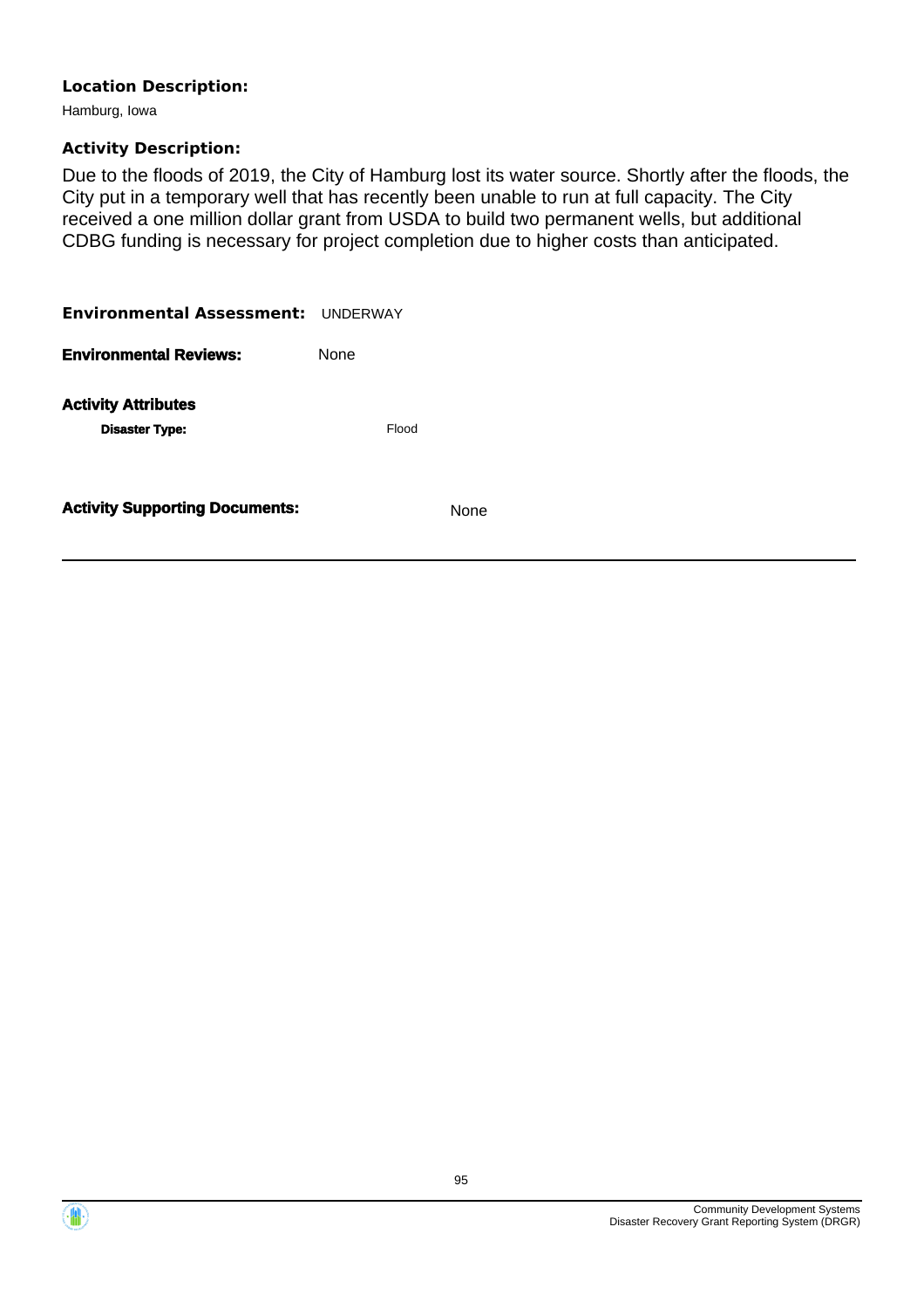**Location Description:**

Hamburg, Iowa

**Activity Description:**

Due to the floods of 2019, the City of Hamburg lost its water source. Shortly after the floods, the City put in a temporary well that has recently been unable to run at full capacity. The City received a one million dollar grant from USDA to build two permanent wells, but additional CDBG funding is necessary for project completion due to higher costs than anticipated.

**Environmental Assessment:** UNDERWAY

**Environmental Reviews:** None

**Activity Attributes**

**Disaster Type:** Flood

**Activity Supporting Documents:** None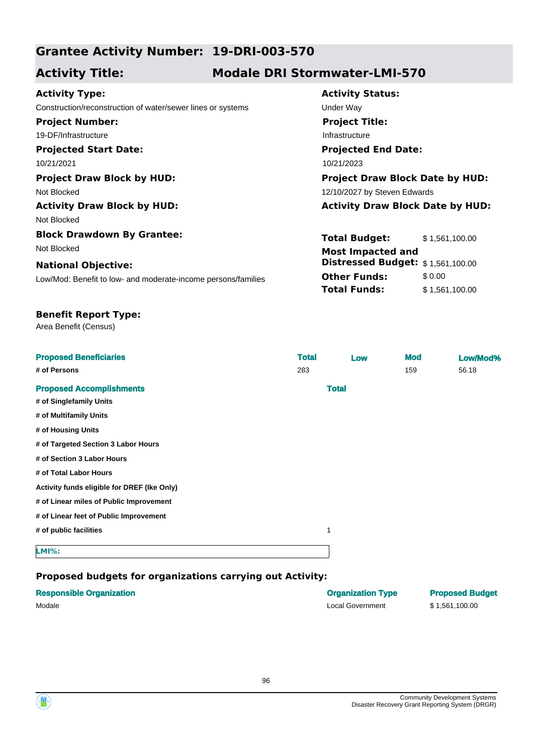## Grantee Activity Number: 19-DRI-003-570

## Activity Title: Modale DRI Stormwater-LMI-570

**Activity Type:**
Construction/reconstruction of water/sewer lines or systems

**Activity Status:**
Under Way

**Project Number:**
19-DF/Infrastructure

**Project Title:**
Infrastructure

**Projected Start Date:**
10/21/2021

**Projected End Date:**
10/21/2023

**Project Draw Block by HUD:**
Not Blocked

**Project Draw Block Date by HUD:**
12/10/2027 by Steven Edwards

**Activity Draw Block by HUD:**
Not Blocked

**Activity Draw Block Date by HUD:**

**Block Drawdown By Grantee:**
Not Blocked

**National Objective:**
Low/Mod: Benefit to low- and moderate-income persons/families

| | |
|---|---|
| **Total Budget:** | $ 1,561,100.00 |
| **Most Impacted and Distressed Budget:** | $ 1,561,100.00 |
| **Other Funds:** | $ 0.00 |
| **Total Funds:** | $ 1,561,100.00 |

**Benefit Report Type:**
Area Benefit (Census)

| Proposed Beneficiaries | Total | Low | Mod | Low/Mod% |
|---|---|---|---|---|
| # of Persons | 283 | | 159 | 56.18 |

| Proposed Accomplishments | Total |
|---|---|
| # of Singlefamily Units | |
| # of Multifamily Units | |
| # of Housing Units | |
| # of Targeted Section 3 Labor Hours | |
| # of Section 3 Labor Hours | |
| # of Total Labor Hours | |
| Activity funds eligible for DREF (Ike Only) | |
| # of Linear miles of Public Improvement | |
| # of Linear feet of Public Improvement | |
| # of public facilities | 1 |

**LMI%:**

### Proposed budgets for organizations carrying out Activity:

| Responsible Organization | Organization Type | Proposed Budget |
|---|---|---|
| Modale | Local Government | $ 1,561,100.00 |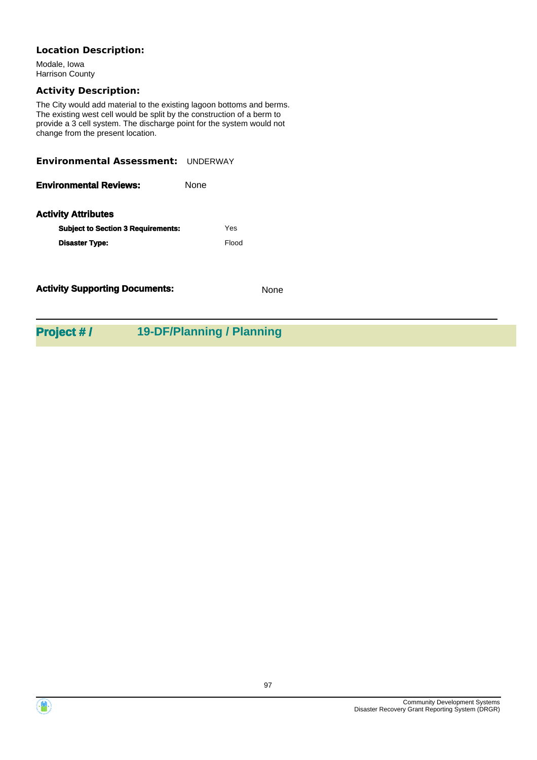**Location Description:**

Modale, Iowa
Harrison County

**Activity Description:**

The City would add material to the existing lagoon bottoms and berms. The existing west cell would be split by the construction of a berm to provide a 3 cell system. The discharge point for the system would not change from the present location.

**Environmental Assessment:** UNDERWAY

**Environmental Reviews:** None

**Activity Attributes**

| | |
|---|---|
| **Subject to Section 3 Requirements:** | Yes |
| **Disaster Type:** | Flood |

**Activity Supporting Documents:** None

## Project # / 19-DF/Planning / Planning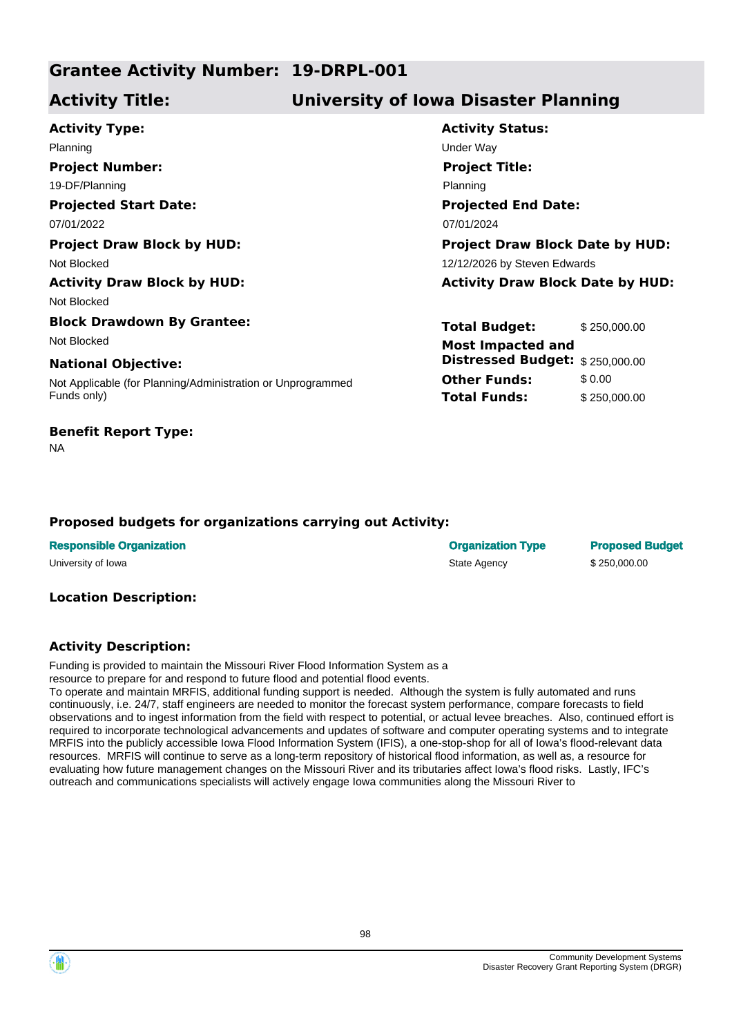## Grantee Activity Number: 19-DRPL-001

## Activity Title: University of Iowa Disaster Planning

**Activity Type:**
Planning

**Activity Status:**
Under Way

**Project Number:**
19-DF/Planning

**Project Title:**
Planning

**Projected Start Date:**
07/01/2022

**Projected End Date:**
07/01/2024

**Project Draw Block by HUD:**
Not Blocked

**Project Draw Block Date by HUD:**
12/12/2026 by Steven Edwards

**Activity Draw Block by HUD:**
Not Blocked

**Activity Draw Block Date by HUD:**

**Block Drawdown By Grantee:**
Not Blocked

**National Objective:**
Not Applicable (for Planning/Administration or Unprogrammed Funds only)

| | |
|---|---|
| **Total Budget:** | $ 250,000.00 |
| **Most Impacted and Distressed Budget:** | $ 250,000.00 |
| **Other Funds:** | $ 0.00 |
| **Total Funds:** | $ 250,000.00 |

**Benefit Report Type:**
NA

### Proposed budgets for organizations carrying out Activity:

| Responsible Organization | Organization Type | Proposed Budget |
|---|---|---|
| University of Iowa | State Agency | $ 250,000.00 |

### Location Description:

### Activity Description:

Funding is provided to maintain the Missouri River Flood Information System as a resource to prepare for and respond to future flood and potential flood events.
To operate and maintain MRFIS, additional funding support is needed. Although the system is fully automated and runs continuously, i.e. 24/7, staff engineers are needed to monitor the forecast system performance, compare forecasts to field observations and to ingest information from the field with respect to potential, or actual levee breaches. Also, continued effort is required to incorporate technological advancements and updates of software and computer operating systems and to integrate MRFIS into the publicly accessible Iowa Flood Information System (IFIS), a one-stop-shop for all of Iowa's flood-relevant data resources. MRFIS will continue to serve as a long-term repository of historical flood information, as well as, a resource for evaluating how future management changes on the Missouri River and its tributaries affect Iowa's flood risks. Lastly, IFC's outreach and communications specialists will actively engage Iowa communities along the Missouri River to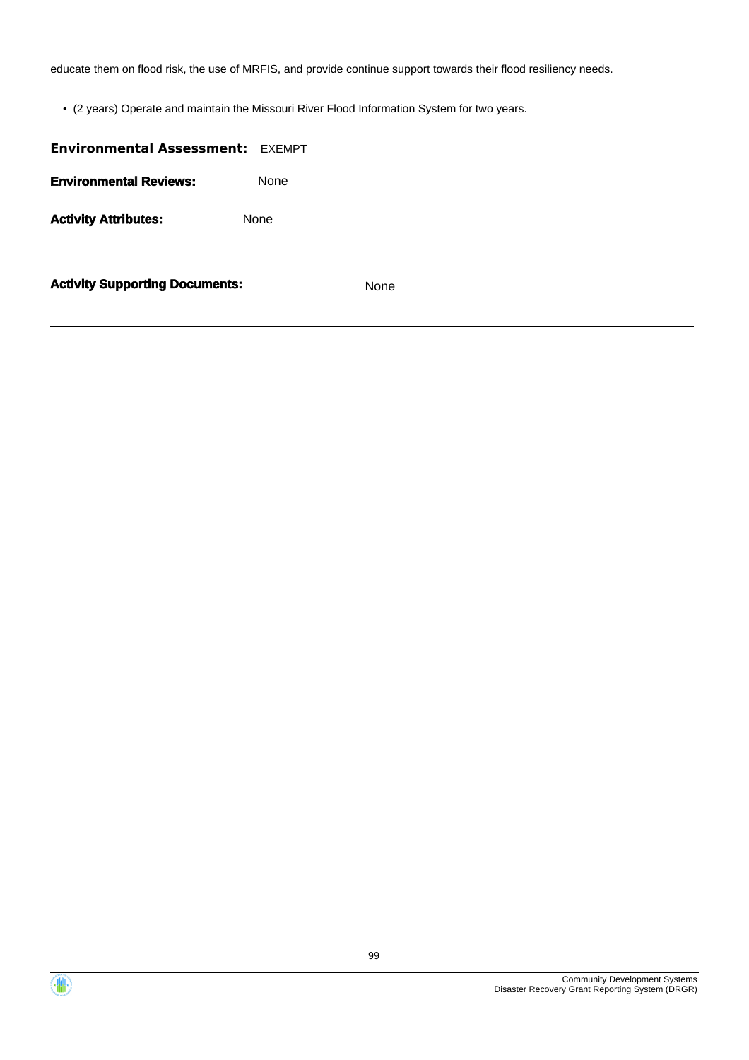educate them on flood risk, the use of MRFIS, and provide continue support towards their flood resiliency needs.

- (2 years) Operate and maintain the Missouri River Flood Information System for two years.

**Environmental Assessment:** EXEMPT

**Environmental Reviews:** None

**Activity Attributes:** None

**Activity Supporting Documents:** None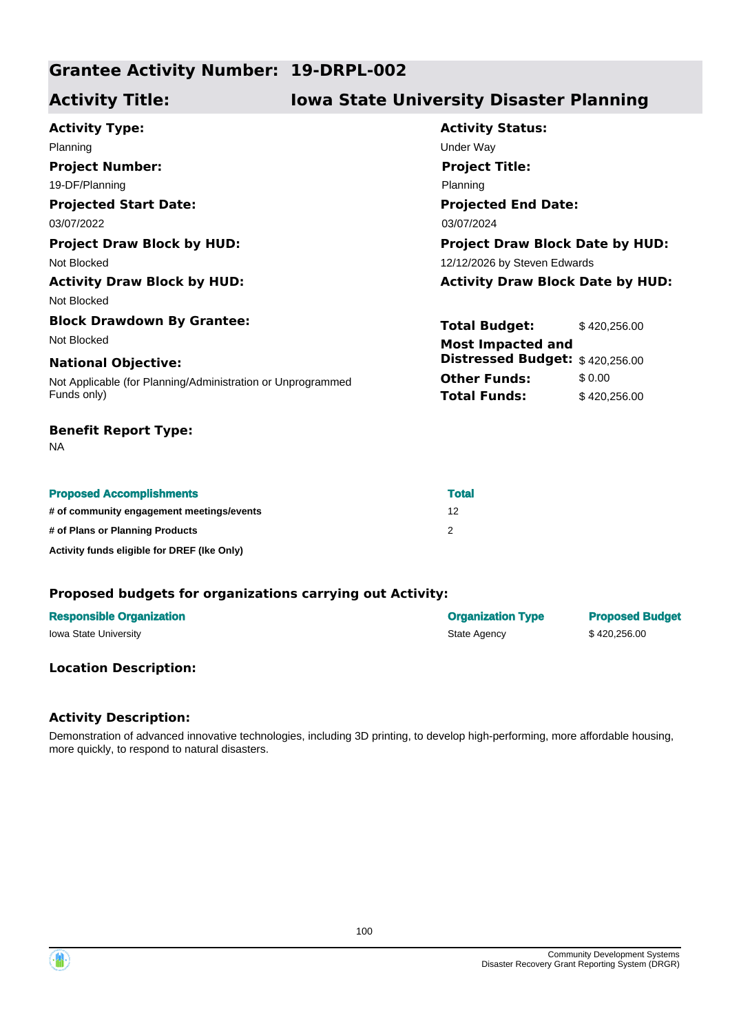## Grantee Activity Number: 19-DRPL-002

## Activity Title: Iowa State University Disaster Planning

**Activity Type:**
Planning

**Activity Status:**
Under Way

**Project Number:**
19-DF/Planning

**Project Title:**
Planning

**Projected Start Date:**
03/07/2022

**Projected End Date:**
03/07/2024

**Project Draw Block by HUD:**
Not Blocked

**Project Draw Block Date by HUD:**
12/12/2026 by Steven Edwards

**Activity Draw Block by HUD:**
Not Blocked

**Activity Draw Block Date by HUD:**

**Block Drawdown By Grantee:**
Not Blocked

**National Objective:**
Not Applicable (for Planning/Administration or Unprogrammed Funds only)

| | |
|---|---|
| **Total Budget:** | $ 420,256.00 |
| **Most Impacted and Distressed Budget:** | $ 420,256.00 |
| **Other Funds:** | $ 0.00 |
| **Total Funds:** | $ 420,256.00 |

**Benefit Report Type:**
NA

| Proposed Accomplishments | Total |
|---|---|
| # of community engagement meetings/events | 12 |
| # of Plans or Planning Products | 2 |
| Activity funds eligible for DREF (Ike Only) | |

### Proposed budgets for organizations carrying out Activity:

| Responsible Organization | Organization Type | Proposed Budget |
|---|---|---|
| Iowa State University | State Agency | $ 420,256.00 |

### Location Description:

### Activity Description:

Demonstration of advanced innovative technologies, including 3D printing, to develop high-performing, more affordable housing, more quickly, to respond to natural disasters.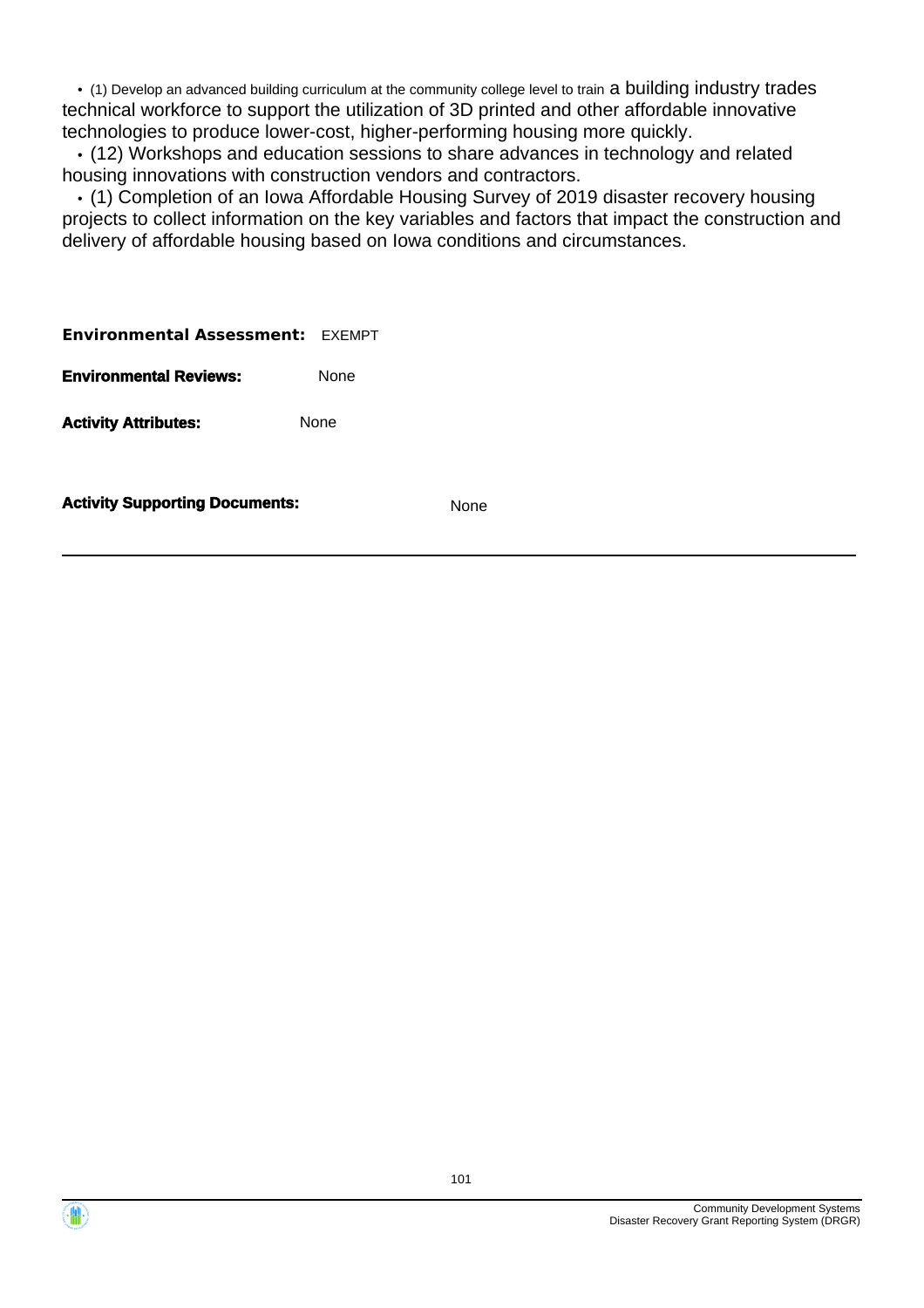- (1) Develop an advanced building curriculum at the community college level to train a building industry trades technical workforce to support the utilization of 3D printed and other affordable innovative technologies to produce lower-cost, higher-performing housing more quickly.
- (12) Workshops and education sessions to share advances in technology and related housing innovations with construction vendors and contractors.
- (1) Completion of an Iowa Affordable Housing Survey of 2019 disaster recovery housing projects to collect information on the key variables and factors that impact the construction and delivery of affordable housing based on Iowa conditions and circumstances.

**Environmental Assessment:** EXEMPT

**Environmental Reviews:** None

**Activity Attributes:** None

**Activity Supporting Documents:** None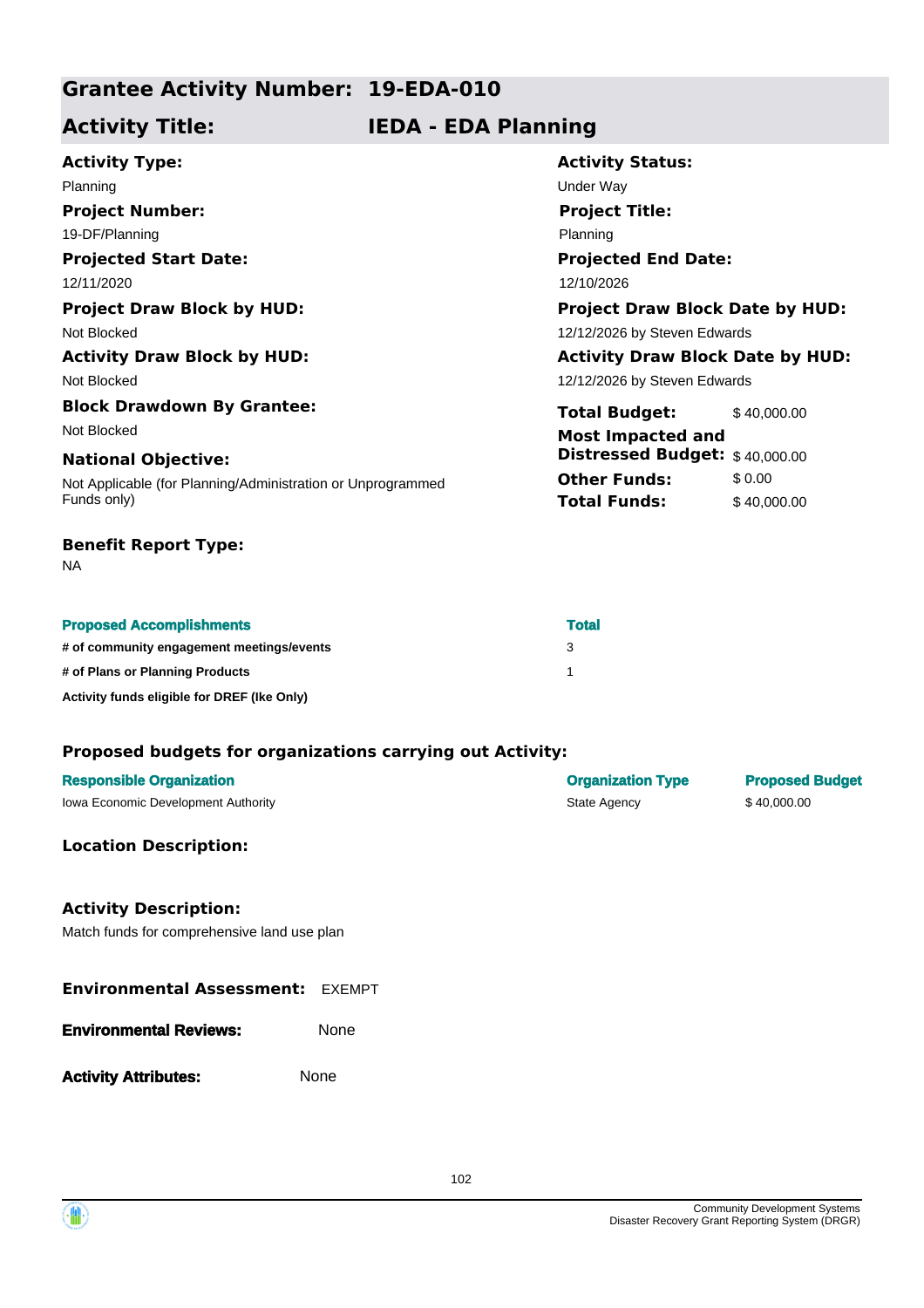## Grantee Activity Number: 19-EDA-010

## Activity Title: IEDA - EDA Planning

**Activity Type:**
Planning

**Activity Status:**
Under Way

**Project Number:**
19-DF/Planning

**Project Title:**
Planning

**Projected Start Date:**
12/11/2020

**Projected End Date:**
12/10/2026

**Project Draw Block by HUD:**
Not Blocked

**Project Draw Block Date by HUD:**
12/12/2026 by Steven Edwards

**Activity Draw Block by HUD:**
Not Blocked

**Activity Draw Block Date by HUD:**
12/12/2026 by Steven Edwards

**Block Drawdown By Grantee:**
Not Blocked

**National Objective:**
Not Applicable (for Planning/Administration or Unprogrammed Funds only)

| | |
|---|---|
| **Total Budget:** | $ 40,000.00 |
| **Most Impacted and Distressed Budget:** | $ 40,000.00 |
| **Other Funds:** | $ 0.00 |
| **Total Funds:** | $ 40,000.00 |

**Benefit Report Type:**
NA

| Proposed Accomplishments | Total |
|---|---|
| # of community engagement meetings/events | 3 |
| # of Plans or Planning Products | 1 |
| Activity funds eligible for DREF (Ike Only) | |

### Proposed budgets for organizations carrying out Activity:

| Responsible Organization | Organization Type | Proposed Budget |
|---|---|---|
| Iowa Economic Development Authority | State Agency | $ 40,000.00 |

### Location Description:

### Activity Description:

Match funds for comprehensive land use plan

**Environmental Assessment:** EXEMPT

**Environmental Reviews:** None

**Activity Attributes:** None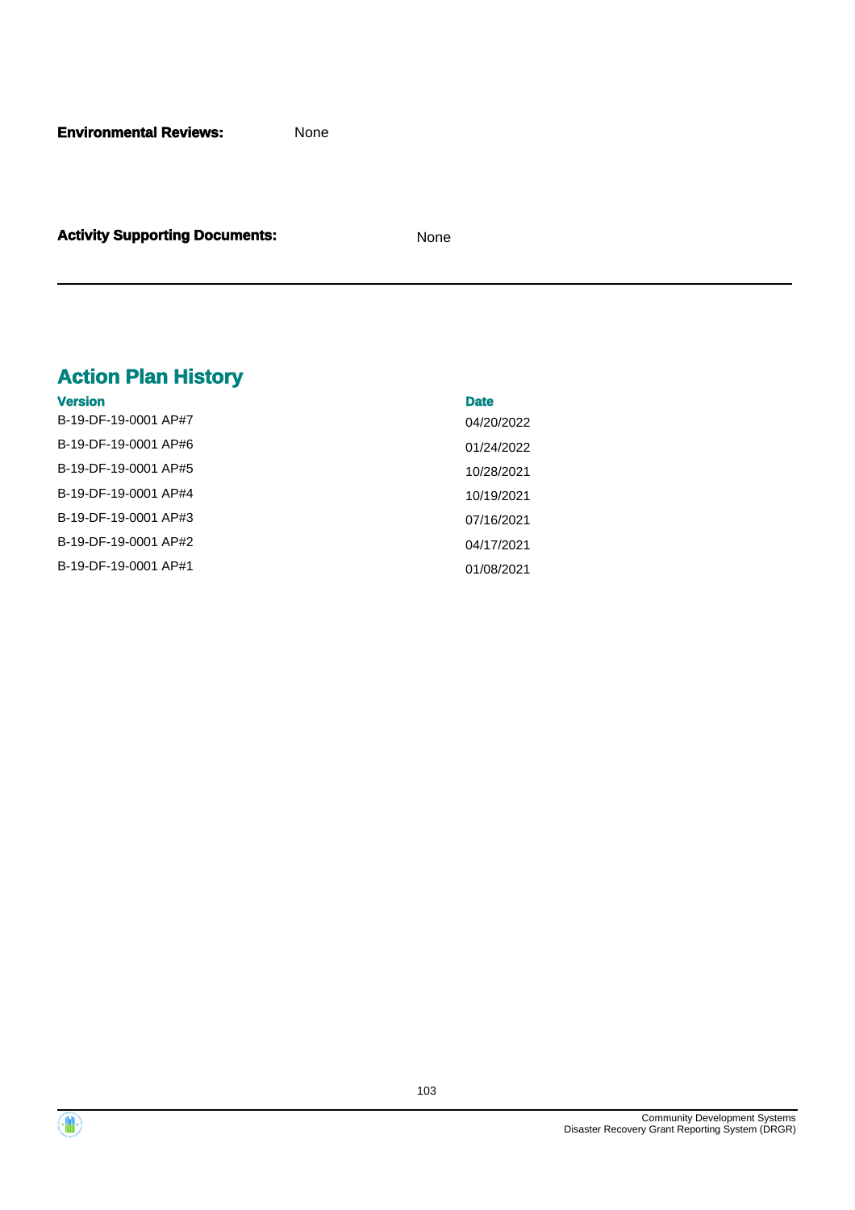**Environmental Reviews:** None

**Activity Supporting Documents:** None

---

## Action Plan History

| Version | Date |
| --- | --- |
| B-19-DF-19-0001 AP#7 | 04/20/2022 |
| B-19-DF-19-0001 AP#6 | 01/24/2022 |
| B-19-DF-19-0001 AP#5 | 10/28/2021 |
| B-19-DF-19-0001 AP#4 | 10/19/2021 |
| B-19-DF-19-0001 AP#3 | 07/16/2021 |
| B-19-DF-19-0001 AP#2 | 04/17/2021 |
| B-19-DF-19-0001 AP#1 | 01/08/2021 |